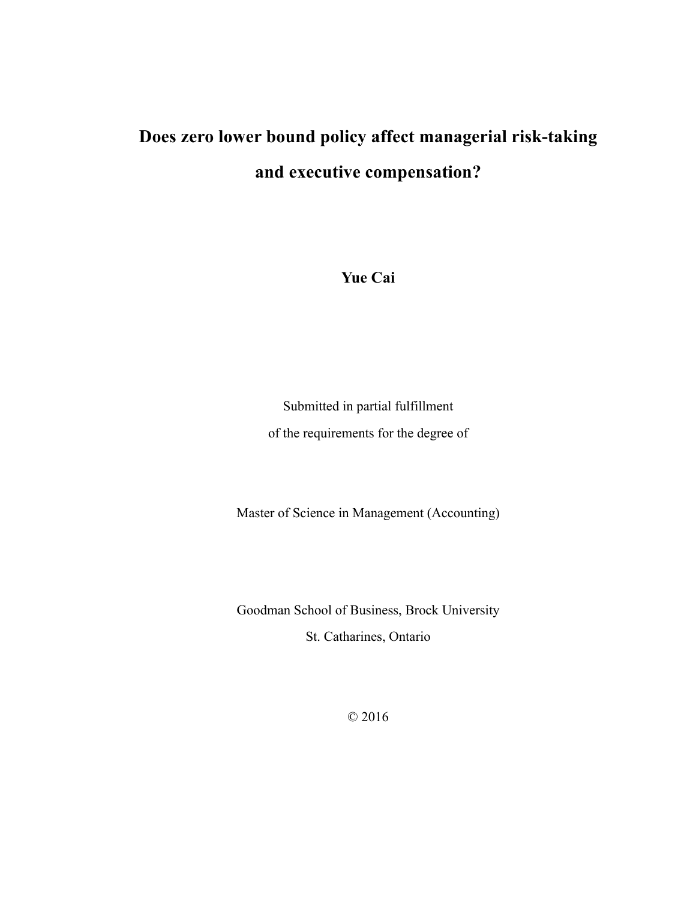# Does zero lower bound policy affect managerial risk-taking and executive compensation?

**Yue Cai**

Submitted in partial fulfillment

of the requirements for the degree of

Master of Science in Management (Accounting)

Goodman School of Business, Brock University

St. Catharines, Ontario

© 2016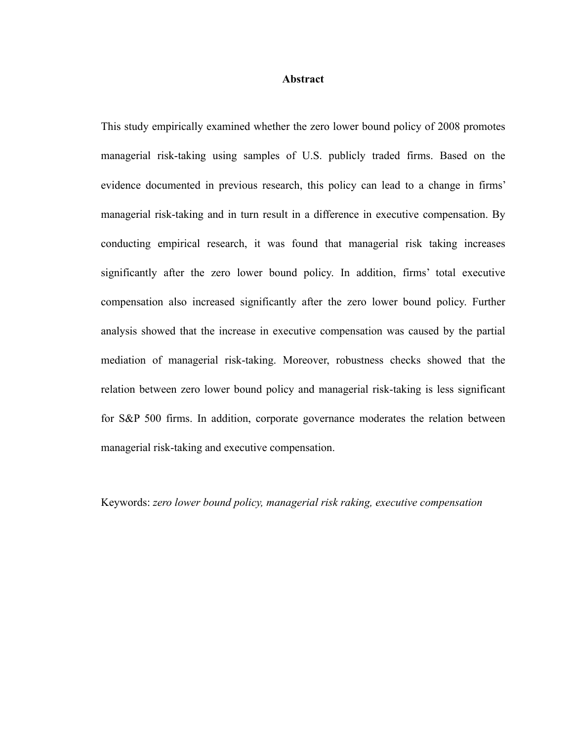# Abstract

This study empirically examined whether the zero lower bound policy of 2008 promotes managerial risk-taking using samples of U.S. publicly traded firms. Based on the evidence documented in previous research, this policy can lead to a change in firms' managerial risk-taking and in turn result in a difference in executive compensation. By conducting empirical research, it was found that managerial risk taking increases significantly after the zero lower bound policy. In addition, firms' total executive compensation also increased significantly after the zero lower bound policy. Further analysis showed that the increase in executive compensation was caused by the partial mediation of managerial risk-taking. Moreover, robustness checks showed that the relation between zero lower bound policy and managerial risk-taking is less significant for S&P 500 firms. In addition, corporate governance moderates the relation between managerial risk-taking and executive compensation.

Keywords: *zero lower bound policy, managerial risk raking, executive compensation*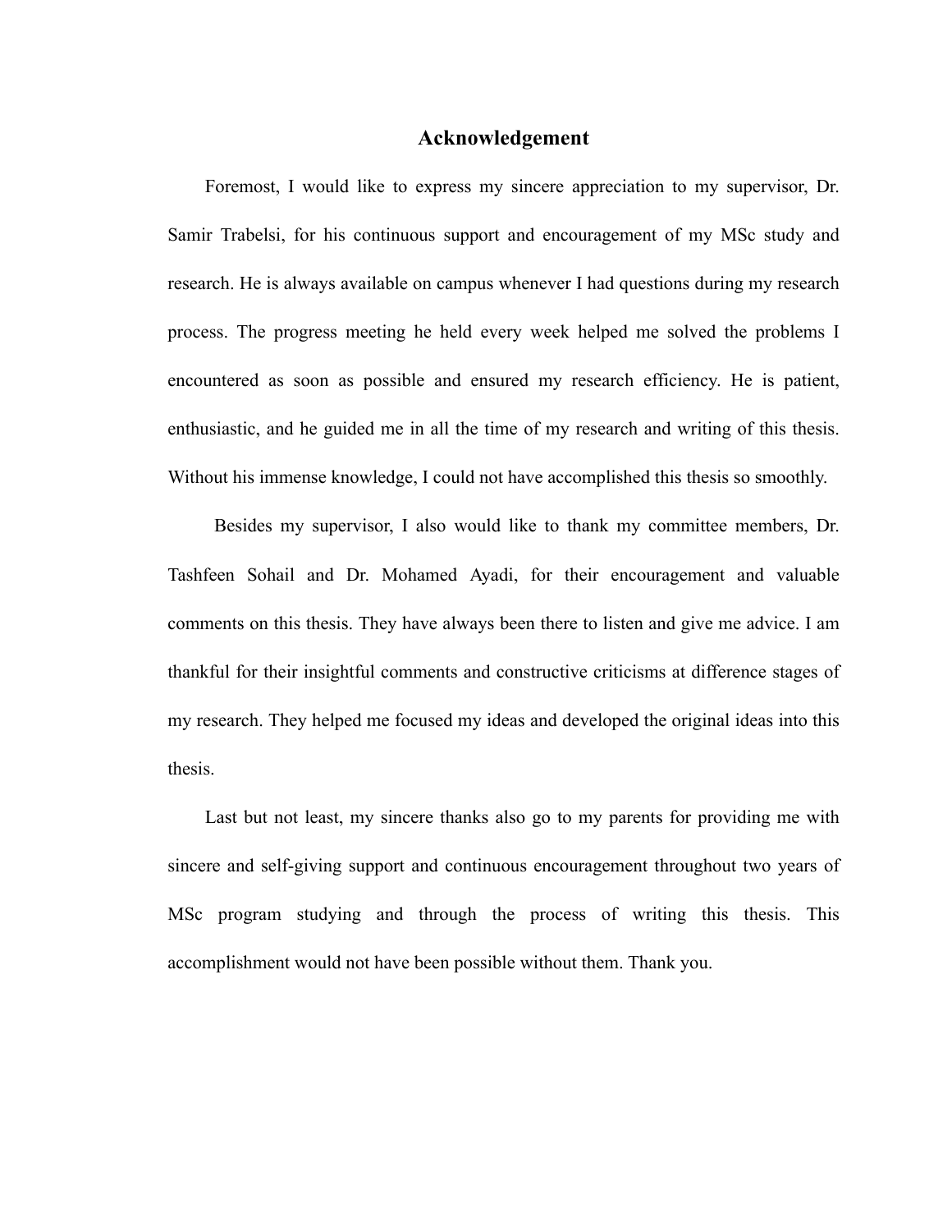# Acknowledgement

Foremost, I would like to express my sincere appreciation to my supervisor, Dr. Samir Trabelsi, for his continuous support and encouragement of my MSc study and research. He is always available on campus whenever I had questions during my research process. The progress meeting he held every week helped me solved the problems I encountered as soon as possible and ensured my research efficiency. He is patient, enthusiastic, and he guided me in all the time of my research and writing of this thesis. Without his immense knowledge, I could not have accomplished this thesis so smoothly.

Besides my supervisor, I also would like to thank my committee members, Dr. Tashfeen Sohail and Dr. Mohamed Ayadi, for their encouragement and valuable comments on this thesis. They have always been there to listen and give me advice. I am thankful for their insightful comments and constructive criticisms at difference stages of my research. They helped me focused my ideas and developed the original ideas into this thesis.

Last but not least, my sincere thanks also go to my parents for providing me with sincere and self-giving support and continuous encouragement throughout two years of MSc program studying and through the process of writing this thesis. This accomplishment would not have been possible without them. Thank you.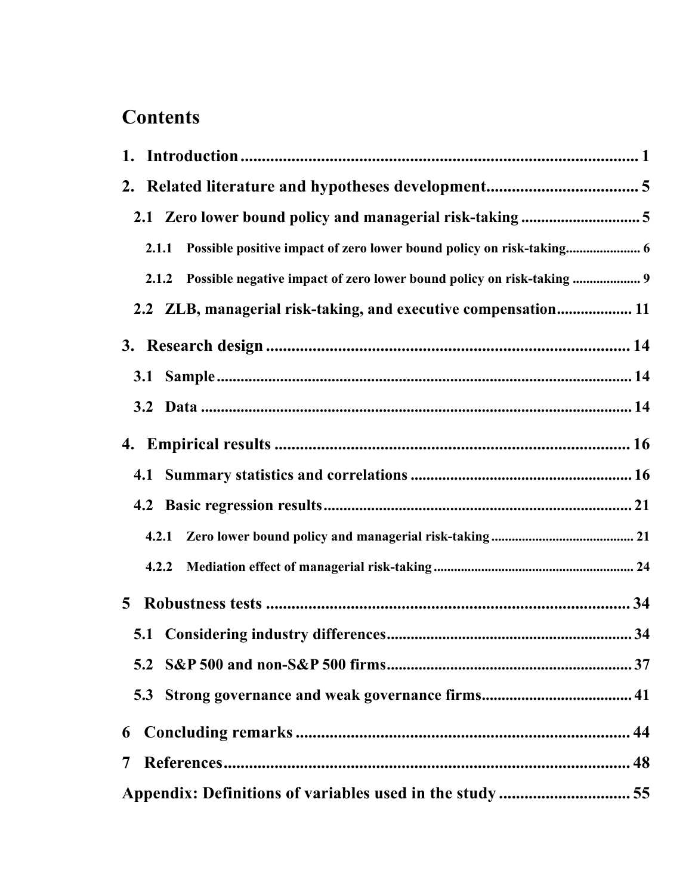# Contents

**1. Introduction** ........................................................................................ 1

**2. Related literature and hypotheses development** ................................... 5

**2.1 Zero lower bound policy and managerial risk-taking** ............................. 5

**2.1.1 Possible positive impact of zero lower bound policy on risk-taking** ...................... 6

**2.1.2 Possible negative impact of zero lower bound policy on risk-taking** .................... 9

**2.2 ZLB, managerial risk-taking, and executive compensation** .................. 11

**3. Research design** ...................................................................................... 14

**3.1 Sample** ....................................................................................................... 14

**3.2 Data** ........................................................................................................... 14

**4. Empirical results** .................................................................................... 16

**4.1 Summary statistics and correlations** ....................................................... 16

**4.2 Basic regression results** ............................................................................. 21

**4.2.1 Zero lower bound policy and managerial risk-taking** .......................................... 21

**4.2.2 Mediation effect of managerial risk-taking** ........................................................... 24

**5 Robustness tests** ....................................................................................... 34

**5.1 Considering industry differences** ............................................................. 34

**5.2 S&P 500 and non-S&P 500 firms** ............................................................. 37

**5.3 Strong governance and weak governance firms** ...................................... 41

**6 Concluding remarks** ................................................................................ 44

**7 References** .................................................................................................. 48

**Appendix: Definitions of variables used in the study** .............................. 55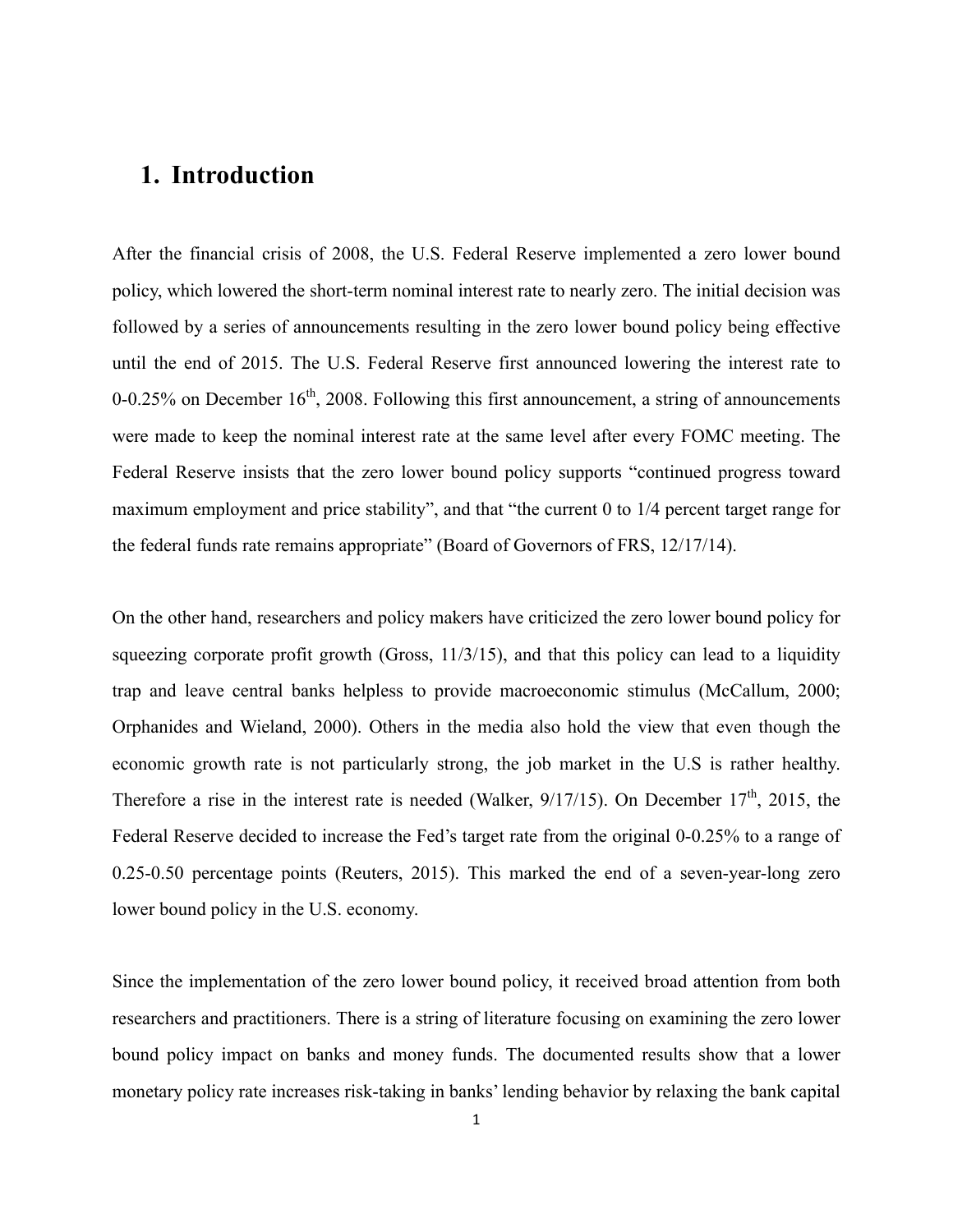# 1. Introduction

After the financial crisis of 2008, the U.S. Federal Reserve implemented a zero lower bound policy, which lowered the short-term nominal interest rate to nearly zero. The initial decision was followed by a series of announcements resulting in the zero lower bound policy being effective until the end of 2015. The U.S. Federal Reserve first announced lowering the interest rate to 0-0.25% on December 16th, 2008. Following this first announcement, a string of announcements were made to keep the nominal interest rate at the same level after every FOMC meeting. The Federal Reserve insists that the zero lower bound policy supports "continued progress toward maximum employment and price stability", and that "the current 0 to 1/4 percent target range for the federal funds rate remains appropriate" (Board of Governors of FRS, 12/17/14).

On the other hand, researchers and policy makers have criticized the zero lower bound policy for squeezing corporate profit growth (Gross, 11/3/15), and that this policy can lead to a liquidity trap and leave central banks helpless to provide macroeconomic stimulus (McCallum, 2000; Orphanides and Wieland, 2000). Others in the media also hold the view that even though the economic growth rate is not particularly strong, the job market in the U.S is rather healthy. Therefore a rise in the interest rate is needed (Walker, 9/17/15). On December 17th, 2015, the Federal Reserve decided to increase the Fed's target rate from the original 0-0.25% to a range of 0.25-0.50 percentage points (Reuters, 2015). This marked the end of a seven-year-long zero lower bound policy in the U.S. economy.

Since the implementation of the zero lower bound policy, it received broad attention from both researchers and practitioners. There is a string of literature focusing on examining the zero lower bound policy impact on banks and money funds. The documented results show that a lower monetary policy rate increases risk-taking in banks' lending behavior by relaxing the bank capital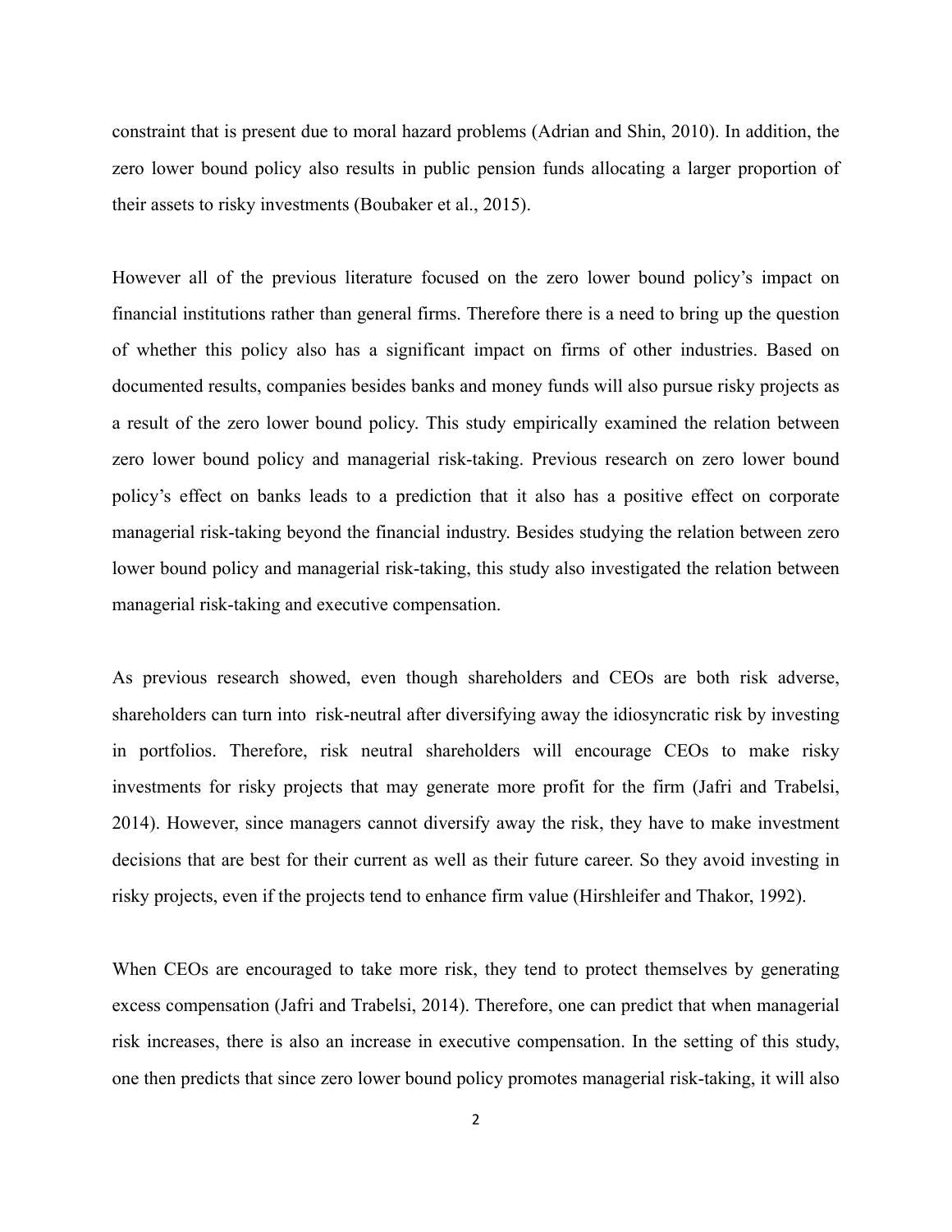constraint that is present due to moral hazard problems (Adrian and Shin, 2010). In addition, the zero lower bound policy also results in public pension funds allocating a larger proportion of their assets to risky investments (Boubaker et al., 2015).

However all of the previous literature focused on the zero lower bound policy's impact on financial institutions rather than general firms. Therefore there is a need to bring up the question of whether this policy also has a significant impact on firms of other industries. Based on documented results, companies besides banks and money funds will also pursue risky projects as a result of the zero lower bound policy. This study empirically examined the relation between zero lower bound policy and managerial risk-taking. Previous research on zero lower bound policy's effect on banks leads to a prediction that it also has a positive effect on corporate managerial risk-taking beyond the financial industry. Besides studying the relation between zero lower bound policy and managerial risk-taking, this study also investigated the relation between managerial risk-taking and executive compensation.

As previous research showed, even though shareholders and CEOs are both risk adverse, shareholders can turn into risk-neutral after diversifying away the idiosyncratic risk by investing in portfolios. Therefore, risk neutral shareholders will encourage CEOs to make risky investments for risky projects that may generate more profit for the firm (Jafri and Trabelsi, 2014). However, since managers cannot diversify away the risk, they have to make investment decisions that are best for their current as well as their future career. So they avoid investing in risky projects, even if the projects tend to enhance firm value (Hirshleifer and Thakor, 1992).

When CEOs are encouraged to take more risk, they tend to protect themselves by generating excess compensation (Jafri and Trabelsi, 2014). Therefore, one can predict that when managerial risk increases, there is also an increase in executive compensation. In the setting of this study, one then predicts that since zero lower bound policy promotes managerial risk-taking, it will also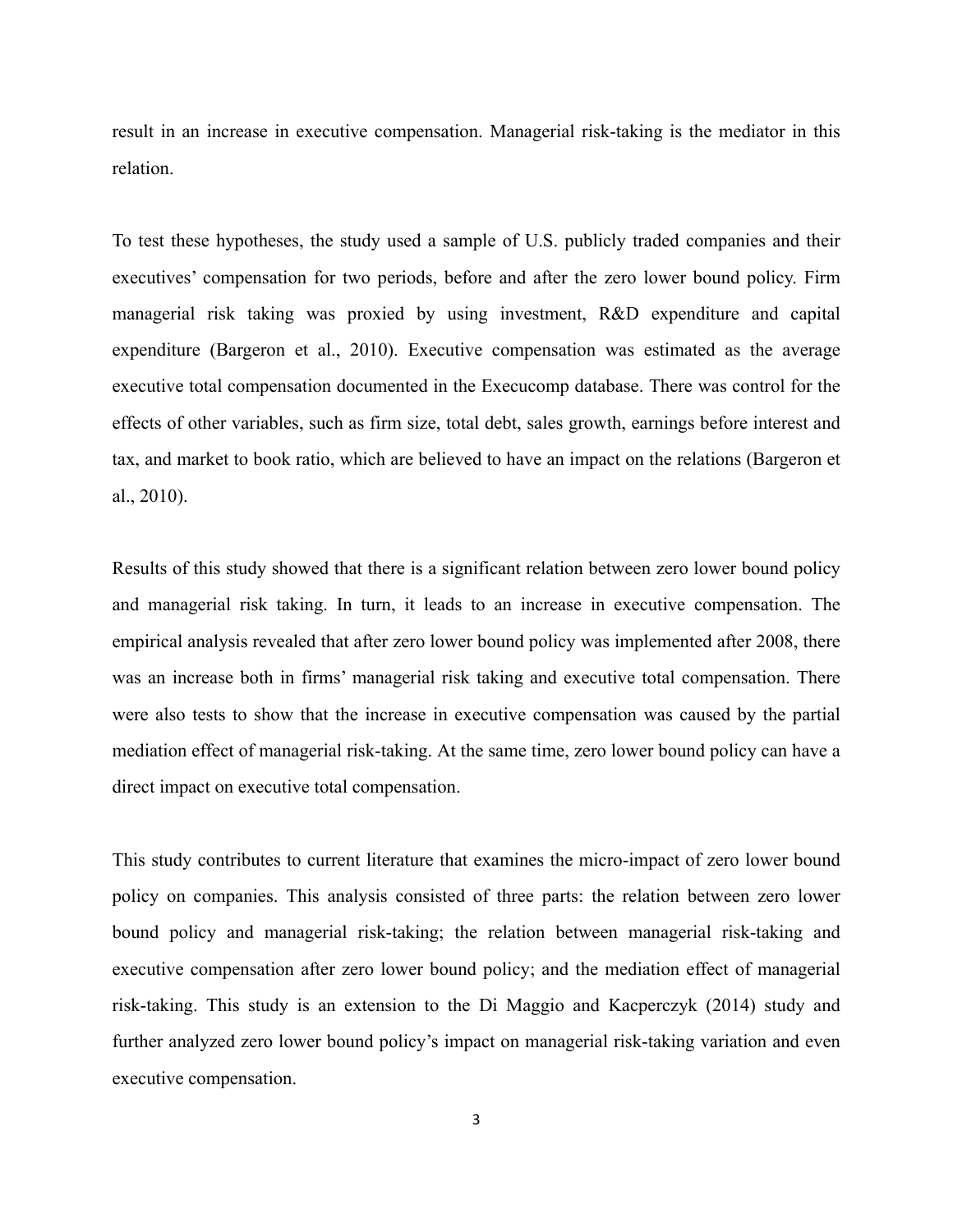result in an increase in executive compensation. Managerial risk-taking is the mediator in this relation.

To test these hypotheses, the study used a sample of U.S. publicly traded companies and their executives' compensation for two periods, before and after the zero lower bound policy. Firm managerial risk taking was proxied by using investment, R&D expenditure and capital expenditure (Bargeron et al., 2010). Executive compensation was estimated as the average executive total compensation documented in the Execucomp database. There was control for the effects of other variables, such as firm size, total debt, sales growth, earnings before interest and tax, and market to book ratio, which are believed to have an impact on the relations (Bargeron et al., 2010).

Results of this study showed that there is a significant relation between zero lower bound policy and managerial risk taking. In turn, it leads to an increase in executive compensation. The empirical analysis revealed that after zero lower bound policy was implemented after 2008, there was an increase both in firms' managerial risk taking and executive total compensation. There were also tests to show that the increase in executive compensation was caused by the partial mediation effect of managerial risk-taking. At the same time, zero lower bound policy can have a direct impact on executive total compensation.

This study contributes to current literature that examines the micro-impact of zero lower bound policy on companies. This analysis consisted of three parts: the relation between zero lower bound policy and managerial risk-taking; the relation between managerial risk-taking and executive compensation after zero lower bound policy; and the mediation effect of managerial risk-taking. This study is an extension to the Di Maggio and Kacperczyk (2014) study and further analyzed zero lower bound policy's impact on managerial risk-taking variation and even executive compensation.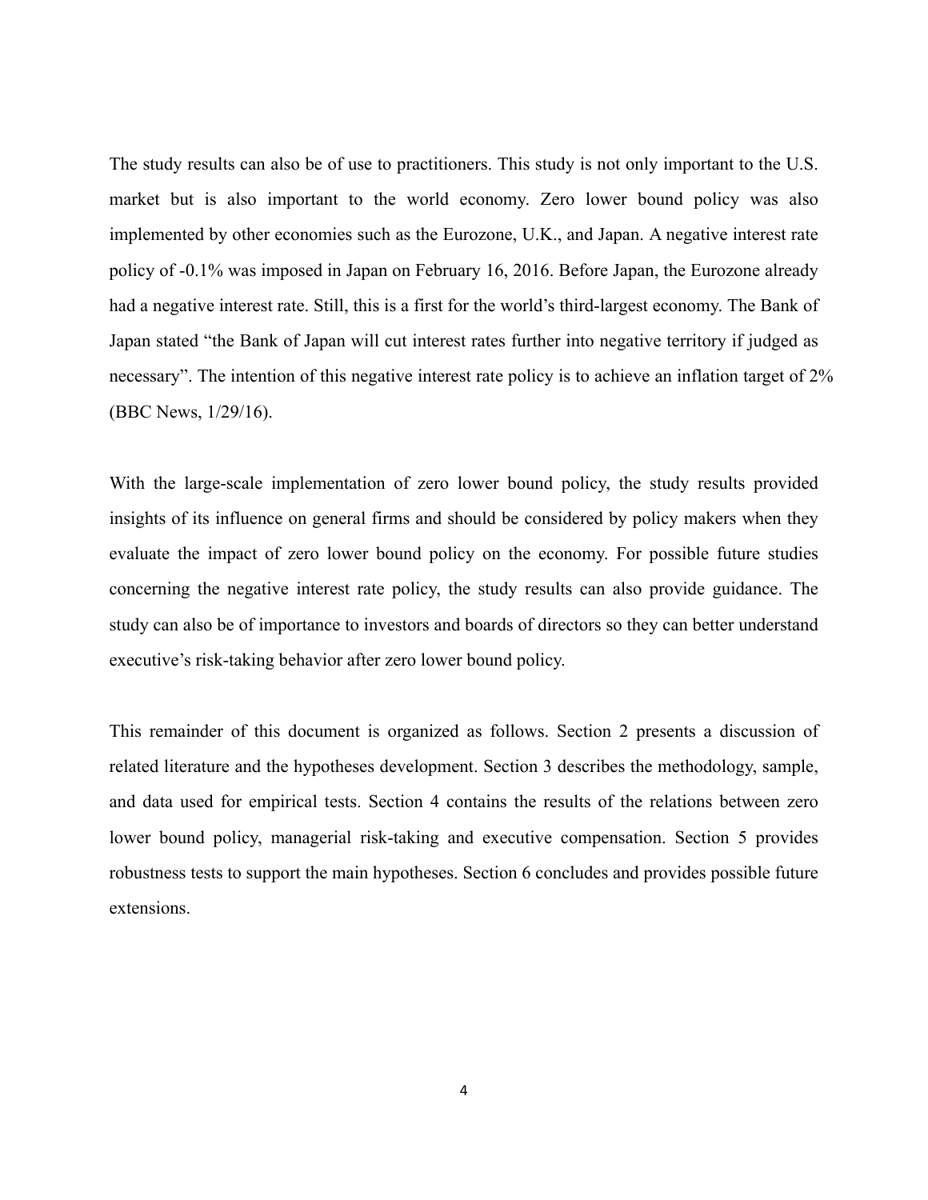The study results can also be of use to practitioners. This study is not only important to the U.S. market but is also important to the world economy. Zero lower bound policy was also implemented by other economies such as the Eurozone, U.K., and Japan. A negative interest rate policy of -0.1% was imposed in Japan on February 16, 2016. Before Japan, the Eurozone already had a negative interest rate. Still, this is a first for the world's third-largest economy. The Bank of Japan stated "the Bank of Japan will cut interest rates further into negative territory if judged as necessary". The intention of this negative interest rate policy is to achieve an inflation target of 2% (BBC News, 1/29/16).

With the large-scale implementation of zero lower bound policy, the study results provided insights of its influence on general firms and should be considered by policy makers when they evaluate the impact of zero lower bound policy on the economy. For possible future studies concerning the negative interest rate policy, the study results can also provide guidance. The study can also be of importance to investors and boards of directors so they can better understand executive's risk-taking behavior after zero lower bound policy.

This remainder of this document is organized as follows. Section 2 presents a discussion of related literature and the hypotheses development. Section 3 describes the methodology, sample, and data used for empirical tests. Section 4 contains the results of the relations between zero lower bound policy, managerial risk-taking and executive compensation. Section 5 provides robustness tests to support the main hypotheses. Section 6 concludes and provides possible future extensions.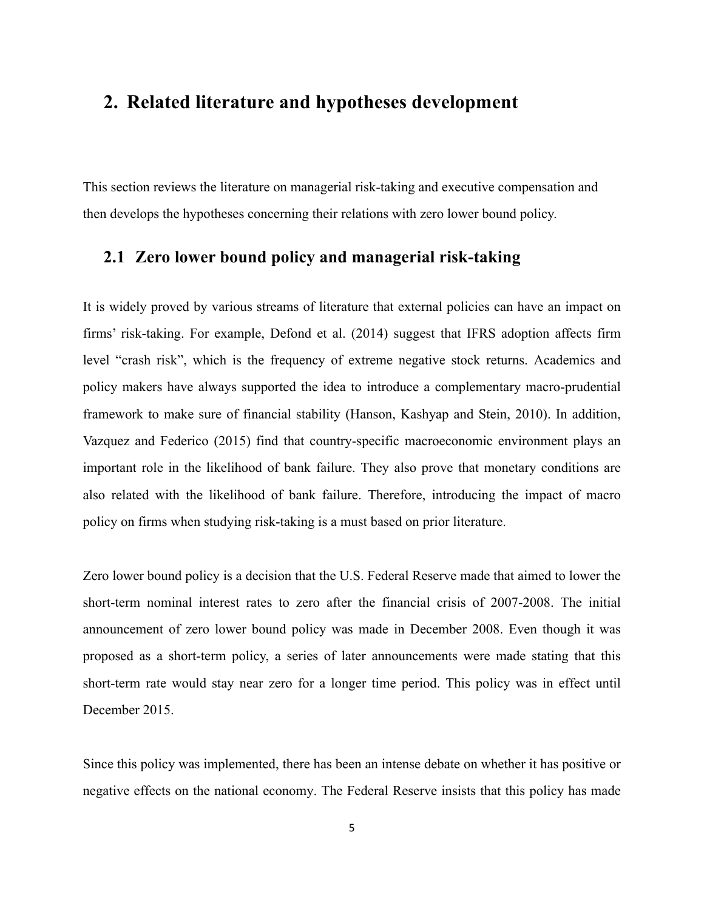## 2. Related literature and hypotheses development

This section reviews the literature on managerial risk-taking and executive compensation and then develops the hypotheses concerning their relations with zero lower bound policy.

### 2.1 Zero lower bound policy and managerial risk-taking

It is widely proved by various streams of literature that external policies can have an impact on firms' risk-taking. For example, Defond et al. (2014) suggest that IFRS adoption affects firm level "crash risk", which is the frequency of extreme negative stock returns. Academics and policy makers have always supported the idea to introduce a complementary macro-prudential framework to make sure of financial stability (Hanson, Kashyap and Stein, 2010). In addition, Vazquez and Federico (2015) find that country-specific macroeconomic environment plays an important role in the likelihood of bank failure. They also prove that monetary conditions are also related with the likelihood of bank failure. Therefore, introducing the impact of macro policy on firms when studying risk-taking is a must based on prior literature.

Zero lower bound policy is a decision that the U.S. Federal Reserve made that aimed to lower the short-term nominal interest rates to zero after the financial crisis of 2007-2008. The initial announcement of zero lower bound policy was made in December 2008. Even though it was proposed as a short-term policy, a series of later announcements were made stating that this short-term rate would stay near zero for a longer time period. This policy was in effect until December 2015.

Since this policy was implemented, there has been an intense debate on whether it has positive or negative effects on the national economy. The Federal Reserve insists that this policy has made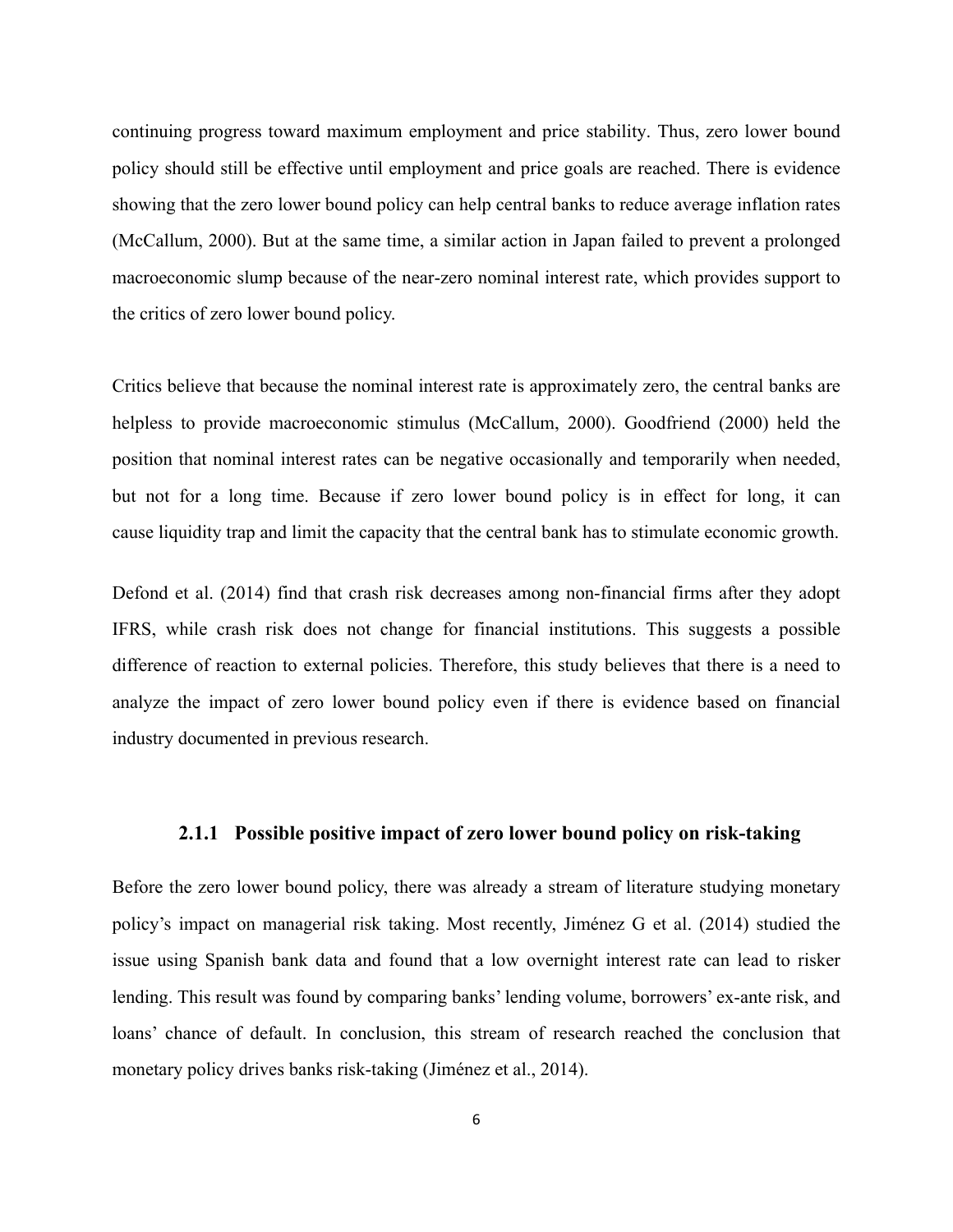continuing progress toward maximum employment and price stability. Thus, zero lower bound policy should still be effective until employment and price goals are reached. There is evidence showing that the zero lower bound policy can help central banks to reduce average inflation rates (McCallum, 2000). But at the same time, a similar action in Japan failed to prevent a prolonged macroeconomic slump because of the near-zero nominal interest rate, which provides support to the critics of zero lower bound policy.

Critics believe that because the nominal interest rate is approximately zero, the central banks are helpless to provide macroeconomic stimulus (McCallum, 2000). Goodfriend (2000) held the position that nominal interest rates can be negative occasionally and temporarily when needed, but not for a long time. Because if zero lower bound policy is in effect for long, it can cause liquidity trap and limit the capacity that the central bank has to stimulate economic growth.

Defond et al. (2014) find that crash risk decreases among non-financial firms after they adopt IFRS, while crash risk does not change for financial institutions. This suggests a possible difference of reaction to external policies. Therefore, this study believes that there is a need to analyze the impact of zero lower bound policy even if there is evidence based on financial industry documented in previous research.

### 2.1.1 Possible positive impact of zero lower bound policy on risk-taking

Before the zero lower bound policy, there was already a stream of literature studying monetary policy's impact on managerial risk taking. Most recently, Jiménez G et al. (2014) studied the issue using Spanish bank data and found that a low overnight interest rate can lead to risker lending. This result was found by comparing banks' lending volume, borrowers' ex-ante risk, and loans' chance of default. In conclusion, this stream of research reached the conclusion that monetary policy drives banks risk-taking (Jiménez et al., 2014).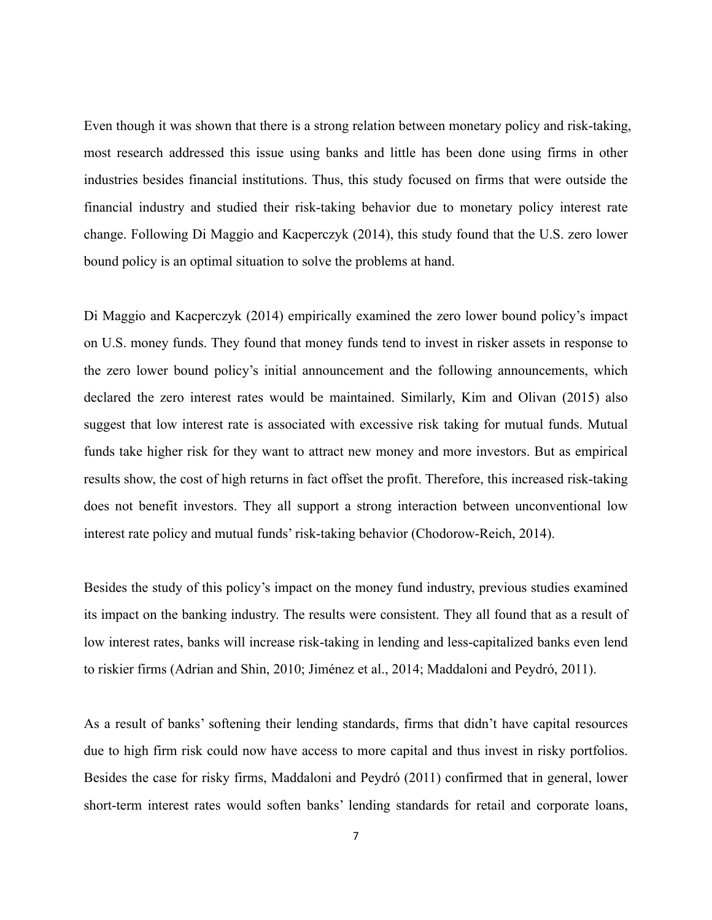Even though it was shown that there is a strong relation between monetary policy and risk-taking, most research addressed this issue using banks and little has been done using firms in other industries besides financial institutions. Thus, this study focused on firms that were outside the financial industry and studied their risk-taking behavior due to monetary policy interest rate change. Following Di Maggio and Kacperczyk (2014), this study found that the U.S. zero lower bound policy is an optimal situation to solve the problems at hand.

Di Maggio and Kacperczyk (2014) empirically examined the zero lower bound policy's impact on U.S. money funds. They found that money funds tend to invest in risker assets in response to the zero lower bound policy's initial announcement and the following announcements, which declared the zero interest rates would be maintained. Similarly, Kim and Olivan (2015) also suggest that low interest rate is associated with excessive risk taking for mutual funds. Mutual funds take higher risk for they want to attract new money and more investors. But as empirical results show, the cost of high returns in fact offset the profit. Therefore, this increased risk-taking does not benefit investors. They all support a strong interaction between unconventional low interest rate policy and mutual funds' risk-taking behavior (Chodorow-Reich, 2014).

Besides the study of this policy's impact on the money fund industry, previous studies examined its impact on the banking industry. The results were consistent. They all found that as a result of low interest rates, banks will increase risk-taking in lending and less-capitalized banks even lend to riskier firms (Adrian and Shin, 2010; Jiménez et al., 2014; Maddaloni and Peydró, 2011).

As a result of banks' softening their lending standards, firms that didn't have capital resources due to high firm risk could now have access to more capital and thus invest in risky portfolios. Besides the case for risky firms, Maddaloni and Peydró (2011) confirmed that in general, lower short-term interest rates would soften banks' lending standards for retail and corporate loans,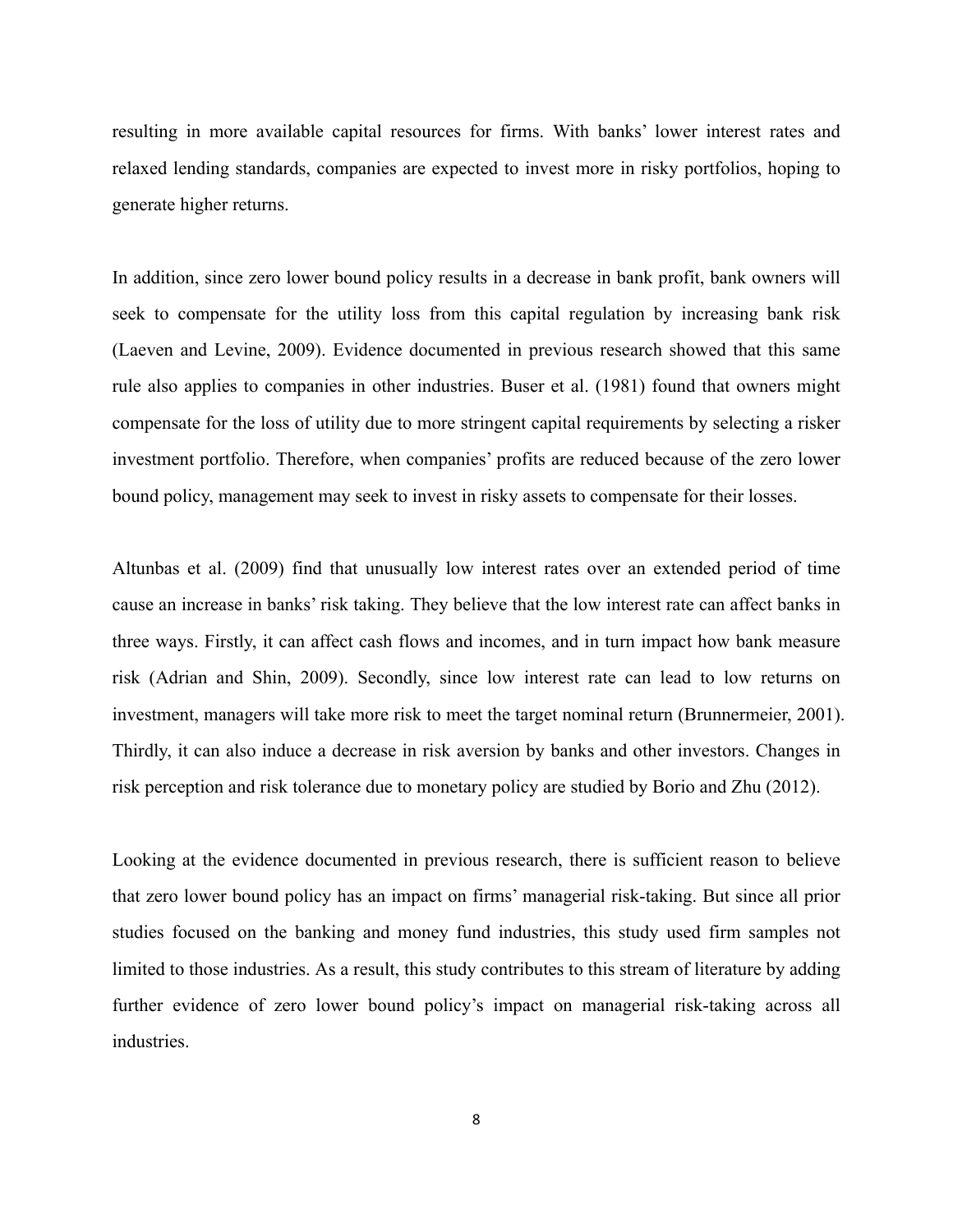resulting in more available capital resources for firms. With banks' lower interest rates and relaxed lending standards, companies are expected to invest more in risky portfolios, hoping to generate higher returns.

In addition, since zero lower bound policy results in a decrease in bank profit, bank owners will seek to compensate for the utility loss from this capital regulation by increasing bank risk (Laeven and Levine, 2009). Evidence documented in previous research showed that this same rule also applies to companies in other industries. Buser et al. (1981) found that owners might compensate for the loss of utility due to more stringent capital requirements by selecting a risker investment portfolio. Therefore, when companies' profits are reduced because of the zero lower bound policy, management may seek to invest in risky assets to compensate for their losses.

Altunbas et al. (2009) find that unusually low interest rates over an extended period of time cause an increase in banks' risk taking. They believe that the low interest rate can affect banks in three ways. Firstly, it can affect cash flows and incomes, and in turn impact how bank measure risk (Adrian and Shin, 2009). Secondly, since low interest rate can lead to low returns on investment, managers will take more risk to meet the target nominal return (Brunnermeier, 2001). Thirdly, it can also induce a decrease in risk aversion by banks and other investors. Changes in risk perception and risk tolerance due to monetary policy are studied by Borio and Zhu (2012).

Looking at the evidence documented in previous research, there is sufficient reason to believe that zero lower bound policy has an impact on firms' managerial risk-taking. But since all prior studies focused on the banking and money fund industries, this study used firm samples not limited to those industries. As a result, this study contributes to this stream of literature by adding further evidence of zero lower bound policy's impact on managerial risk-taking across all industries.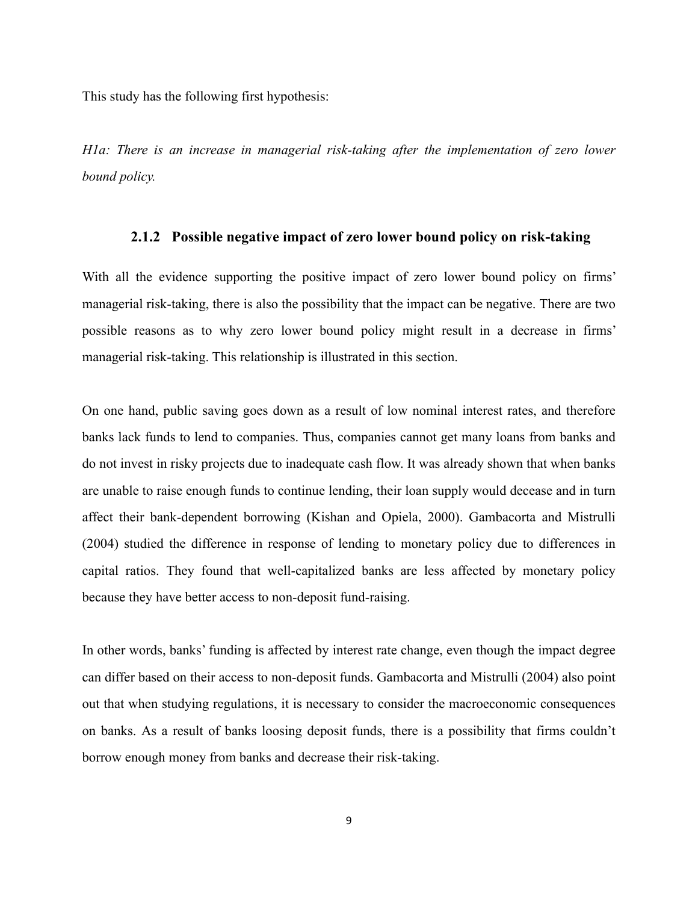This study has the following first hypothesis:

*H1a: There is an increase in managerial risk-taking after the implementation of zero lower bound policy.*

### 2.1.2 Possible negative impact of zero lower bound policy on risk-taking

With all the evidence supporting the positive impact of zero lower bound policy on firms' managerial risk-taking, there is also the possibility that the impact can be negative. There are two possible reasons as to why zero lower bound policy might result in a decrease in firms' managerial risk-taking. This relationship is illustrated in this section.

On one hand, public saving goes down as a result of low nominal interest rates, and therefore banks lack funds to lend to companies. Thus, companies cannot get many loans from banks and do not invest in risky projects due to inadequate cash flow. It was already shown that when banks are unable to raise enough funds to continue lending, their loan supply would decease and in turn affect their bank-dependent borrowing (Kishan and Opiela, 2000). Gambacorta and Mistrulli (2004) studied the difference in response of lending to monetary policy due to differences in capital ratios. They found that well-capitalized banks are less affected by monetary policy because they have better access to non-deposit fund-raising.

In other words, banks' funding is affected by interest rate change, even though the impact degree can differ based on their access to non-deposit funds. Gambacorta and Mistrulli (2004) also point out that when studying regulations, it is necessary to consider the macroeconomic consequences on banks. As a result of banks loosing deposit funds, there is a possibility that firms couldn't borrow enough money from banks and decrease their risk-taking.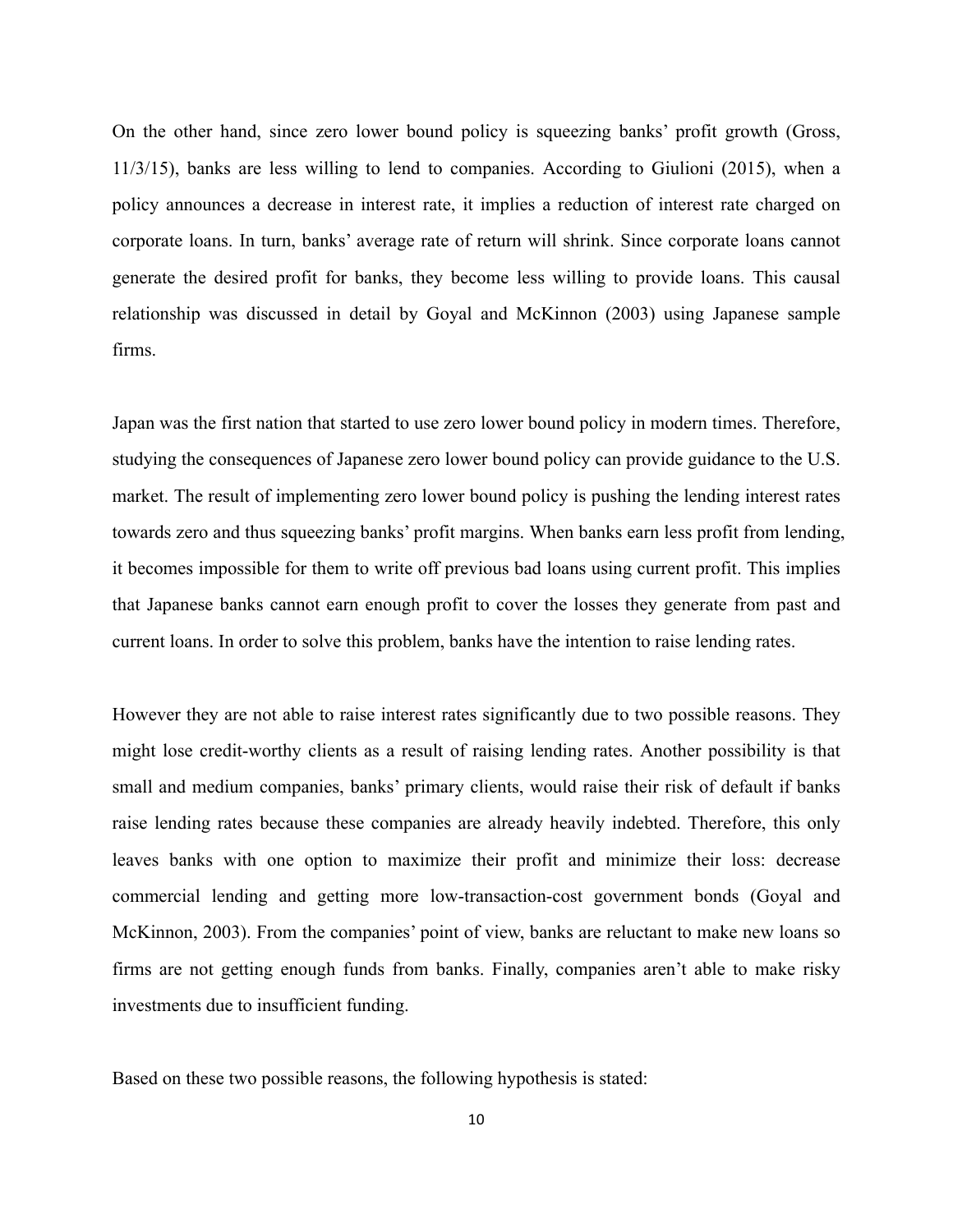On the other hand, since zero lower bound policy is squeezing banks' profit growth (Gross, 11/3/15), banks are less willing to lend to companies. According to Giulioni (2015), when a policy announces a decrease in interest rate, it implies a reduction of interest rate charged on corporate loans. In turn, banks' average rate of return will shrink. Since corporate loans cannot generate the desired profit for banks, they become less willing to provide loans. This causal relationship was discussed in detail by Goyal and McKinnon (2003) using Japanese sample firms.

Japan was the first nation that started to use zero lower bound policy in modern times. Therefore, studying the consequences of Japanese zero lower bound policy can provide guidance to the U.S. market. The result of implementing zero lower bound policy is pushing the lending interest rates towards zero and thus squeezing banks' profit margins. When banks earn less profit from lending, it becomes impossible for them to write off previous bad loans using current profit. This implies that Japanese banks cannot earn enough profit to cover the losses they generate from past and current loans. In order to solve this problem, banks have the intention to raise lending rates.

However they are not able to raise interest rates significantly due to two possible reasons. They might lose credit-worthy clients as a result of raising lending rates. Another possibility is that small and medium companies, banks' primary clients, would raise their risk of default if banks raise lending rates because these companies are already heavily indebted. Therefore, this only leaves banks with one option to maximize their profit and minimize their loss: decrease commercial lending and getting more low-transaction-cost government bonds (Goyal and McKinnon, 2003). From the companies' point of view, banks are reluctant to make new loans so firms are not getting enough funds from banks. Finally, companies aren't able to make risky investments due to insufficient funding.

Based on these two possible reasons, the following hypothesis is stated: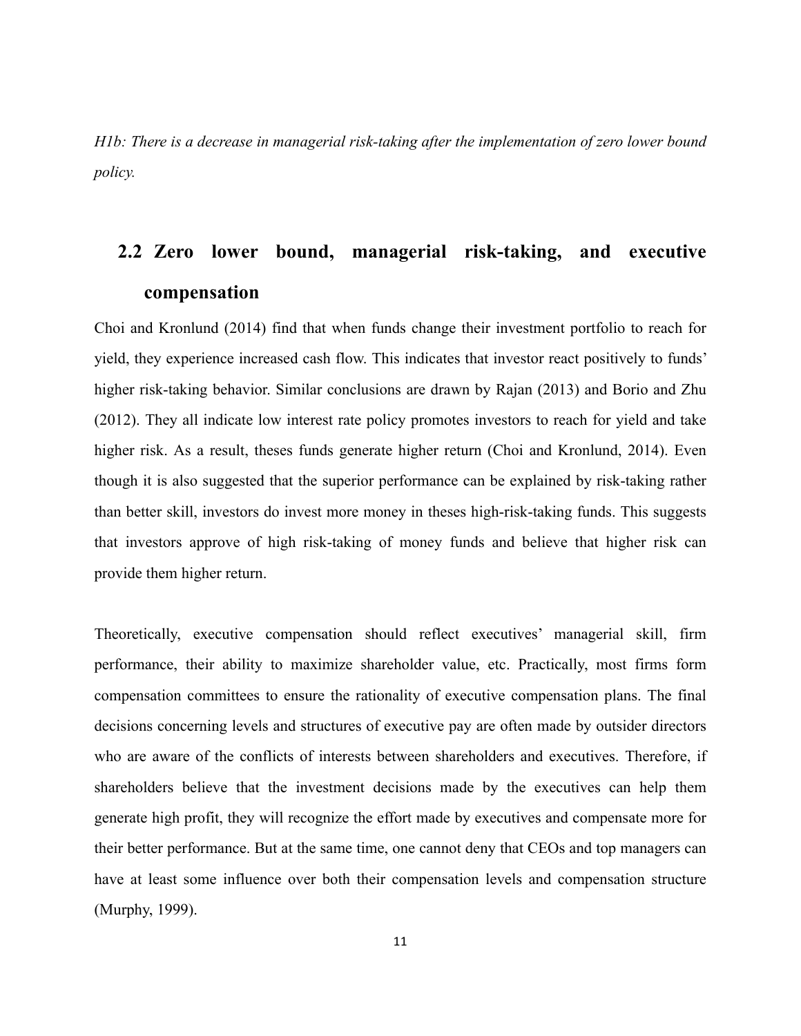*H1b: There is a decrease in managerial risk-taking after the implementation of zero lower bound policy.*

## 2.2 Zero lower bound, managerial risk-taking, and executive compensation

Choi and Kronlund (2014) find that when funds change their investment portfolio to reach for yield, they experience increased cash flow. This indicates that investor react positively to funds' higher risk-taking behavior. Similar conclusions are drawn by Rajan (2013) and Borio and Zhu (2012). They all indicate low interest rate policy promotes investors to reach for yield and take higher risk. As a result, theses funds generate higher return (Choi and Kronlund, 2014). Even though it is also suggested that the superior performance can be explained by risk-taking rather than better skill, investors do invest more money in theses high-risk-taking funds. This suggests that investors approve of high risk-taking of money funds and believe that higher risk can provide them higher return.

Theoretically, executive compensation should reflect executives' managerial skill, firm performance, their ability to maximize shareholder value, etc. Practically, most firms form compensation committees to ensure the rationality of executive compensation plans. The final decisions concerning levels and structures of executive pay are often made by outsider directors who are aware of the conflicts of interests between shareholders and executives. Therefore, if shareholders believe that the investment decisions made by the executives can help them generate high profit, they will recognize the effort made by executives and compensate more for their better performance. But at the same time, one cannot deny that CEOs and top managers can have at least some influence over both their compensation levels and compensation structure (Murphy, 1999).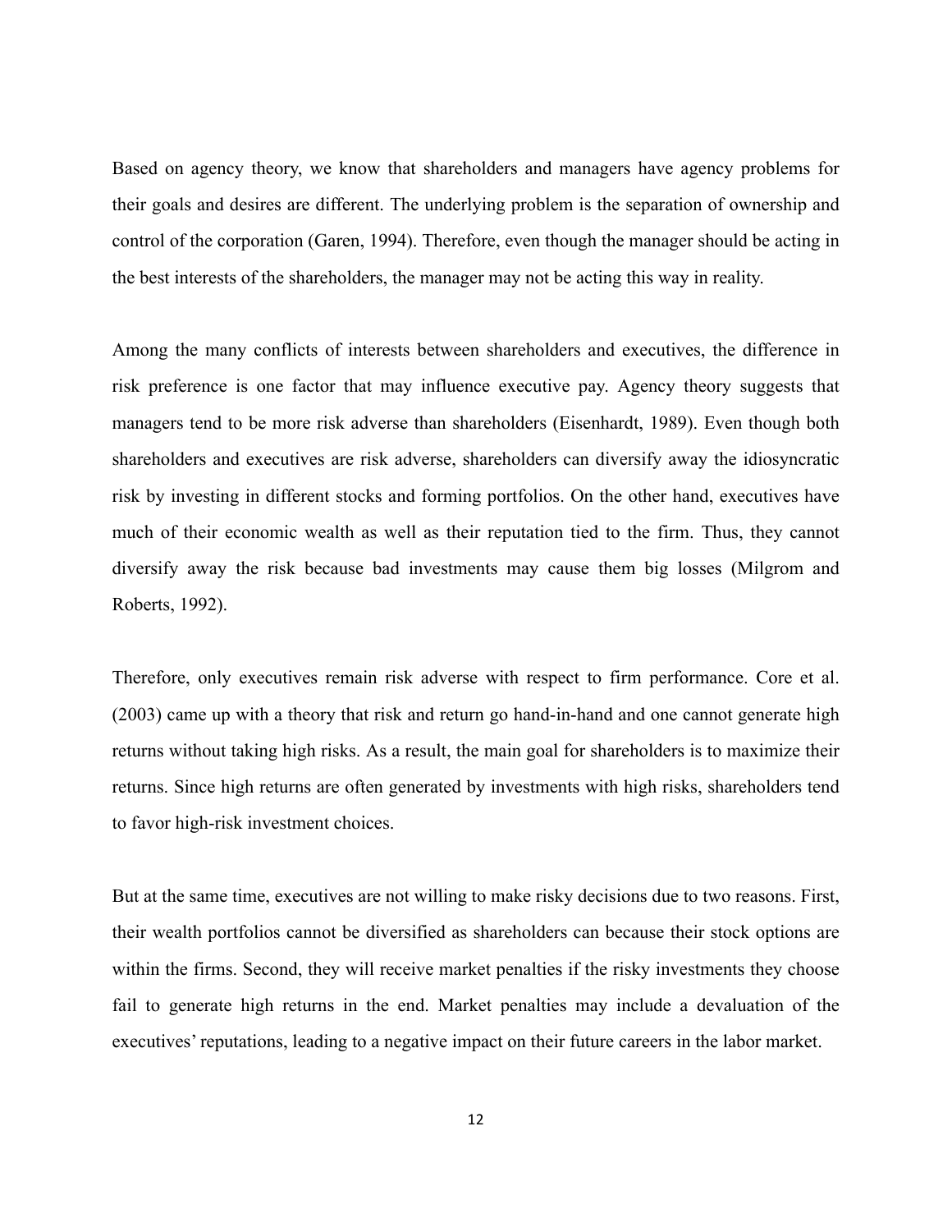Based on agency theory, we know that shareholders and managers have agency problems for their goals and desires are different. The underlying problem is the separation of ownership and control of the corporation (Garen, 1994). Therefore, even though the manager should be acting in the best interests of the shareholders, the manager may not be acting this way in reality.

Among the many conflicts of interests between shareholders and executives, the difference in risk preference is one factor that may influence executive pay. Agency theory suggests that managers tend to be more risk adverse than shareholders (Eisenhardt, 1989). Even though both shareholders and executives are risk adverse, shareholders can diversify away the idiosyncratic risk by investing in different stocks and forming portfolios. On the other hand, executives have much of their economic wealth as well as their reputation tied to the firm. Thus, they cannot diversify away the risk because bad investments may cause them big losses (Milgrom and Roberts, 1992).

Therefore, only executives remain risk adverse with respect to firm performance. Core et al. (2003) came up with a theory that risk and return go hand-in-hand and one cannot generate high returns without taking high risks. As a result, the main goal for shareholders is to maximize their returns. Since high returns are often generated by investments with high risks, shareholders tend to favor high-risk investment choices.

But at the same time, executives are not willing to make risky decisions due to two reasons. First, their wealth portfolios cannot be diversified as shareholders can because their stock options are within the firms. Second, they will receive market penalties if the risky investments they choose fail to generate high returns in the end. Market penalties may include a devaluation of the executives' reputations, leading to a negative impact on their future careers in the labor market.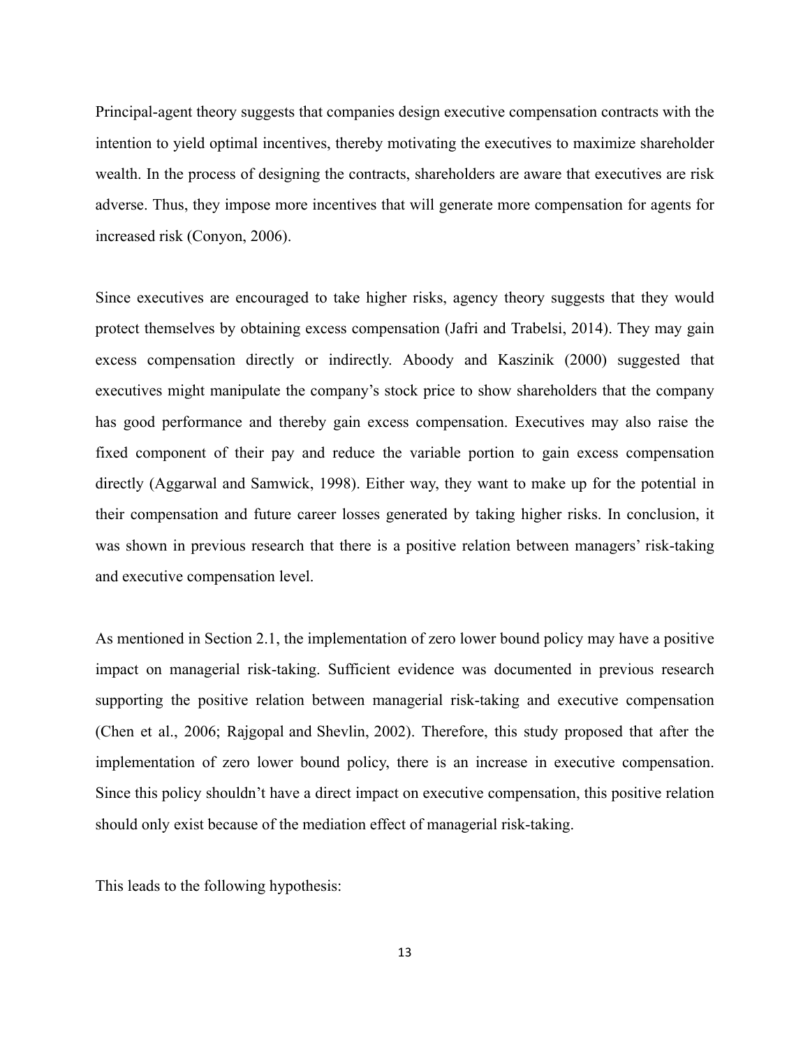Principal-agent theory suggests that companies design executive compensation contracts with the intention to yield optimal incentives, thereby motivating the executives to maximize shareholder wealth. In the process of designing the contracts, shareholders are aware that executives are risk adverse. Thus, they impose more incentives that will generate more compensation for agents for increased risk (Conyon, 2006).

Since executives are encouraged to take higher risks, agency theory suggests that they would protect themselves by obtaining excess compensation (Jafri and Trabelsi, 2014). They may gain excess compensation directly or indirectly. Aboody and Kaszinik (2000) suggested that executives might manipulate the company's stock price to show shareholders that the company has good performance and thereby gain excess compensation. Executives may also raise the fixed component of their pay and reduce the variable portion to gain excess compensation directly (Aggarwal and Samwick, 1998). Either way, they want to make up for the potential in their compensation and future career losses generated by taking higher risks. In conclusion, it was shown in previous research that there is a positive relation between managers' risk-taking and executive compensation level.

As mentioned in Section 2.1, the implementation of zero lower bound policy may have a positive impact on managerial risk-taking. Sufficient evidence was documented in previous research supporting the positive relation between managerial risk-taking and executive compensation (Chen et al., 2006; Rajgopal and Shevlin, 2002). Therefore, this study proposed that after the implementation of zero lower bound policy, there is an increase in executive compensation. Since this policy shouldn't have a direct impact on executive compensation, this positive relation should only exist because of the mediation effect of managerial risk-taking.

This leads to the following hypothesis: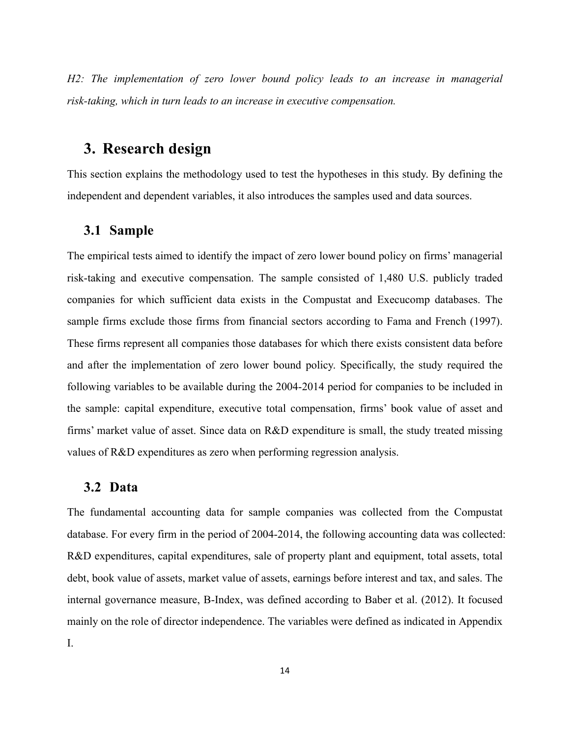*H2: The implementation of zero lower bound policy leads to an increase in managerial risk-taking, which in turn leads to an increase in executive compensation.*

# 3. Research design

This section explains the methodology used to test the hypotheses in this study. By defining the independent and dependent variables, it also introduces the samples used and data sources.

## 3.1 Sample

The empirical tests aimed to identify the impact of zero lower bound policy on firms' managerial risk-taking and executive compensation. The sample consisted of 1,480 U.S. publicly traded companies for which sufficient data exists in the Compustat and Execucomp databases. The sample firms exclude those firms from financial sectors according to Fama and French (1997). These firms represent all companies those databases for which there exists consistent data before and after the implementation of zero lower bound policy. Specifically, the study required the following variables to be available during the 2004-2014 period for companies to be included in the sample: capital expenditure, executive total compensation, firms' book value of asset and firms' market value of asset. Since data on R&D expenditure is small, the study treated missing values of R&D expenditures as zero when performing regression analysis.

## 3.2 Data

The fundamental accounting data for sample companies was collected from the Compustat database. For every firm in the period of 2004-2014, the following accounting data was collected: R&D expenditures, capital expenditures, sale of property plant and equipment, total assets, total debt, book value of assets, market value of assets, earnings before interest and tax, and sales. The internal governance measure, B-Index, was defined according to Baber et al. (2012). It focused mainly on the role of director independence. The variables were defined as indicated in Appendix I.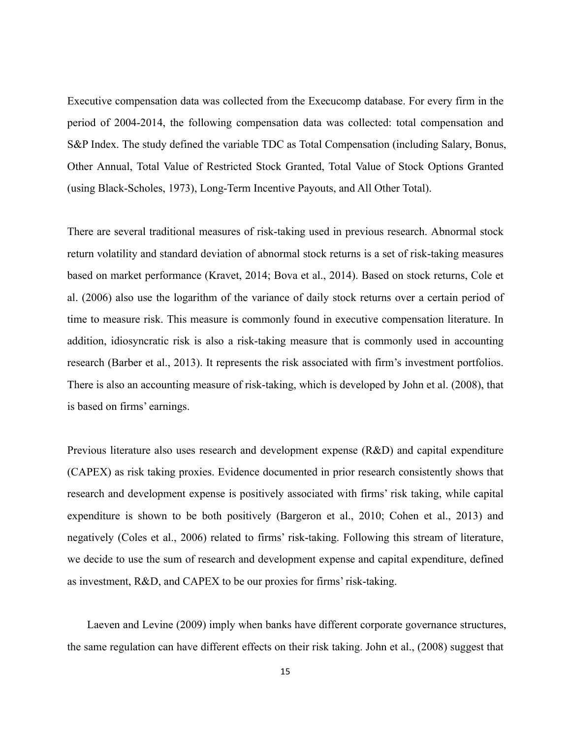Executive compensation data was collected from the Execucomp database. For every firm in the period of 2004-2014, the following compensation data was collected: total compensation and S&P Index. The study defined the variable TDC as Total Compensation (including Salary, Bonus, Other Annual, Total Value of Restricted Stock Granted, Total Value of Stock Options Granted (using Black-Scholes, 1973), Long-Term Incentive Payouts, and All Other Total).

There are several traditional measures of risk-taking used in previous research. Abnormal stock return volatility and standard deviation of abnormal stock returns is a set of risk-taking measures based on market performance (Kravet, 2014; Bova et al., 2014). Based on stock returns, Cole et al. (2006) also use the logarithm of the variance of daily stock returns over a certain period of time to measure risk. This measure is commonly found in executive compensation literature. In addition, idiosyncratic risk is also a risk-taking measure that is commonly used in accounting research (Barber et al., 2013). It represents the risk associated with firm's investment portfolios. There is also an accounting measure of risk-taking, which is developed by John et al. (2008), that is based on firms' earnings.

Previous literature also uses research and development expense (R&D) and capital expenditure (CAPEX) as risk taking proxies. Evidence documented in prior research consistently shows that research and development expense is positively associated with firms' risk taking, while capital expenditure is shown to be both positively (Bargeron et al., 2010; Cohen et al., 2013) and negatively (Coles et al., 2006) related to firms' risk-taking. Following this stream of literature, we decide to use the sum of research and development expense and capital expenditure, defined as investment, R&D, and CAPEX to be our proxies for firms' risk-taking.

Laeven and Levine (2009) imply when banks have different corporate governance structures, the same regulation can have different effects on their risk taking. John et al., (2008) suggest that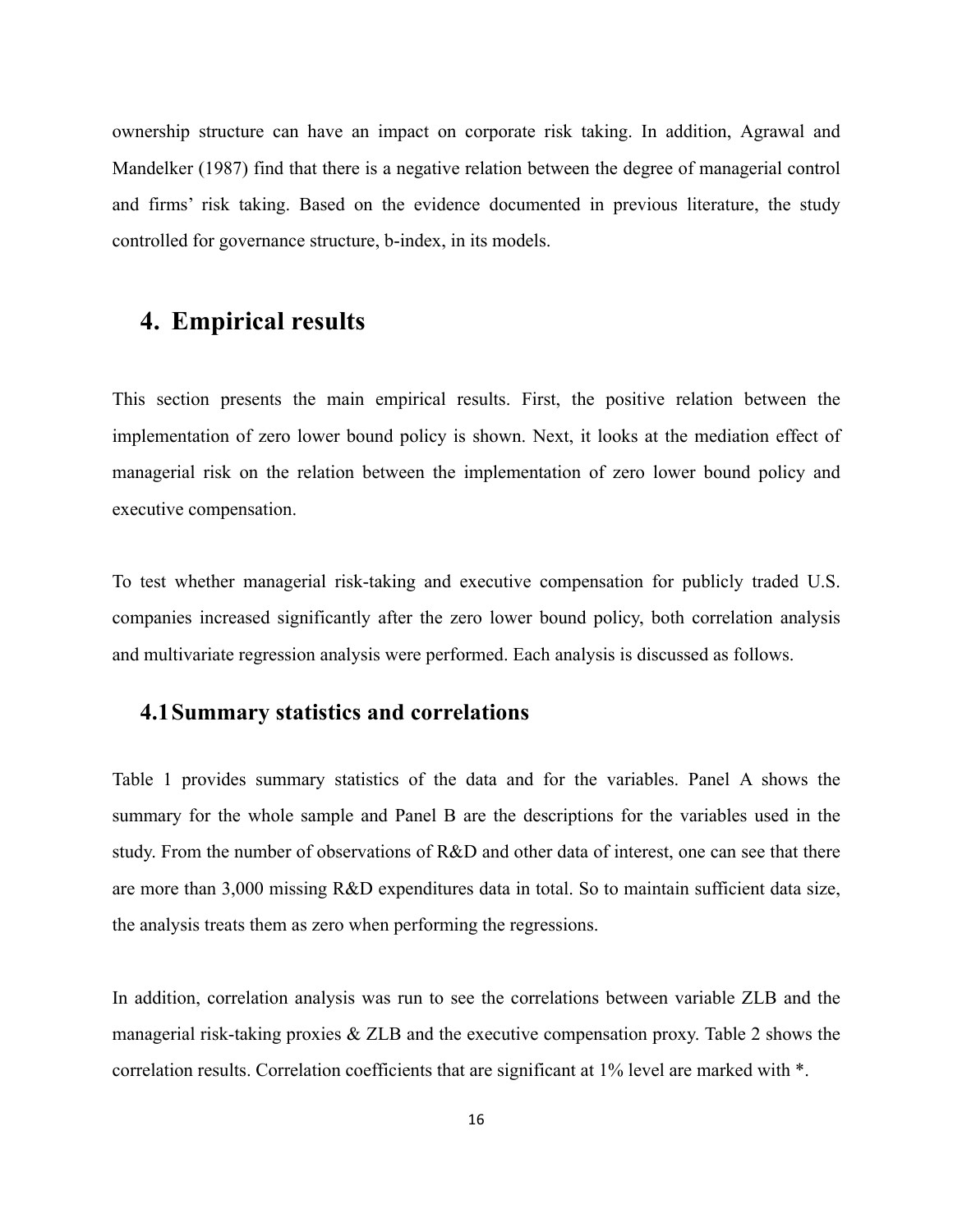ownership structure can have an impact on corporate risk taking. In addition, Agrawal and Mandelker (1987) find that there is a negative relation between the degree of managerial control and firms' risk taking. Based on the evidence documented in previous literature, the study controlled for governance structure, b-index, in its models.

# 4. Empirical results

This section presents the main empirical results. First, the positive relation between the implementation of zero lower bound policy is shown. Next, it looks at the mediation effect of managerial risk on the relation between the implementation of zero lower bound policy and executive compensation.

To test whether managerial risk-taking and executive compensation for publicly traded U.S. companies increased significantly after the zero lower bound policy, both correlation analysis and multivariate regression analysis were performed. Each analysis is discussed as follows.

## 4.1 Summary statistics and correlations

Table 1 provides summary statistics of the data and for the variables. Panel A shows the summary for the whole sample and Panel B are the descriptions for the variables used in the study. From the number of observations of R&D and other data of interest, one can see that there are more than 3,000 missing R&D expenditures data in total. So to maintain sufficient data size, the analysis treats them as zero when performing the regressions.

In addition, correlation analysis was run to see the correlations between variable ZLB and the managerial risk-taking proxies & ZLB and the executive compensation proxy. Table 2 shows the correlation results. Correlation coefficients that are significant at 1% level are marked with *.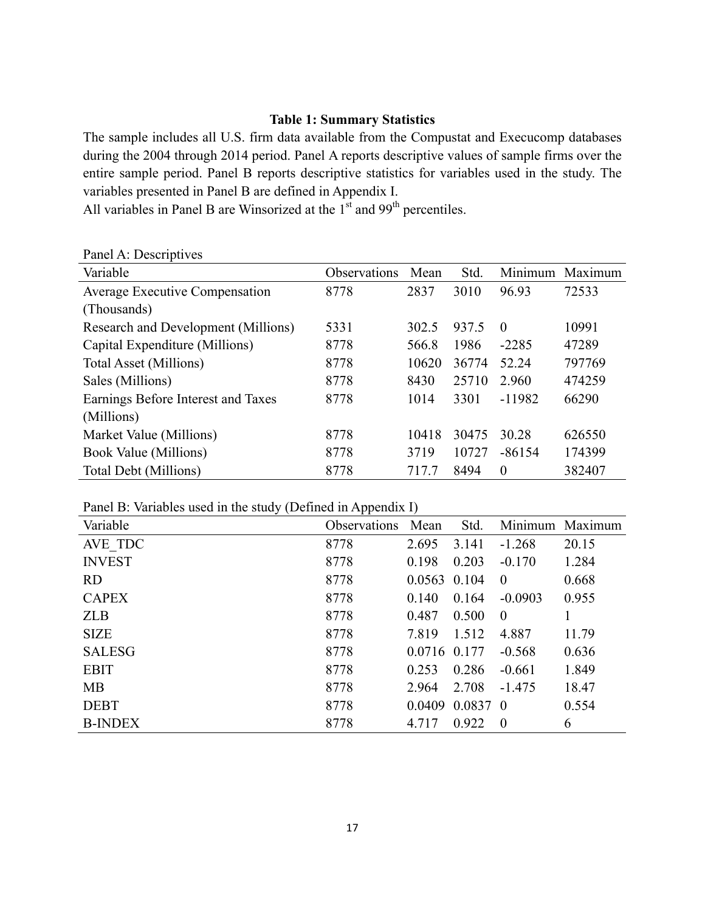### Table 1: Summary Statistics

The sample includes all U.S. firm data available from the Compustat and Execucomp databases during the 2004 through 2014 period. Panel A reports descriptive values of sample firms over the entire sample period. Panel B reports descriptive statistics for variables used in the study. The variables presented in Panel B are defined in Appendix I.

All variables in Panel B are Winsorized at the 1st and 99th percentiles.

Panel A: Descriptives

| Variable | Observations | Mean | Std. | Minimum | Maximum |
|---|---|---|---|---|---|
| Average Executive Compensation (Thousands) | 8778 | 2837 | 3010 | 96.93 | 72533 |
| Research and Development (Millions) | 5331 | 302.5 | 937.5 | 0 | 10991 |
| Capital Expenditure (Millions) | 8778 | 566.8 | 1986 | -2285 | 47289 |
| Total Asset (Millions) | 8778 | 10620 | 36774 | 52.24 | 797769 |
| Sales (Millions) | 8778 | 8430 | 25710 | 2.960 | 474259 |
| Earnings Before Interest and Taxes (Millions) | 8778 | 1014 | 3301 | -11982 | 66290 |
| Market Value (Millions) | 8778 | 10418 | 30475 | 30.28 | 626550 |
| Book Value (Millions) | 8778 | 3719 | 10727 | -86154 | 174399 |
| Total Debt (Millions) | 8778 | 717.7 | 8494 | 0 | 382407 |

Panel B: Variables used in the study (Defined in Appendix I)

| Variable | Observations | Mean | Std. | Minimum | Maximum |
|---|---|---|---|---|---|
| AVE_TDC | 8778 | 2.695 | 3.141 | -1.268 | 20.15 |
| INVEST | 8778 | 0.198 | 0.203 | -0.170 | 1.284 |
| RD | 8778 | 0.0563 | 0.104 | 0 | 0.668 |
| CAPEX | 8778 | 0.140 | 0.164 | -0.0903 | 0.955 |
| ZLB | 8778 | 0.487 | 0.500 | 0 | 1 |
| SIZE | 8778 | 7.819 | 1.512 | 4.887 | 11.79 |
| SALESG | 8778 | 0.0716 | 0.177 | -0.568 | 0.636 |
| EBIT | 8778 | 0.253 | 0.286 | -0.661 | 1.849 |
| MB | 8778 | 2.964 | 2.708 | -1.475 | 18.47 |
| DEBT | 8778 | 0.0409 | 0.0837 | 0 | 0.554 |
| B-INDEX | 8778 | 4.717 | 0.922 | 0 | 6 |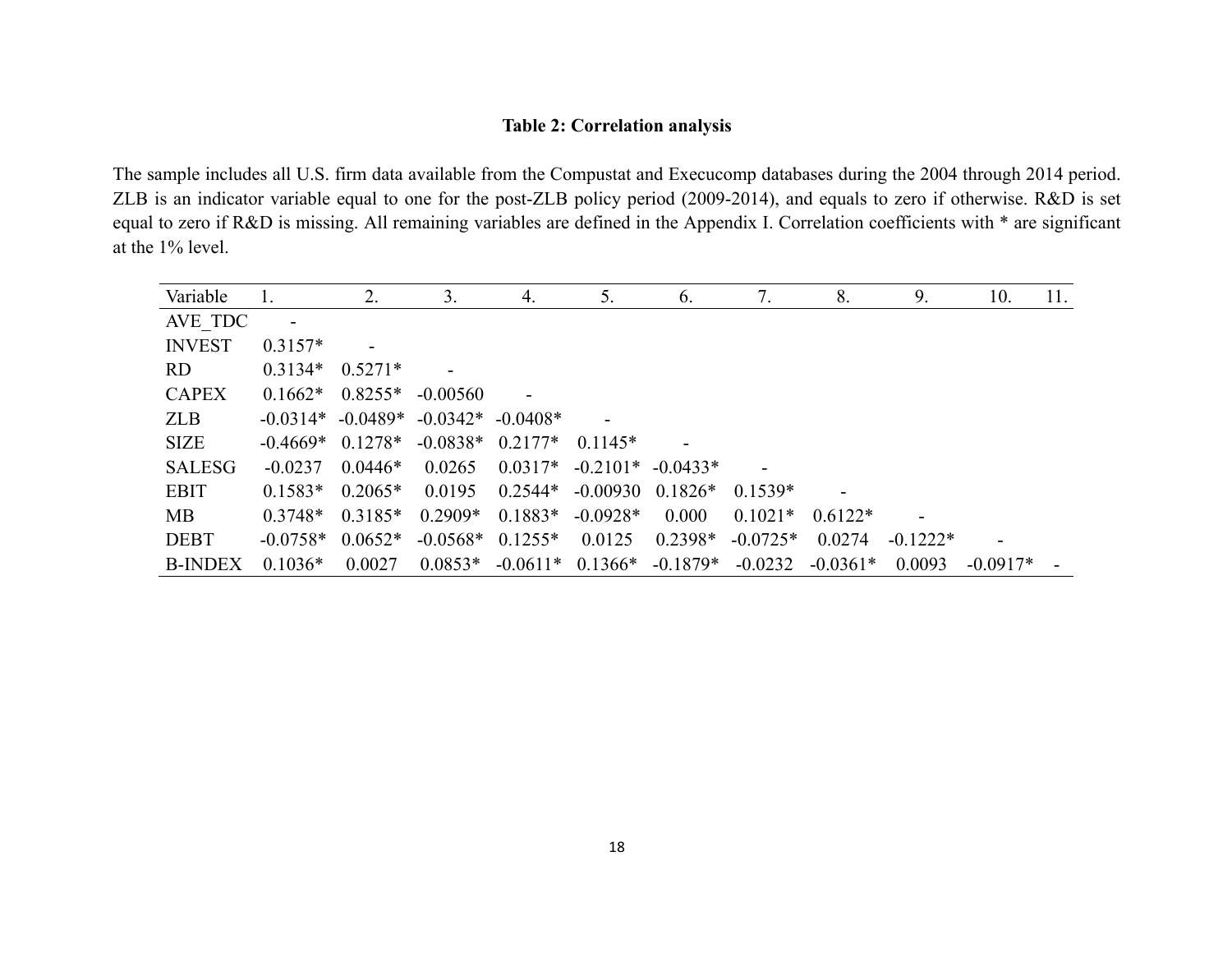**Table 2: Correlation analysis**

The sample includes all U.S. firm data available from the Compustat and Execucomp databases during the 2004 through 2014 period. ZLB is an indicator variable equal to one for the post-ZLB policy period (2009-2014), and equals to zero if otherwise. R&D is set equal to zero if R&D is missing. All remaining variables are defined in the Appendix I. Correlation coefficients with * are significant at the 1% level.

| Variable | 1. | 2. | 3. | 4. | 5. | 6. | 7. | 8. | 9. | 10. | 11. |
|---|---|---|---|---|---|---|---|---|---|---|---|
| AVE_TDC | - | | | | | | | | | | |
| INVEST | 0.3157* | - | | | | | | | | | |
| RD | 0.3134* | 0.5271* | - | | | | | | | | |
| CAPEX | 0.1662* | 0.8255* | -0.00560 | - | | | | | | | |
| ZLB | -0.0314* | -0.0489* | -0.0342* | -0.0408* | - | | | | | | |
| SIZE | -0.4669* | 0.1278* | -0.0838* | 0.2177* | 0.1145* | - | | | | | |
| SALESG | -0.0237 | 0.0446* | 0.0265 | 0.0317* | -0.2101* | -0.0433* | - | | | | |
| EBIT | 0.1583* | 0.2065* | 0.0195 | 0.2544* | -0.00930 | 0.1826* | 0.1539* | - | | | |
| MB | 0.3748* | 0.3185* | 0.2909* | 0.1883* | -0.0928* | 0.000 | 0.1021* | 0.6122* | - | | |
| DEBT | -0.0758* | 0.0652* | -0.0568* | 0.1255* | 0.0125 | 0.2398* | -0.0725* | 0.0274 | -0.1222* | - | |
| B-INDEX | 0.1036* | 0.0027 | 0.0853* | -0.0611* | 0.1366* | -0.1879* | -0.0232 | -0.0361* | 0.0093 | -0.0917* | - |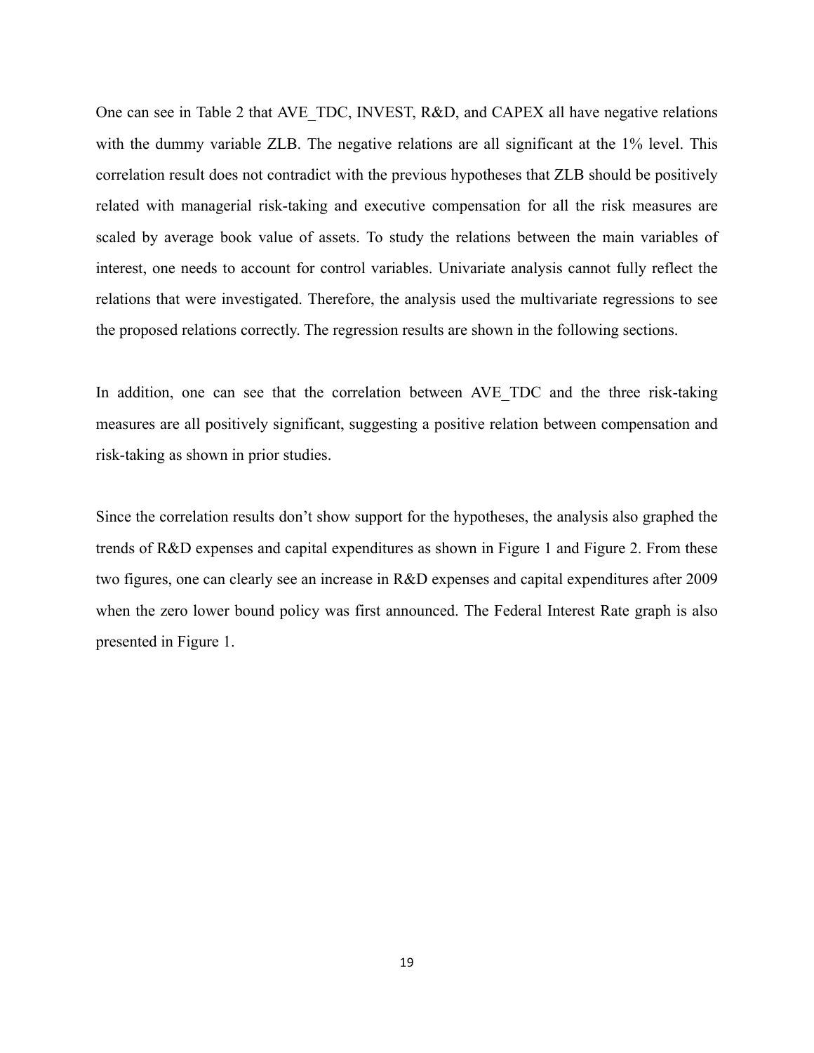One can see in Table 2 that AVE_TDC, INVEST, R&D, and CAPEX all have negative relations with the dummy variable ZLB. The negative relations are all significant at the 1% level. This correlation result does not contradict with the previous hypotheses that ZLB should be positively related with managerial risk-taking and executive compensation for all the risk measures are scaled by average book value of assets. To study the relations between the main variables of interest, one needs to account for control variables. Univariate analysis cannot fully reflect the relations that were investigated. Therefore, the analysis used the multivariate regressions to see the proposed relations correctly. The regression results are shown in the following sections.

In addition, one can see that the correlation between AVE_TDC and the three risk-taking measures are all positively significant, suggesting a positive relation between compensation and risk-taking as shown in prior studies.

Since the correlation results don't show support for the hypotheses, the analysis also graphed the trends of R&D expenses and capital expenditures as shown in Figure 1 and Figure 2. From these two figures, one can clearly see an increase in R&D expenses and capital expenditures after 2009 when the zero lower bound policy was first announced. The Federal Interest Rate graph is also presented in Figure 1.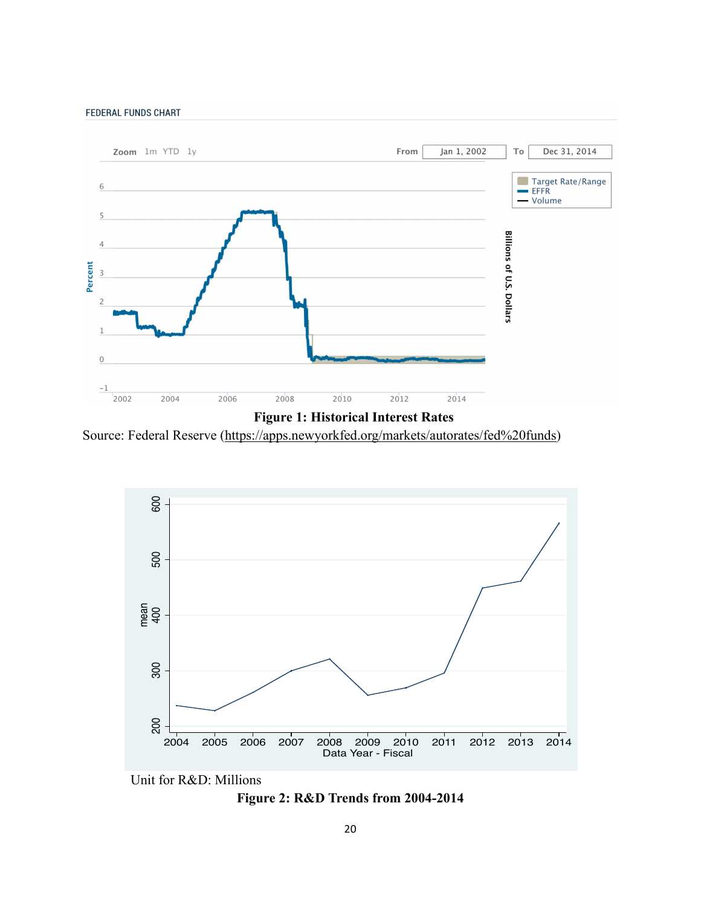**Figure 1: Historical Interest Rates**

Source: Federal Reserve (https://apps.newyorkfed.org/markets/autorates/fed%20funds)

Unit for R&D: Millions

**Figure 2: R&D Trends from 2004-2014**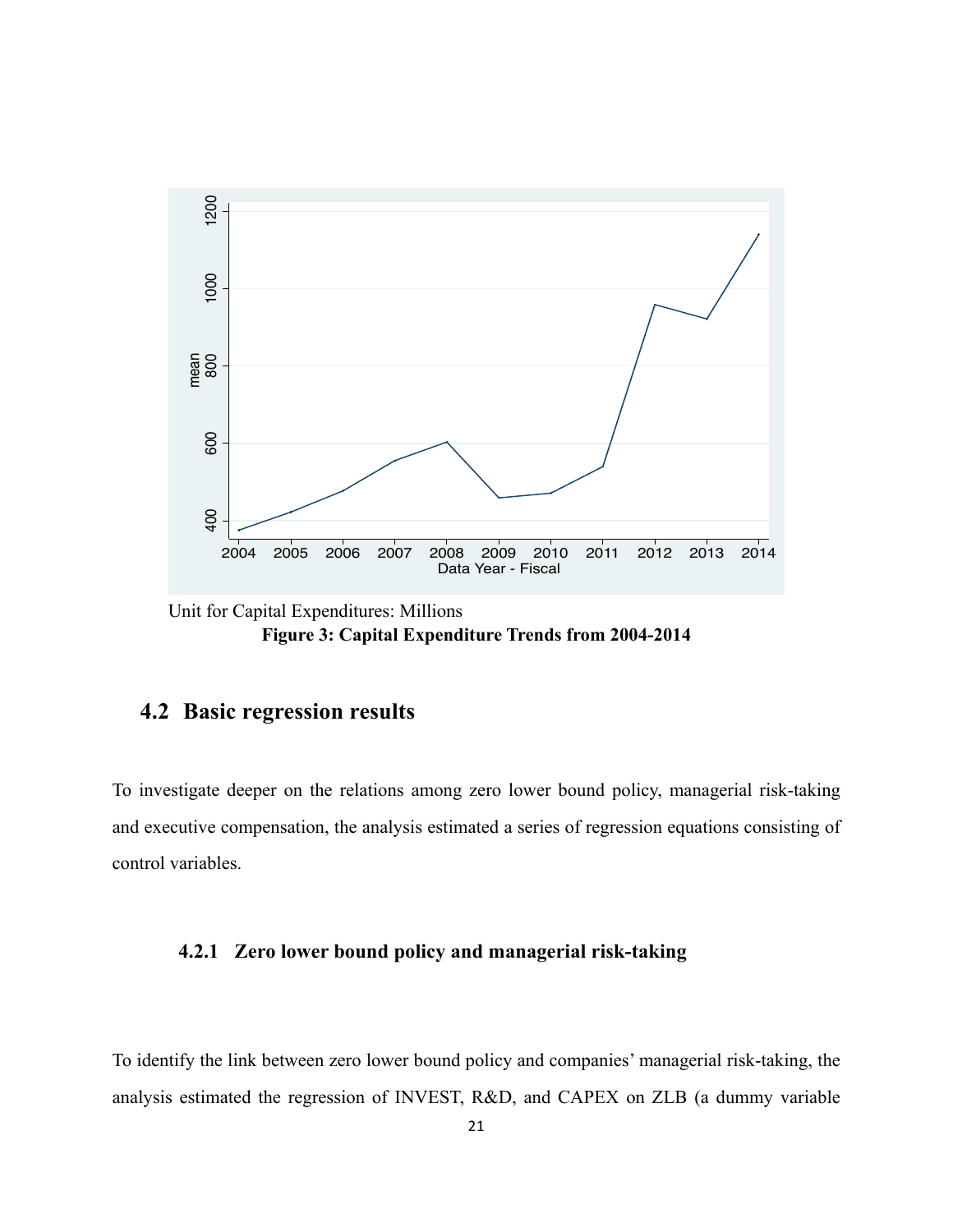Unit for Capital Expenditures: Millions

**Figure 3: Capital Expenditure Trends from 2004-2014**

## 4.2 Basic regression results

To investigate deeper on the relations among zero lower bound policy, managerial risk-taking and executive compensation, the analysis estimated a series of regression equations consisting of control variables.

### 4.2.1 Zero lower bound policy and managerial risk-taking

To identify the link between zero lower bound policy and companies' managerial risk-taking, the analysis estimated the regression of INVEST, R&D, and CAPEX on ZLB (a dummy variable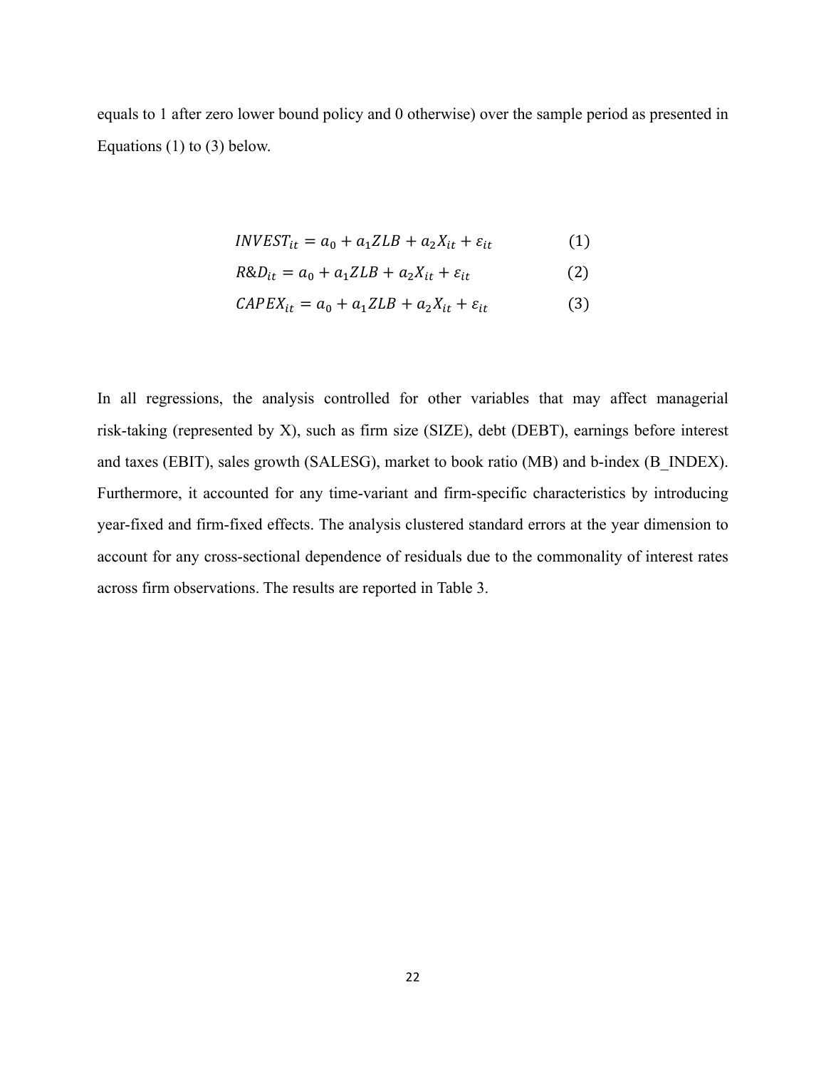equals to 1 after zero lower bound policy and 0 otherwise) over the sample period as presented in Equations (1) to (3) below.

$$INVEST_{it} = a_0 + a_1 ZLB + a_2 X_{it} + \varepsilon_{it} \qquad (1)$$

$$R\&D_{it} = a_0 + a_1 ZLB + a_2 X_{it} + \varepsilon_{it} \qquad (2)$$

$$CAPEX_{it} = a_0 + a_1 ZLB + a_2 X_{it} + \varepsilon_{it} \qquad (3)$$

In all regressions, the analysis controlled for other variables that may affect managerial risk-taking (represented by X), such as firm size (SIZE), debt (DEBT), earnings before interest and taxes (EBIT), sales growth (SALESG), market to book ratio (MB) and b-index (B_INDEX). Furthermore, it accounted for any time-variant and firm-specific characteristics by introducing year-fixed and firm-fixed effects. The analysis clustered standard errors at the year dimension to account for any cross-sectional dependence of residuals due to the commonality of interest rates across firm observations. The results are reported in Table 3.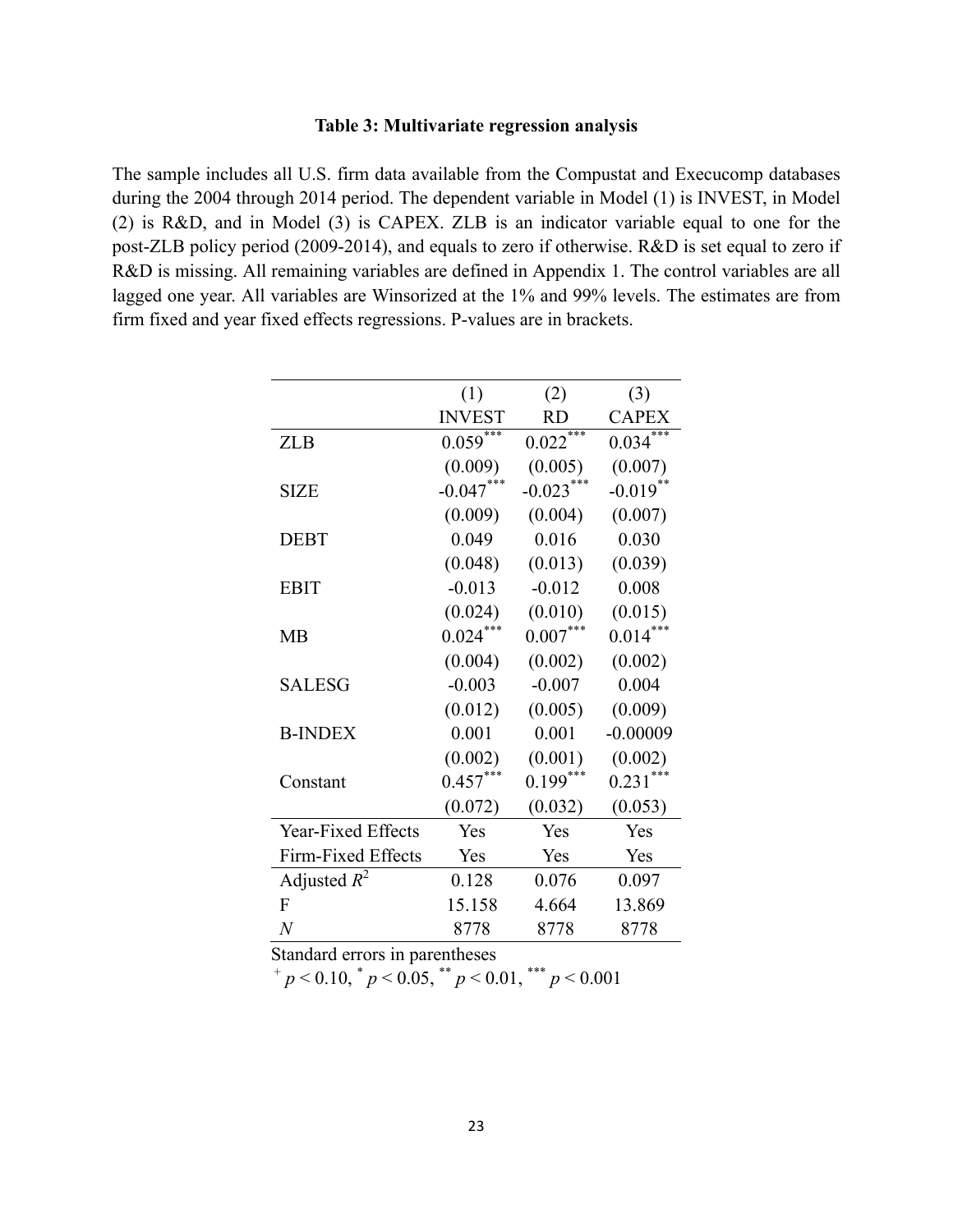**Table 3: Multivariate regression analysis**

The sample includes all U.S. firm data available from the Compustat and Execucomp databases during the 2004 through 2014 period. The dependent variable in Model (1) is INVEST, in Model (2) is R&D, and in Model (3) is CAPEX. ZLB is an indicator variable equal to one for the post-ZLB policy period (2009-2014), and equals to zero if otherwise. R&D is set equal to zero if R&D is missing. All remaining variables are defined in Appendix 1. The control variables are all lagged one year. All variables are Winsorized at the 1% and 99% levels. The estimates are from firm fixed and year fixed effects regressions. P-values are in brackets.

| | (1) | (2) | (3) |
|---|---|---|---|
| | INVEST | RD | CAPEX |
| ZLB | $0.059^{***}$ | $0.022^{***}$ | $0.034^{***}$ |
| | (0.009) | (0.005) | (0.007) |
| SIZE | $-0.047^{***}$ | $-0.023^{***}$ | $-0.019^{**}$ |
| | (0.009) | (0.004) | (0.007) |
| DEBT | 0.049 | 0.016 | 0.030 |
| | (0.048) | (0.013) | (0.039) |
| EBIT | -0.013 | -0.012 | 0.008 |
| | (0.024) | (0.010) | (0.015) |
| MB | $0.024^{***}$ | $0.007^{***}$ | $0.014^{***}$ |
| | (0.004) | (0.002) | (0.002) |
| SALESG | -0.003 | -0.007 | 0.004 |
| | (0.012) | (0.005) | (0.009) |
| B-INDEX | 0.001 | 0.001 | -0.00009 |
| | (0.002) | (0.001) | (0.002) |
| Constant | $0.457^{***}$ | $0.199^{***}$ | $0.231^{***}$ |
| | (0.072) | (0.032) | (0.053) |
| Year-Fixed Effects | Yes | Yes | Yes |
| Firm-Fixed Effects | Yes | Yes | Yes |
| Adjusted $R^2$ | 0.128 | 0.076 | 0.097 |
| F | 15.158 | 4.664 | 13.869 |
| $N$ | 8778 | 8778 | 8778 |

Standard errors in parentheses

$^{+}$ $p < 0.10$, $^{*}$ $p < 0.05$, $^{**}$ $p < 0.01$, $^{***}$ $p < 0.001$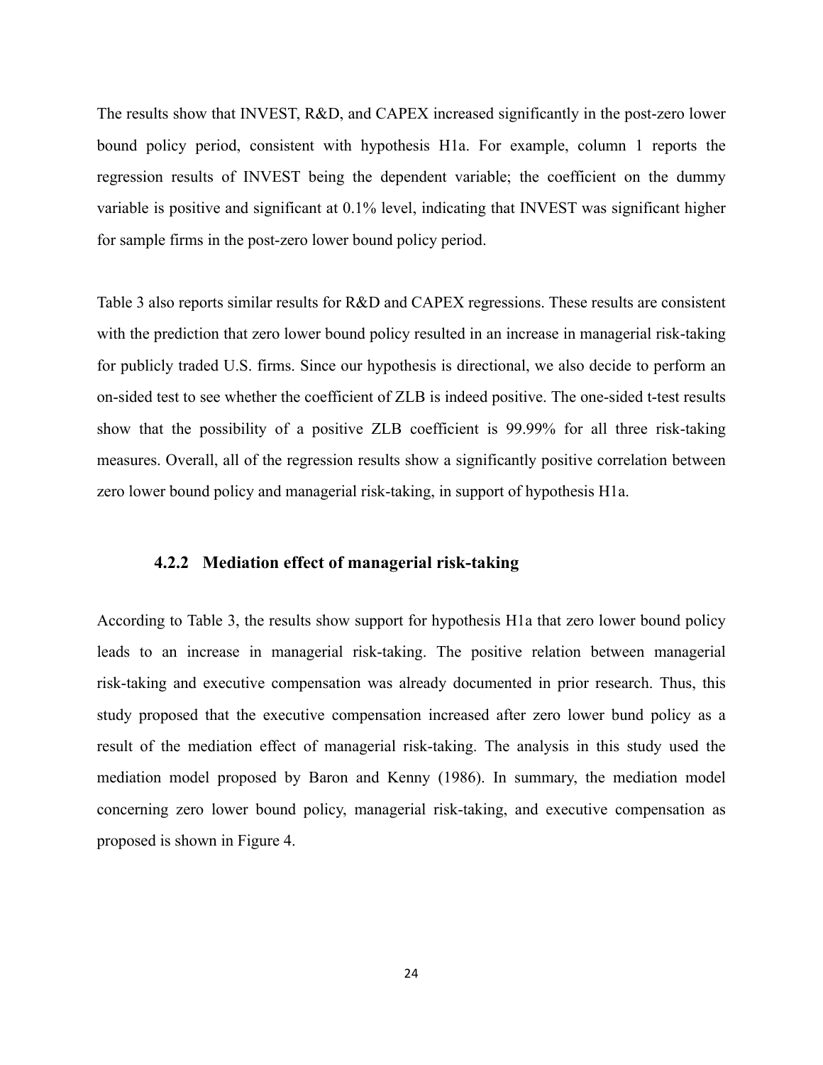The results show that INVEST, R&D, and CAPEX increased significantly in the post-zero lower bound policy period, consistent with hypothesis H1a. For example, column 1 reports the regression results of INVEST being the dependent variable; the coefficient on the dummy variable is positive and significant at 0.1% level, indicating that INVEST was significant higher for sample firms in the post-zero lower bound policy period.

Table 3 also reports similar results for R&D and CAPEX regressions. These results are consistent with the prediction that zero lower bound policy resulted in an increase in managerial risk-taking for publicly traded U.S. firms. Since our hypothesis is directional, we also decide to perform an on-sided test to see whether the coefficient of ZLB is indeed positive. The one-sided t-test results show that the possibility of a positive ZLB coefficient is 99.99% for all three risk-taking measures. Overall, all of the regression results show a significantly positive correlation between zero lower bound policy and managerial risk-taking, in support of hypothesis H1a.

### 4.2.2 Mediation effect of managerial risk-taking

According to Table 3, the results show support for hypothesis H1a that zero lower bound policy leads to an increase in managerial risk-taking. The positive relation between managerial risk-taking and executive compensation was already documented in prior research. Thus, this study proposed that the executive compensation increased after zero lower bund policy as a result of the mediation effect of managerial risk-taking. The analysis in this study used the mediation model proposed by Baron and Kenny (1986). In summary, the mediation model concerning zero lower bound policy, managerial risk-taking, and executive compensation as proposed is shown in Figure 4.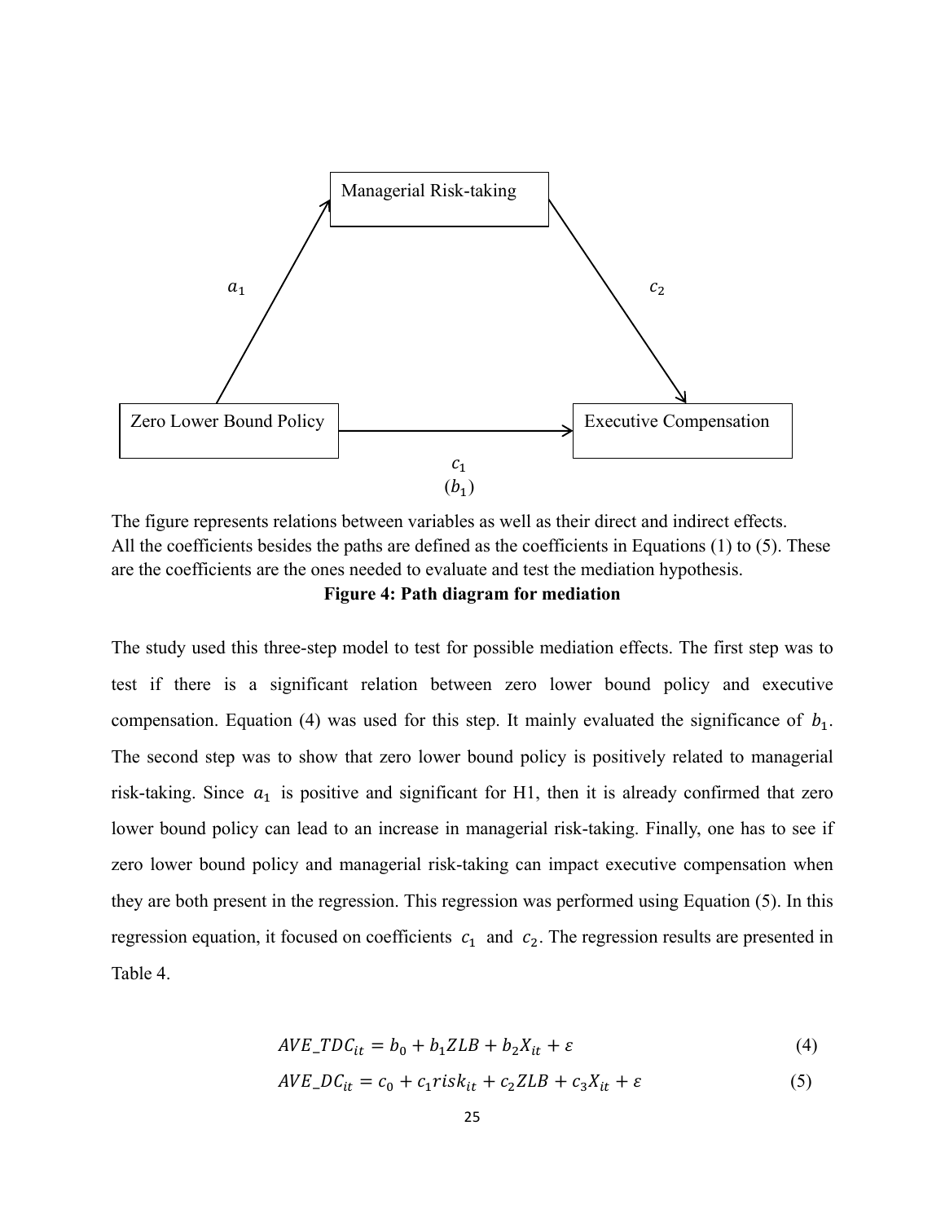Managerial Risk-taking

$a_1$

$c_2$

Zero Lower Bound Policy

Executive Compensation

$c_1$
$(b_1)$

The figure represents relations between variables as well as their direct and indirect effects. All the coefficients besides the paths are defined as the coefficients in Equations (1) to (5). These are the coefficients are the ones needed to evaluate and test the mediation hypothesis.

**Figure 4: Path diagram for mediation**

The study used this three-step model to test for possible mediation effects. The first step was to test if there is a significant relation between zero lower bound policy and executive compensation. Equation (4) was used for this step. It mainly evaluated the significance of $b_1$. The second step was to show that zero lower bound policy is positively related to managerial risk-taking. Since $a_1$ is positive and significant for H1, then it is already confirmed that zero lower bound policy can lead to an increase in managerial risk-taking. Finally, one has to see if zero lower bound policy and managerial risk-taking can impact executive compensation when they are both present in the regression. This regression was performed using Equation (5). In this regression equation, it focused on coefficients $c_1$ and $c_2$. The regression results are presented in Table 4.

$$AVE\_TDC_{it} = b_0 + b_1 ZLB + b_2 X_{it} + \varepsilon \tag{4}$$

$$AVE\_DC_{it} = c_0 + c_1 risk_{it} + c_2 ZLB + c_3 X_{it} + \varepsilon \tag{5}$$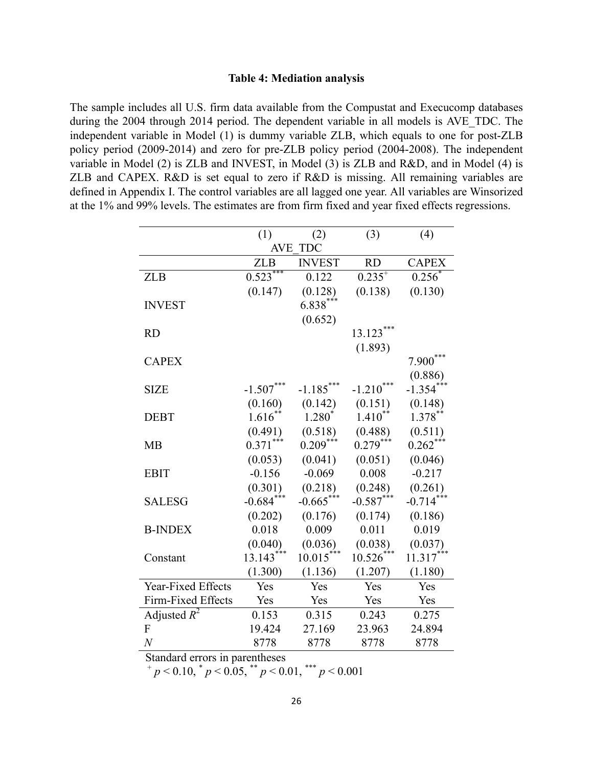**Table 4: Mediation analysis**

The sample includes all U.S. firm data available from the Compustat and Execucomp databases during the 2004 through 2014 period. The dependent variable in all models is AVE_TDC. The independent variable in Model (1) is dummy variable ZLB, which equals to one for post-ZLB policy period (2009-2014) and zero for pre-ZLB policy period (2004-2008). The independent variable in Model (2) is ZLB and INVEST, in Model (3) is ZLB and R&D, and in Model (4) is ZLB and CAPEX. R&D is set equal to zero if R&D is missing. All remaining variables are defined in Appendix I. The control variables are all lagged one year. All variables are Winsorized at the 1% and 99% levels. The estimates are from firm fixed and year fixed effects regressions.

| | (1) | (2) | (3) | (4) |
|---|---|---|---|---|
| | AVE_TDC | | | |
| | ZLB | INVEST | RD | CAPEX |
| ZLB | $0.523^{***}$ | 0.122 | $0.235^{+}$ | $0.256^{*}$ |
| | (0.147) | (0.128) | (0.138) | (0.130) |
| INVEST | | $6.838^{***}$ | | |
| | | (0.652) | | |
| RD | | | $13.123^{***}$ | |
| | | | (1.893) | |
| CAPEX | | | | $7.900^{***}$ |
| | | | | (0.886) |
| SIZE | $-1.507^{***}$ | $-1.185^{***}$ | $-1.210^{***}$ | $-1.354^{***}$ |
| | (0.160) | (0.142) | (0.151) | (0.148) |
| DEBT | $1.616^{**}$ | $1.280^{*}$ | $1.410^{**}$ | $1.378^{**}$ |
| | (0.491) | (0.518) | (0.488) | (0.511) |
| MB | $0.371^{***}$ | $0.209^{***}$ | $0.279^{***}$ | $0.262^{***}$ |
| | (0.053) | (0.041) | (0.051) | (0.046) |
| EBIT | -0.156 | -0.069 | 0.008 | -0.217 |
| | (0.301) | (0.218) | (0.248) | (0.261) |
| SALESG | $-0.684^{***}$ | $-0.665^{***}$ | $-0.587^{***}$ | $-0.714^{***}$ |
| | (0.202) | (0.176) | (0.174) | (0.186) |
| B-INDEX | 0.018 | 0.009 | 0.011 | 0.019 |
| | (0.040) | (0.036) | (0.038) | (0.037) |
| Constant | $13.143^{***}$ | $10.015^{***}$ | $10.526^{***}$ | $11.317^{***}$ |
| | (1.300) | (1.136) | (1.207) | (1.180) |
| Year-Fixed Effects | Yes | Yes | Yes | Yes |
| Firm-Fixed Effects | Yes | Yes | Yes | Yes |
| Adjusted $R^2$ | 0.153 | 0.315 | 0.243 | 0.275 |
| F | 19.424 | 27.169 | 23.963 | 24.894 |
| $N$ | 8778 | 8778 | 8778 | 8778 |

Standard errors in parentheses

$^{+}$ $p < 0.10$, $^{*}$ $p < 0.05$, $^{**}$ $p < 0.01$, $^{***}$ $p < 0.001$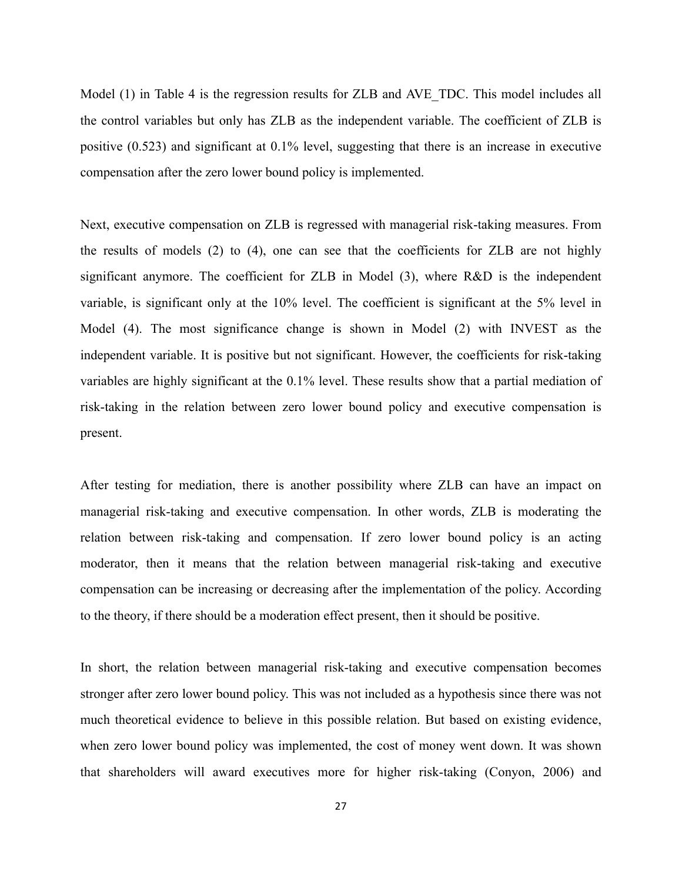Model (1) in Table 4 is the regression results for ZLB and AVE_TDC. This model includes all the control variables but only has ZLB as the independent variable. The coefficient of ZLB is positive (0.523) and significant at 0.1% level, suggesting that there is an increase in executive compensation after the zero lower bound policy is implemented.

Next, executive compensation on ZLB is regressed with managerial risk-taking measures. From the results of models (2) to (4), one can see that the coefficients for ZLB are not highly significant anymore. The coefficient for ZLB in Model (3), where R&D is the independent variable, is significant only at the 10% level. The coefficient is significant at the 5% level in Model (4). The most significance change is shown in Model (2) with INVEST as the independent variable. It is positive but not significant. However, the coefficients for risk-taking variables are highly significant at the 0.1% level. These results show that a partial mediation of risk-taking in the relation between zero lower bound policy and executive compensation is present.

After testing for mediation, there is another possibility where ZLB can have an impact on managerial risk-taking and executive compensation. In other words, ZLB is moderating the relation between risk-taking and compensation. If zero lower bound policy is an acting moderator, then it means that the relation between managerial risk-taking and executive compensation can be increasing or decreasing after the implementation of the policy. According to the theory, if there should be a moderation effect present, then it should be positive.

In short, the relation between managerial risk-taking and executive compensation becomes stronger after zero lower bound policy. This was not included as a hypothesis since there was not much theoretical evidence to believe in this possible relation. But based on existing evidence, when zero lower bound policy was implemented, the cost of money went down. It was shown that shareholders will award executives more for higher risk-taking (Conyon, 2006) and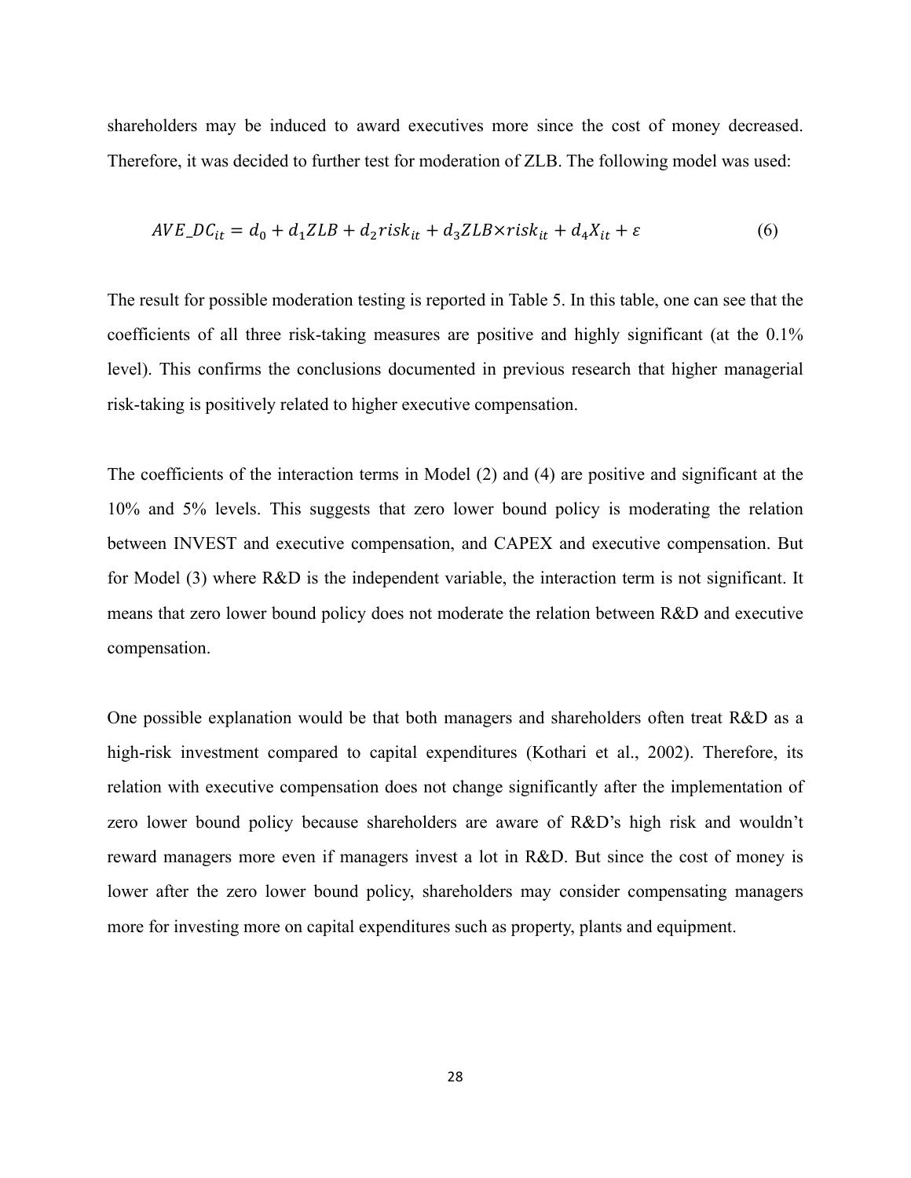shareholders may be induced to award executives more since the cost of money decreased. Therefore, it was decided to further test for moderation of ZLB. The following model was used:

$$AVE\_DC_{it} = d_0 + d_1 ZLB + d_2 risk_{it} + d_3 ZLB \times risk_{it} + d_4 X_{it} + \varepsilon \tag{6}$$

The result for possible moderation testing is reported in Table 5. In this table, one can see that the coefficients of all three risk-taking measures are positive and highly significant (at the 0.1% level). This confirms the conclusions documented in previous research that higher managerial risk-taking is positively related to higher executive compensation.

The coefficients of the interaction terms in Model (2) and (4) are positive and significant at the 10% and 5% levels. This suggests that zero lower bound policy is moderating the relation between INVEST and executive compensation, and CAPEX and executive compensation. But for Model (3) where R&D is the independent variable, the interaction term is not significant. It means that zero lower bound policy does not moderate the relation between R&D and executive compensation.

One possible explanation would be that both managers and shareholders often treat R&D as a high-risk investment compared to capital expenditures (Kothari et al., 2002). Therefore, its relation with executive compensation does not change significantly after the implementation of zero lower bound policy because shareholders are aware of R&D's high risk and wouldn't reward managers more even if managers invest a lot in R&D. But since the cost of money is lower after the zero lower bound policy, shareholders may consider compensating managers more for investing more on capital expenditures such as property, plants and equipment.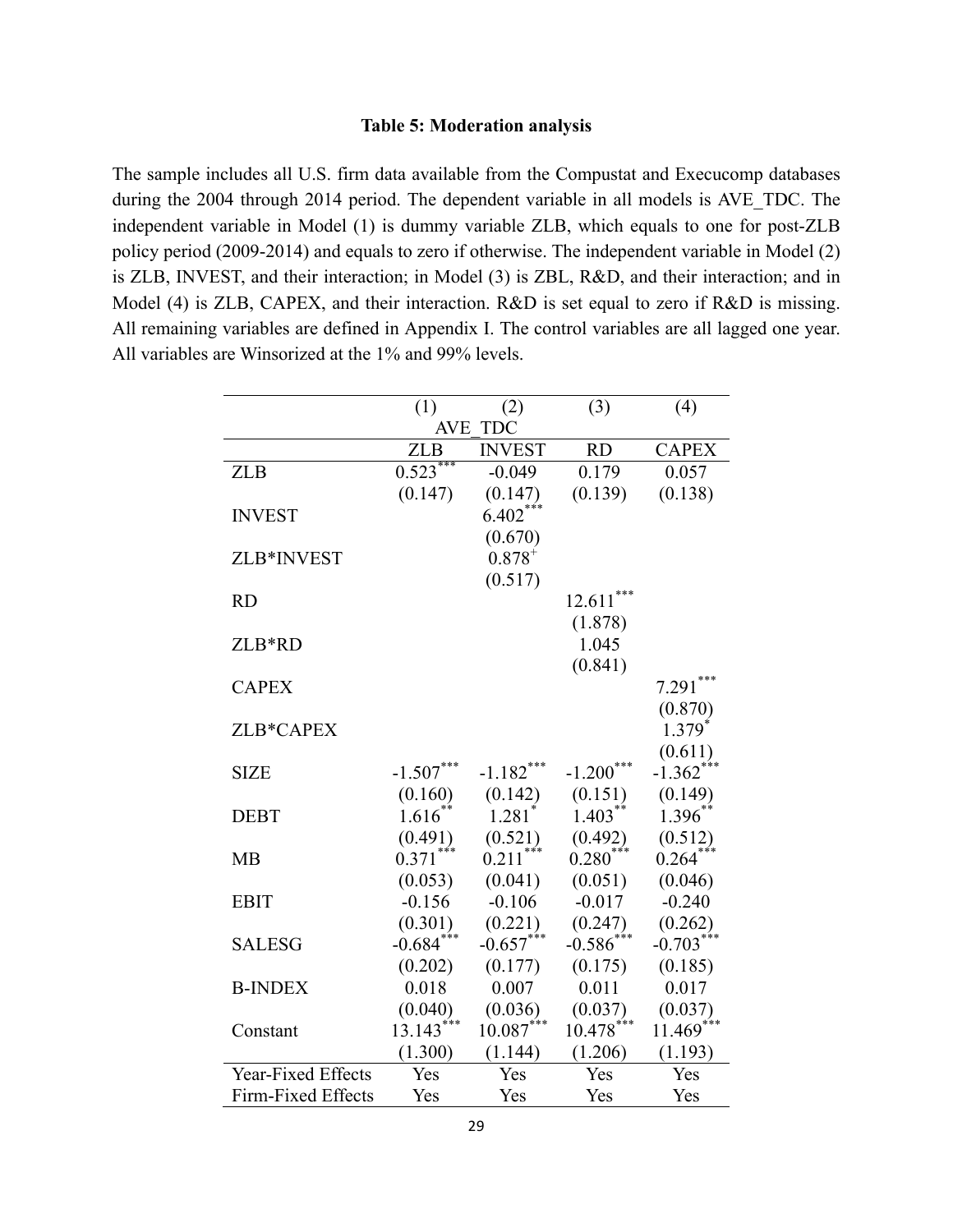**Table 5: Moderation analysis**

The sample includes all U.S. firm data available from the Compustat and Execucomp databases during the 2004 through 2014 period. The dependent variable in all models is AVE_TDC. The independent variable in Model (1) is dummy variable ZLB, which equals to one for post-ZLB policy period (2009-2014) and equals to zero if otherwise. The independent variable in Model (2) is ZLB, INVEST, and their interaction; in Model (3) is ZBL, R&D, and their interaction; and in Model (4) is ZLB, CAPEX, and their interaction. R&D is set equal to zero if R&D is missing. All remaining variables are defined in Appendix I. The control variables are all lagged one year. All variables are Winsorized at the 1% and 99% levels.

| | (1) | (2) | (3) | (4) |
|---|---|---|---|---|
| | AVE_TDC | | | |
| | ZLB | INVEST | RD | CAPEX |
| ZLB | $0.523^{***}$ | -0.049 | 0.179 | 0.057 |
| | (0.147) | (0.147) | (0.139) | (0.138) |
| INVEST | | $6.402^{***}$ | | |
| | | (0.670) | | |
| ZLB*INVEST | | $0.878^{+}$ | | |
| | | (0.517) | | |
| RD | | | $12.611^{***}$ | |
| | | | (1.878) | |
| ZLB*RD | | | 1.045 | |
| | | | (0.841) | |
| CAPEX | | | | $7.291^{***}$ |
| | | | | (0.870) |
| ZLB*CAPEX | | | | $1.379^{*}$ |
| | | | | (0.611) |
| SIZE | $-1.507^{***}$ | $-1.182^{***}$ | $-1.200^{***}$ | $-1.362^{***}$ |
| | (0.160) | (0.142) | (0.151) | (0.149) |
| DEBT | $1.616^{**}$ | $1.281^{*}$ | $1.403^{**}$ | $1.396^{**}$ |
| | (0.491) | (0.521) | (0.492) | (0.512) |
| MB | $0.371^{***}$ | $0.211^{***}$ | $0.280^{***}$ | $0.264^{***}$ |
| | (0.053) | (0.041) | (0.051) | (0.046) |
| EBIT | -0.156 | -0.106 | -0.017 | -0.240 |
| | (0.301) | (0.221) | (0.247) | (0.262) |
| SALESG | $-0.684^{***}$ | $-0.657^{***}$ | $-0.586^{***}$ | $-0.703^{***}$ |
| | (0.202) | (0.177) | (0.175) | (0.185) |
| B-INDEX | 0.018 | 0.007 | 0.011 | 0.017 |
| | (0.040) | (0.036) | (0.037) | (0.037) |
| Constant | $13.143^{***}$ | $10.087^{***}$ | $10.478^{***}$ | $11.469^{***}$ |
| | (1.300) | (1.144) | (1.206) | (1.193) |
| Year-Fixed Effects | Yes | Yes | Yes | Yes |
| Firm-Fixed Effects | Yes | Yes | Yes | Yes |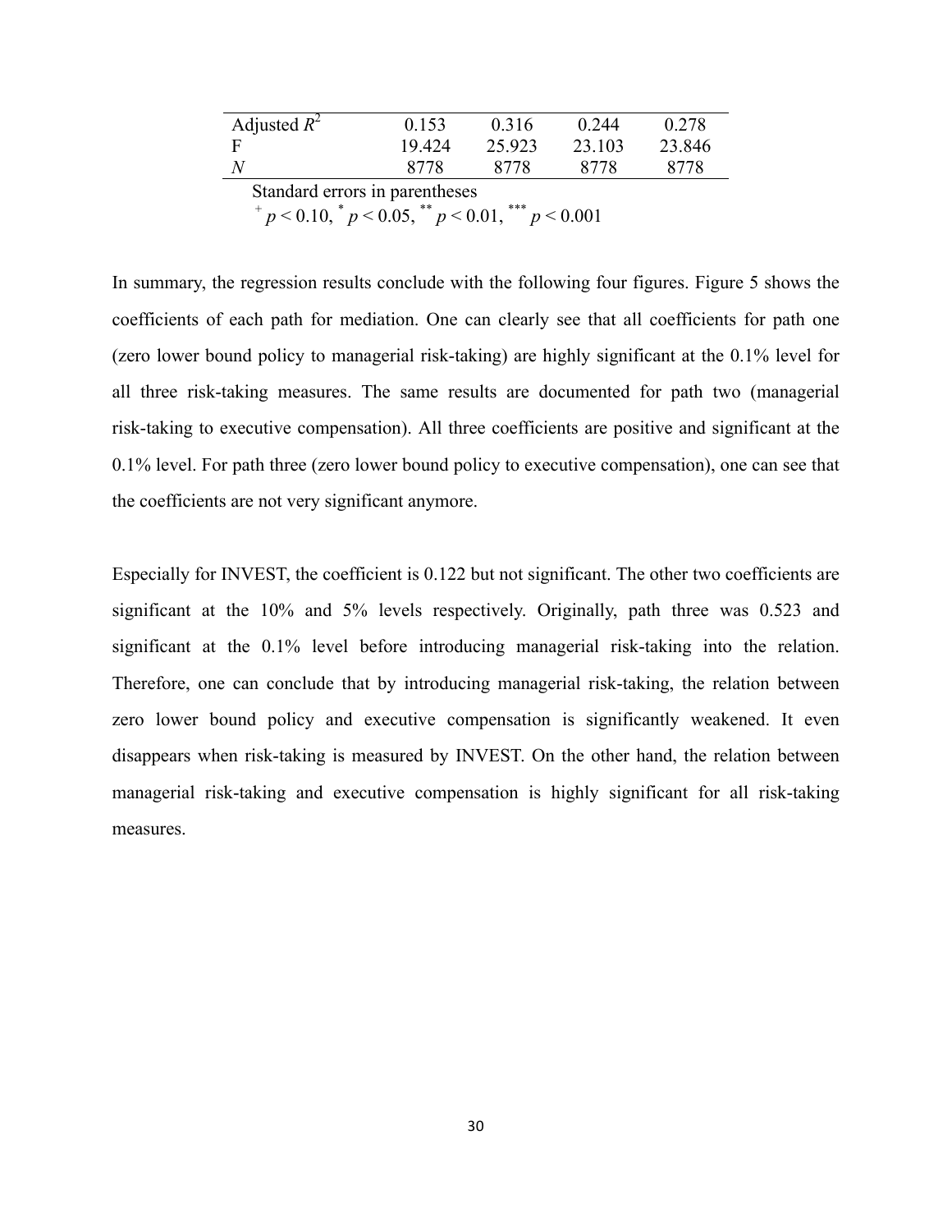| Adjusted $R^2$ | 0.153 | 0.316 | 0.244 | 0.278 |
|---|---|---|---|---|
| F | 19.424 | 25.923 | 23.103 | 23.846 |
| $N$ | 8778 | 8778 | 8778 | 8778 |

Standard errors in parentheses

$^{+}$ $p < 0.10$, $^{*}$ $p < 0.05$, $^{**}$ $p < 0.01$, $^{***}$ $p < 0.001$

In summary, the regression results conclude with the following four figures. Figure 5 shows the coefficients of each path for mediation. One can clearly see that all coefficients for path one (zero lower bound policy to managerial risk-taking) are highly significant at the 0.1% level for all three risk-taking measures. The same results are documented for path two (managerial risk-taking to executive compensation). All three coefficients are positive and significant at the 0.1% level. For path three (zero lower bound policy to executive compensation), one can see that the coefficients are not very significant anymore.

Especially for INVEST, the coefficient is 0.122 but not significant. The other two coefficients are significant at the 10% and 5% levels respectively. Originally, path three was 0.523 and significant at the 0.1% level before introducing managerial risk-taking into the relation. Therefore, one can conclude that by introducing managerial risk-taking, the relation between zero lower bound policy and executive compensation is significantly weakened. It even disappears when risk-taking is measured by INVEST. On the other hand, the relation between managerial risk-taking and executive compensation is highly significant for all risk-taking measures.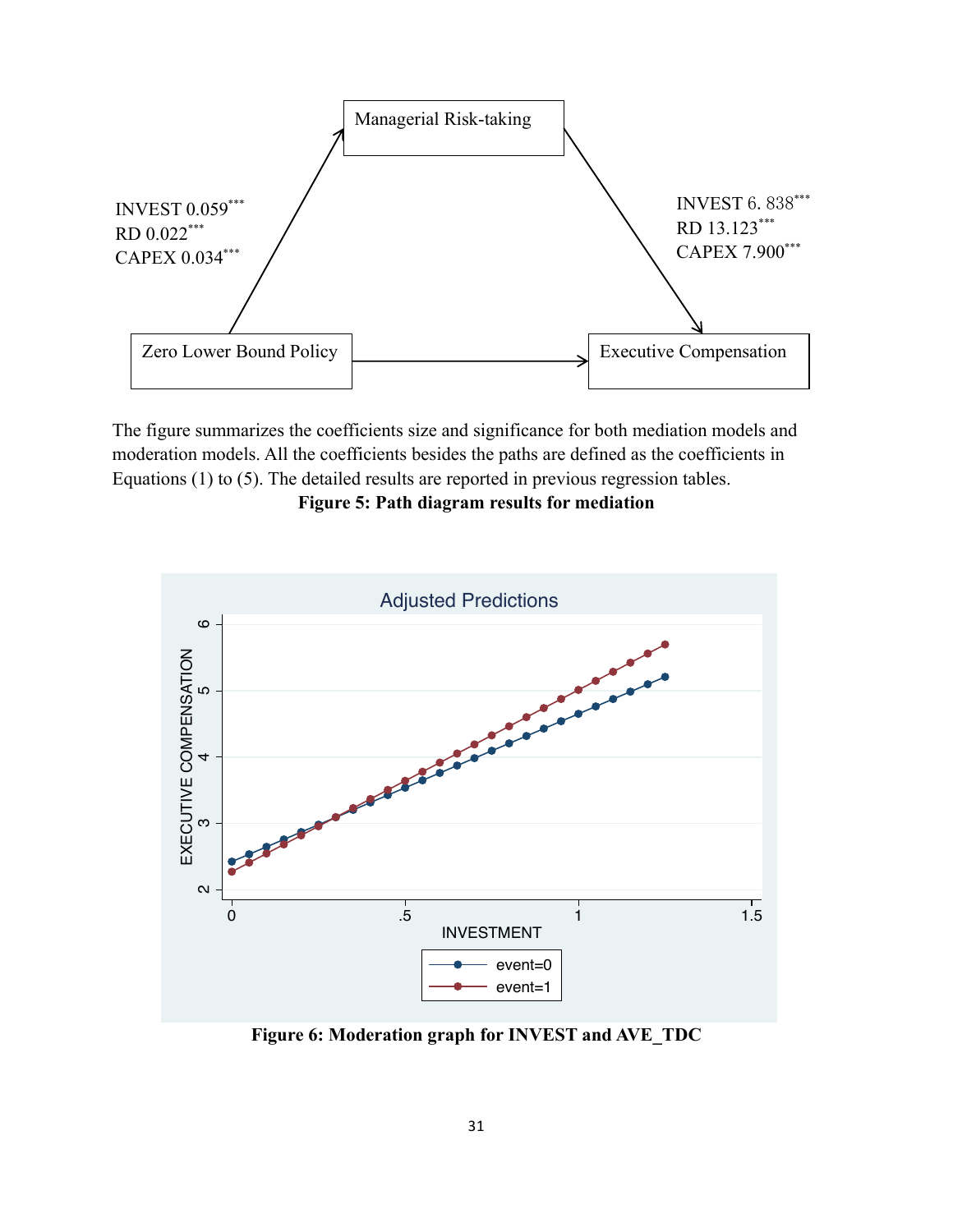Managerial Risk-taking

INVEST 0.059***
RD 0.022***
CAPEX 0.034***

INVEST 6. 838***
RD 13.123***
CAPEX 7.900***

Zero Lower Bound Policy

Executive Compensation

The figure summarizes the coefficients size and significance for both mediation models and moderation models. All the coefficients besides the paths are defined as the coefficients in Equations (1) to (5). The detailed results are reported in previous regression tables.

**Figure 5: Path diagram results for mediation**

Adjusted Predictions

EXECUTIVE COMPENSATION

INVESTMENT

event=0
event=1

**Figure 6: Moderation graph for INVEST and AVE_TDC**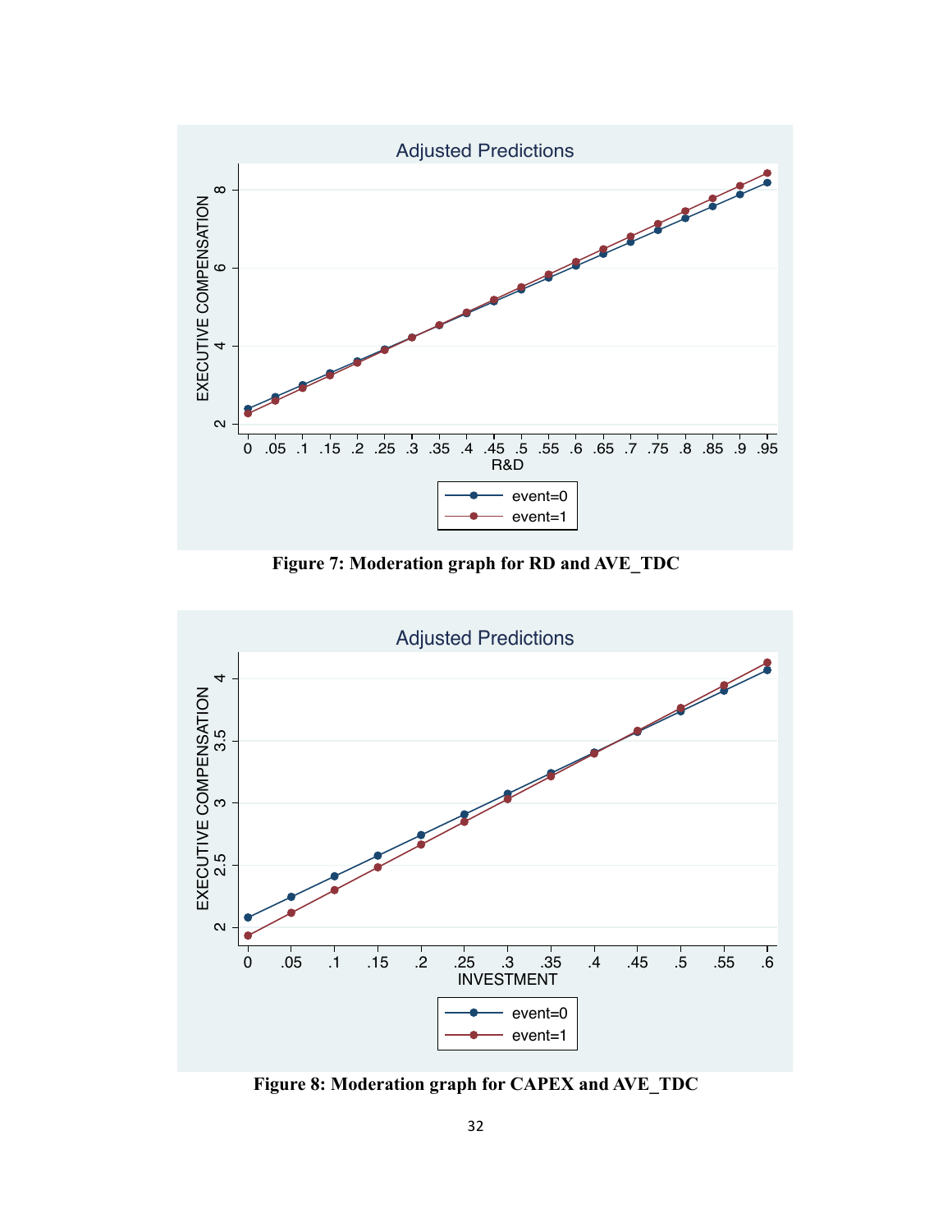**Figure 7: Moderation graph for RD and AVE_TDC**

**Figure 8: Moderation graph for CAPEX and AVE_TDC**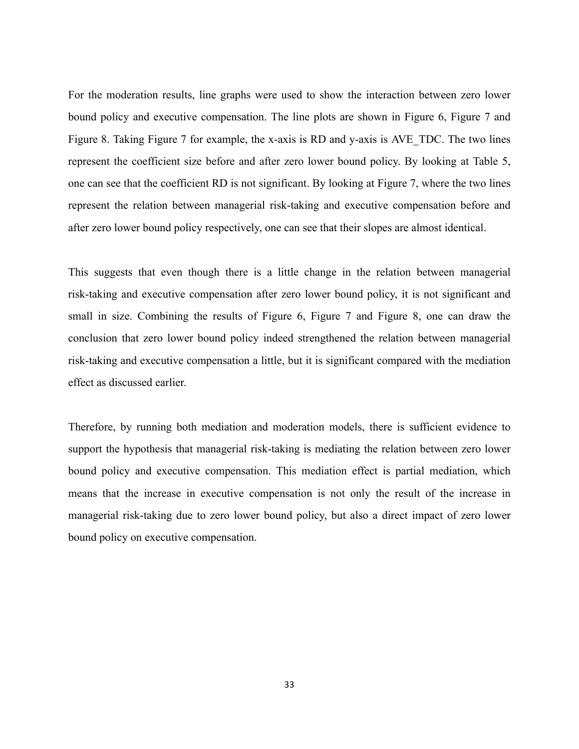For the moderation results, line graphs were used to show the interaction between zero lower bound policy and executive compensation. The line plots are shown in Figure 6, Figure 7 and Figure 8. Taking Figure 7 for example, the x-axis is RD and y-axis is AVE_TDC. The two lines represent the coefficient size before and after zero lower bound policy. By looking at Table 5, one can see that the coefficient RD is not significant. By looking at Figure 7, where the two lines represent the relation between managerial risk-taking and executive compensation before and after zero lower bound policy respectively, one can see that their slopes are almost identical.

This suggests that even though there is a little change in the relation between managerial risk-taking and executive compensation after zero lower bound policy, it is not significant and small in size. Combining the results of Figure 6, Figure 7 and Figure 8, one can draw the conclusion that zero lower bound policy indeed strengthened the relation between managerial risk-taking and executive compensation a little, but it is significant compared with the mediation effect as discussed earlier.

Therefore, by running both mediation and moderation models, there is sufficient evidence to support the hypothesis that managerial risk-taking is mediating the relation between zero lower bound policy and executive compensation. This mediation effect is partial mediation, which means that the increase in executive compensation is not only the result of the increase in managerial risk-taking due to zero lower bound policy, but also a direct impact of zero lower bound policy on executive compensation.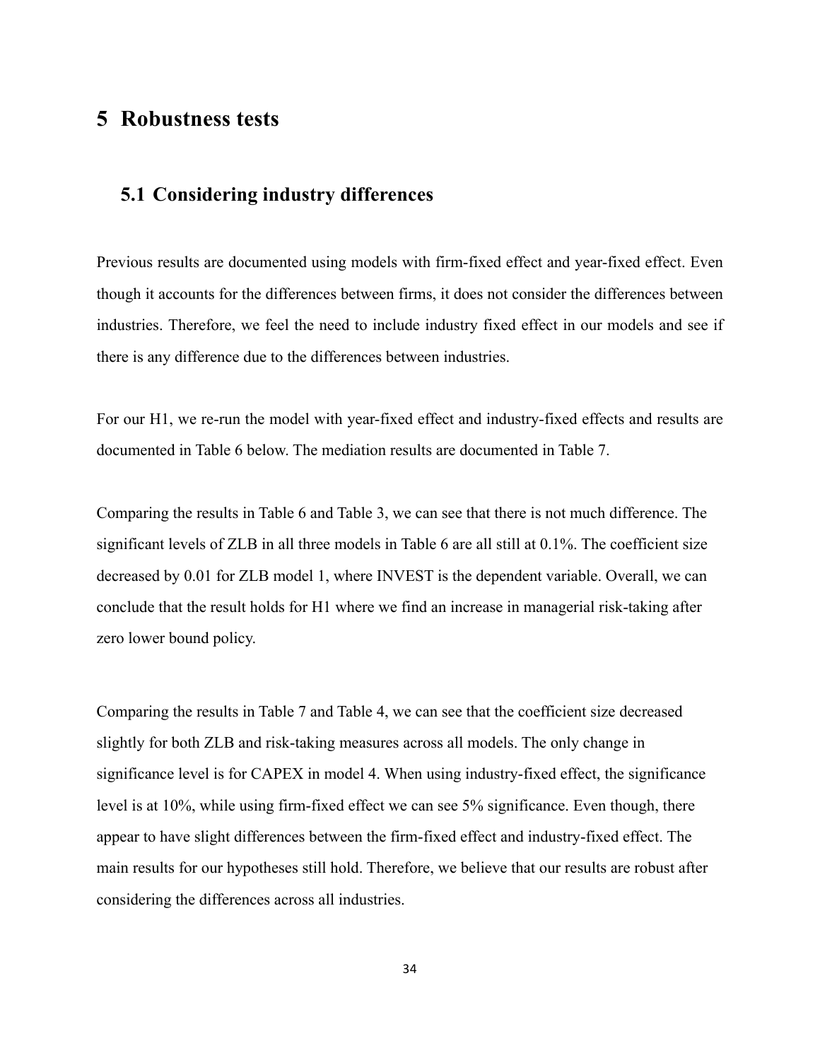# 5 Robustness tests

## 5.1 Considering industry differences

Previous results are documented using models with firm-fixed effect and year-fixed effect. Even though it accounts for the differences between firms, it does not consider the differences between industries. Therefore, we feel the need to include industry fixed effect in our models and see if there is any difference due to the differences between industries.

For our H1, we re-run the model with year-fixed effect and industry-fixed effects and results are documented in Table 6 below. The mediation results are documented in Table 7.

Comparing the results in Table 6 and Table 3, we can see that there is not much difference. The significant levels of ZLB in all three models in Table 6 are all still at 0.1%. The coefficient size decreased by 0.01 for ZLB model 1, where INVEST is the dependent variable. Overall, we can conclude that the result holds for H1 where we find an increase in managerial risk-taking after zero lower bound policy.

Comparing the results in Table 7 and Table 4, we can see that the coefficient size decreased slightly for both ZLB and risk-taking measures across all models. The only change in significance level is for CAPEX in model 4. When using industry-fixed effect, the significance level is at 10%, while using firm-fixed effect we can see 5% significance. Even though, there appear to have slight differences between the firm-fixed effect and industry-fixed effect. The main results for our hypotheses still hold. Therefore, we believe that our results are robust after considering the differences across all industries.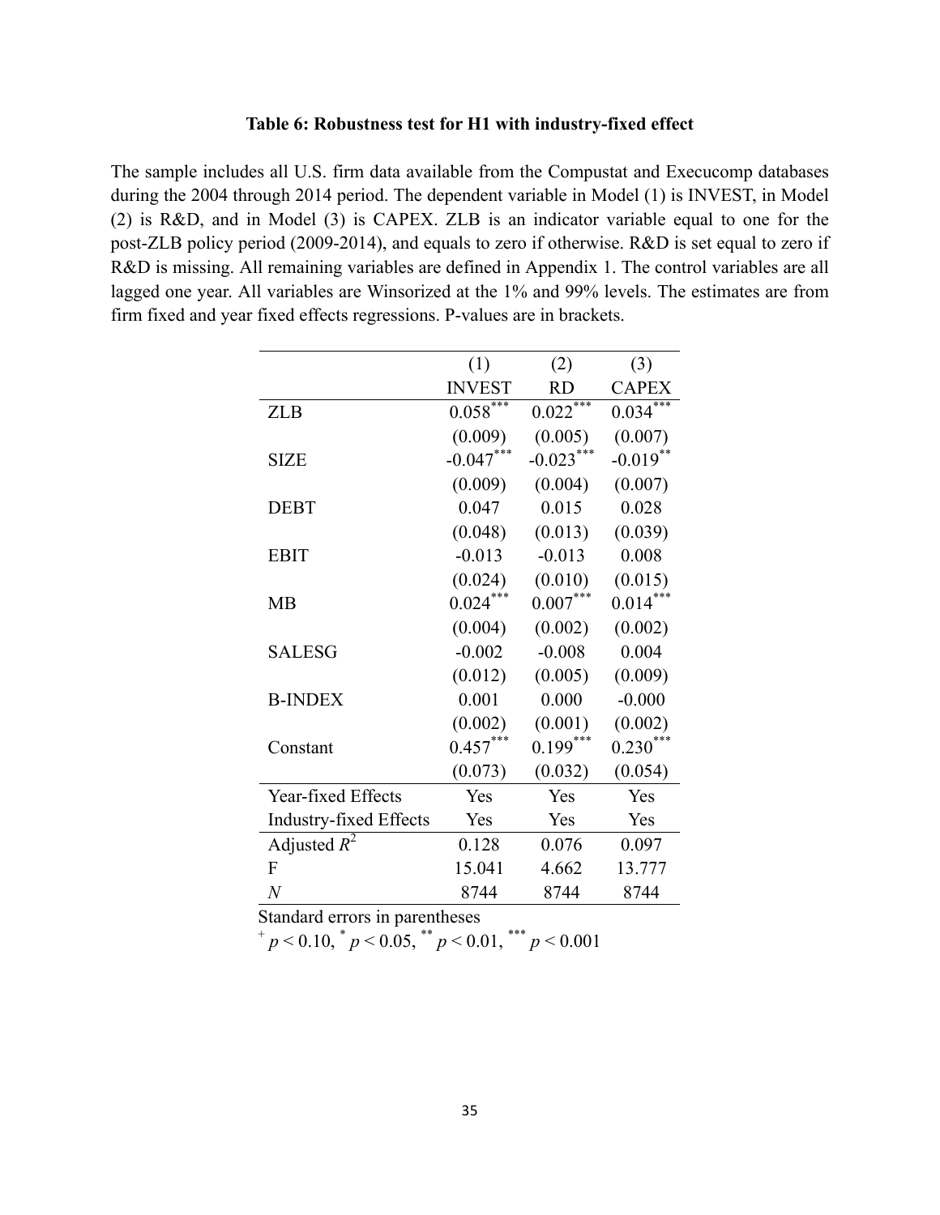**Table 6: Robustness test for H1 with industry-fixed effect**

The sample includes all U.S. firm data available from the Compustat and Execucomp databases during the 2004 through 2014 period. The dependent variable in Model (1) is INVEST, in Model (2) is R&D, and in Model (3) is CAPEX. ZLB is an indicator variable equal to one for the post-ZLB policy period (2009-2014), and equals to zero if otherwise. R&D is set equal to zero if R&D is missing. All remaining variables are defined in Appendix 1. The control variables are all lagged one year. All variables are Winsorized at the 1% and 99% levels. The estimates are from firm fixed and year fixed effects regressions. P-values are in brackets.

| | (1) | (2) | (3) |
|---|---|---|---|
| | INVEST | RD | CAPEX |
| ZLB | $0.058^{***}$ | $0.022^{***}$ | $0.034^{***}$ |
| | (0.009) | (0.005) | (0.007) |
| SIZE | $-0.047^{***}$ | $-0.023^{***}$ | $-0.019^{**}$ |
| | (0.009) | (0.004) | (0.007) |
| DEBT | 0.047 | 0.015 | 0.028 |
| | (0.048) | (0.013) | (0.039) |
| EBIT | -0.013 | -0.013 | 0.008 |
| | (0.024) | (0.010) | (0.015) |
| MB | $0.024^{***}$ | $0.007^{***}$ | $0.014^{***}$ |
| | (0.004) | (0.002) | (0.002) |
| SALESG | -0.002 | -0.008 | 0.004 |
| | (0.012) | (0.005) | (0.009) |
| B-INDEX | 0.001 | 0.000 | -0.000 |
| | (0.002) | (0.001) | (0.002) |
| Constant | $0.457^{***}$ | $0.199^{***}$ | $0.230^{***}$ |
| | (0.073) | (0.032) | (0.054) |
| Year-fixed Effects | Yes | Yes | Yes |
| Industry-fixed Effects | Yes | Yes | Yes |
| Adjusted $R^2$ | 0.128 | 0.076 | 0.097 |
| F | 15.041 | 4.662 | 13.777 |
| $N$ | 8744 | 8744 | 8744 |

Standard errors in parentheses

$^{+}$ $p < 0.10$, $^{*}$ $p < 0.05$, $^{**}$ $p < 0.01$, $^{***}$ $p < 0.001$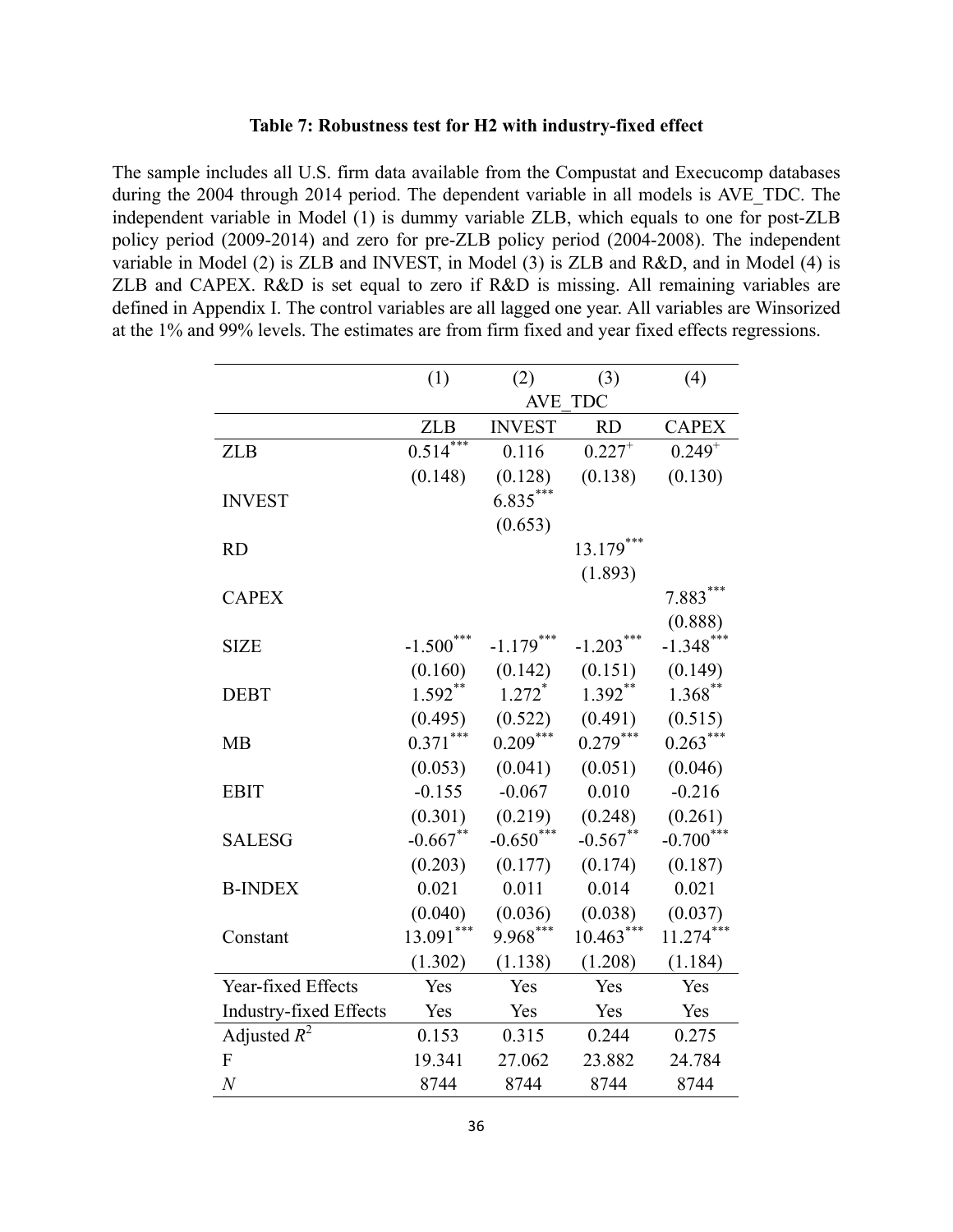**Table 7: Robustness test for H2 with industry-fixed effect**

The sample includes all U.S. firm data available from the Compustat and Execucomp databases during the 2004 through 2014 period. The dependent variable in all models is AVE_TDC. The independent variable in Model (1) is dummy variable ZLB, which equals to one for post-ZLB policy period (2009-2014) and zero for pre-ZLB policy period (2004-2008). The independent variable in Model (2) is ZLB and INVEST, in Model (3) is ZLB and R&D, and in Model (4) is ZLB and CAPEX. R&D is set equal to zero if R&D is missing. All remaining variables are defined in Appendix I. The control variables are all lagged one year. All variables are Winsorized at the 1% and 99% levels. The estimates are from firm fixed and year fixed effects regressions.

| | (1) | (2) | (3) | (4) |
|---|---|---|---|---|
| | AVE_TDC | | | |
| | ZLB | INVEST | RD | CAPEX |
| ZLB | $0.514^{***}$ | 0.116 | $0.227^{+}$ | $0.249^{+}$ |
| | (0.148) | (0.128) | (0.138) | (0.130) |
| INVEST | | $6.835^{***}$ | | |
| | | (0.653) | | |
| RD | | | $13.179^{***}$ | |
| | | | (1.893) | |
| CAPEX | | | | $7.883^{***}$ |
| | | | | (0.888) |
| SIZE | $-1.500^{***}$ | $-1.179^{***}$ | $-1.203^{***}$ | $-1.348^{***}$ |
| | (0.160) | (0.142) | (0.151) | (0.149) |
| DEBT | $1.592^{**}$ | $1.272^{*}$ | $1.392^{**}$ | $1.368^{**}$ |
| | (0.495) | (0.522) | (0.491) | (0.515) |
| MB | $0.371^{***}$ | $0.209^{***}$ | $0.279^{***}$ | $0.263^{***}$ |
| | (0.053) | (0.041) | (0.051) | (0.046) |
| EBIT | -0.155 | -0.067 | 0.010 | -0.216 |
| | (0.301) | (0.219) | (0.248) | (0.261) |
| SALESG | $-0.667^{**}$ | $-0.650^{***}$ | $-0.567^{**}$ | $-0.700^{***}$ |
| | (0.203) | (0.177) | (0.174) | (0.187) |
| B-INDEX | 0.021 | 0.011 | 0.014 | 0.021 |
| | (0.040) | (0.036) | (0.038) | (0.037) |
| Constant | $13.091^{***}$ | $9.968^{***}$ | $10.463^{***}$ | $11.274^{***}$ |
| | (1.302) | (1.138) | (1.208) | (1.184) |
| Year-fixed Effects | Yes | Yes | Yes | Yes |
| Industry-fixed Effects | Yes | Yes | Yes | Yes |
| Adjusted $R^2$ | 0.153 | 0.315 | 0.244 | 0.275 |
| F | 19.341 | 27.062 | 23.882 | 24.784 |
| $N$ | 8744 | 8744 | 8744 | 8744 |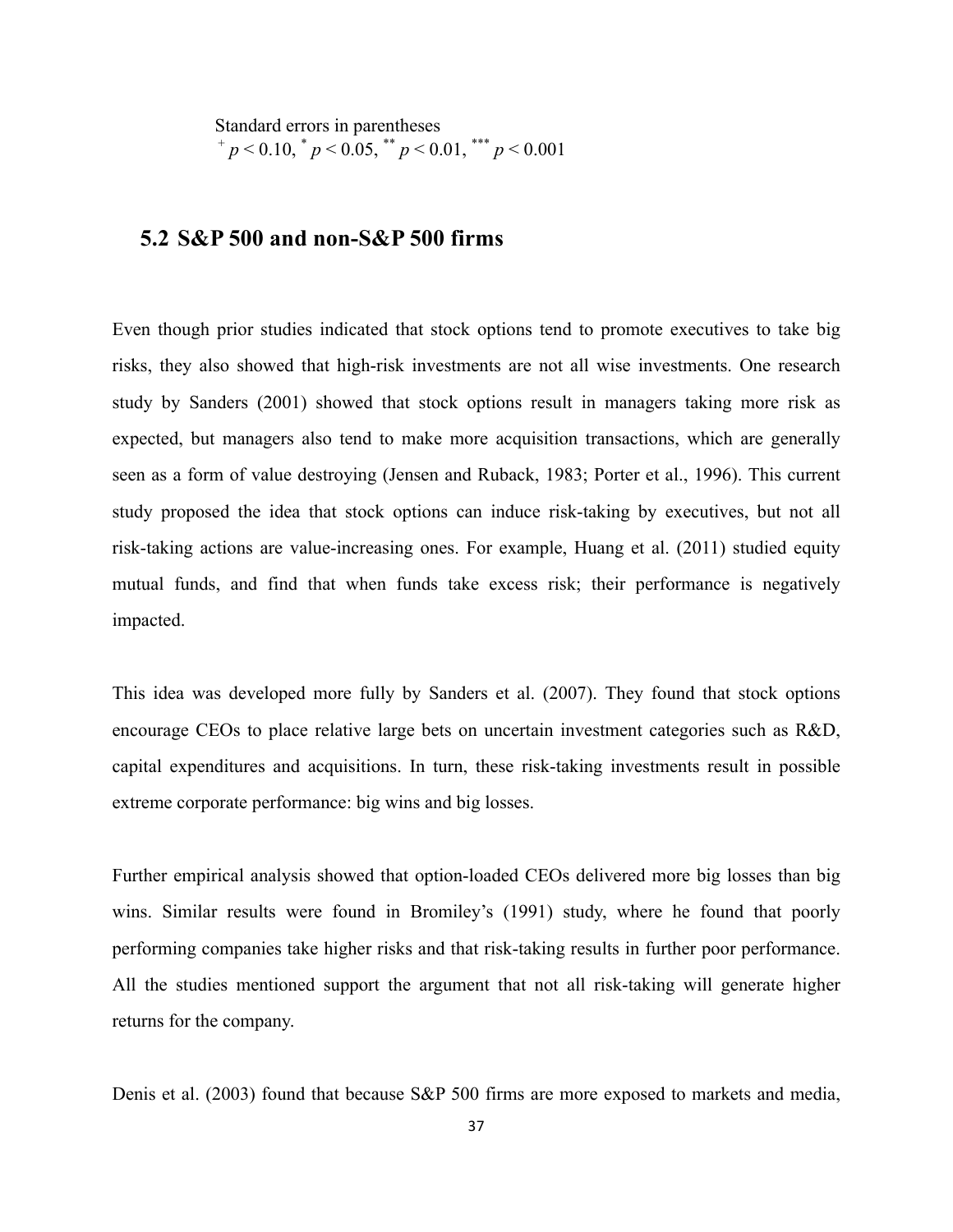Standard errors in parentheses
$^{+}$ $p < 0.10$, $^{*}$ $p < 0.05$, $^{**}$ $p < 0.01$, $^{***}$ $p < 0.001$

## 5.2 S&P 500 and non-S&P 500 firms

Even though prior studies indicated that stock options tend to promote executives to take big risks, they also showed that high-risk investments are not all wise investments. One research study by Sanders (2001) showed that stock options result in managers taking more risk as expected, but managers also tend to make more acquisition transactions, which are generally seen as a form of value destroying (Jensen and Ruback, 1983; Porter et al., 1996). This current study proposed the idea that stock options can induce risk-taking by executives, but not all risk-taking actions are value-increasing ones. For example, Huang et al. (2011) studied equity mutual funds, and find that when funds take excess risk; their performance is negatively impacted.

This idea was developed more fully by Sanders et al. (2007). They found that stock options encourage CEOs to place relative large bets on uncertain investment categories such as R&D, capital expenditures and acquisitions. In turn, these risk-taking investments result in possible extreme corporate performance: big wins and big losses.

Further empirical analysis showed that option-loaded CEOs delivered more big losses than big wins. Similar results were found in Bromiley's (1991) study, where he found that poorly performing companies take higher risks and that risk-taking results in further poor performance. All the studies mentioned support the argument that not all risk-taking will generate higher returns for the company.

Denis et al. (2003) found that because S&P 500 firms are more exposed to markets and media,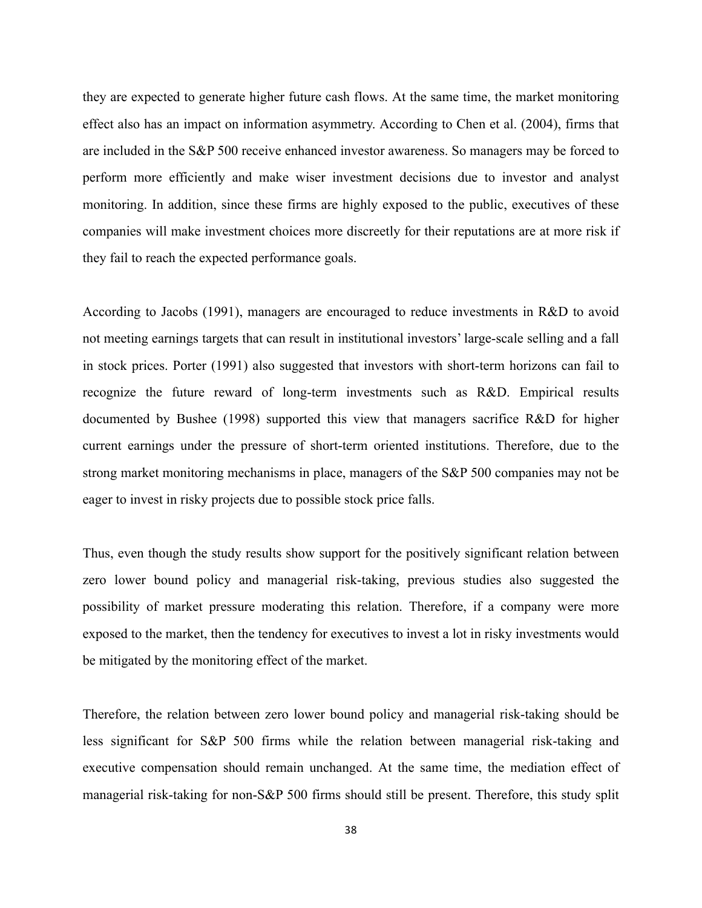they are expected to generate higher future cash flows. At the same time, the market monitoring effect also has an impact on information asymmetry. According to Chen et al. (2004), firms that are included in the S&P 500 receive enhanced investor awareness. So managers may be forced to perform more efficiently and make wiser investment decisions due to investor and analyst monitoring. In addition, since these firms are highly exposed to the public, executives of these companies will make investment choices more discreetly for their reputations are at more risk if they fail to reach the expected performance goals.

According to Jacobs (1991), managers are encouraged to reduce investments in R&D to avoid not meeting earnings targets that can result in institutional investors' large-scale selling and a fall in stock prices. Porter (1991) also suggested that investors with short-term horizons can fail to recognize the future reward of long-term investments such as R&D. Empirical results documented by Bushee (1998) supported this view that managers sacrifice R&D for higher current earnings under the pressure of short-term oriented institutions. Therefore, due to the strong market monitoring mechanisms in place, managers of the S&P 500 companies may not be eager to invest in risky projects due to possible stock price falls.

Thus, even though the study results show support for the positively significant relation between zero lower bound policy and managerial risk-taking, previous studies also suggested the possibility of market pressure moderating this relation. Therefore, if a company were more exposed to the market, then the tendency for executives to invest a lot in risky investments would be mitigated by the monitoring effect of the market.

Therefore, the relation between zero lower bound policy and managerial risk-taking should be less significant for S&P 500 firms while the relation between managerial risk-taking and executive compensation should remain unchanged. At the same time, the mediation effect of managerial risk-taking for non-S&P 500 firms should still be present. Therefore, this study split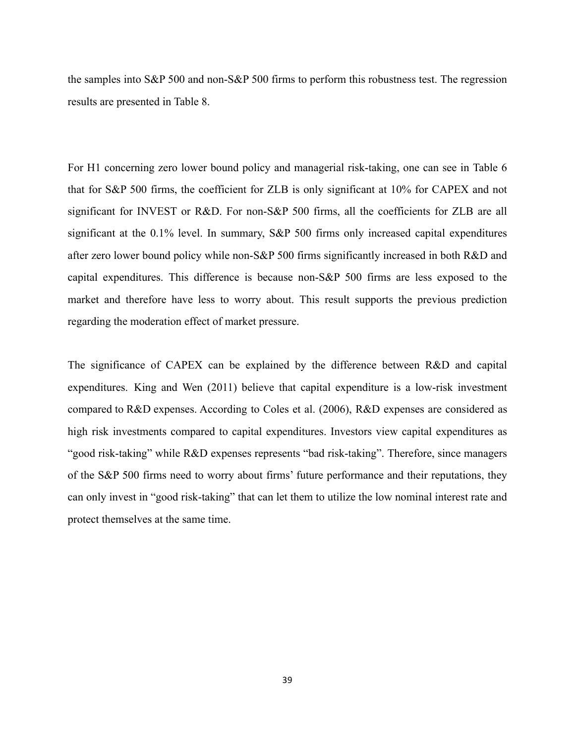the samples into S&P 500 and non-S&P 500 firms to perform this robustness test. The regression results are presented in Table 8.

For H1 concerning zero lower bound policy and managerial risk-taking, one can see in Table 6 that for S&P 500 firms, the coefficient for ZLB is only significant at 10% for CAPEX and not significant for INVEST or R&D. For non-S&P 500 firms, all the coefficients for ZLB are all significant at the 0.1% level. In summary, S&P 500 firms only increased capital expenditures after zero lower bound policy while non-S&P 500 firms significantly increased in both R&D and capital expenditures. This difference is because non-S&P 500 firms are less exposed to the market and therefore have less to worry about. This result supports the previous prediction regarding the moderation effect of market pressure.

The significance of CAPEX can be explained by the difference between R&D and capital expenditures. King and Wen (2011) believe that capital expenditure is a low-risk investment compared to R&D expenses. According to Coles et al. (2006), R&D expenses are considered as high risk investments compared to capital expenditures. Investors view capital expenditures as "good risk-taking" while R&D expenses represents "bad risk-taking". Therefore, since managers of the S&P 500 firms need to worry about firms' future performance and their reputations, they can only invest in "good risk-taking" that can let them to utilize the low nominal interest rate and protect themselves at the same time.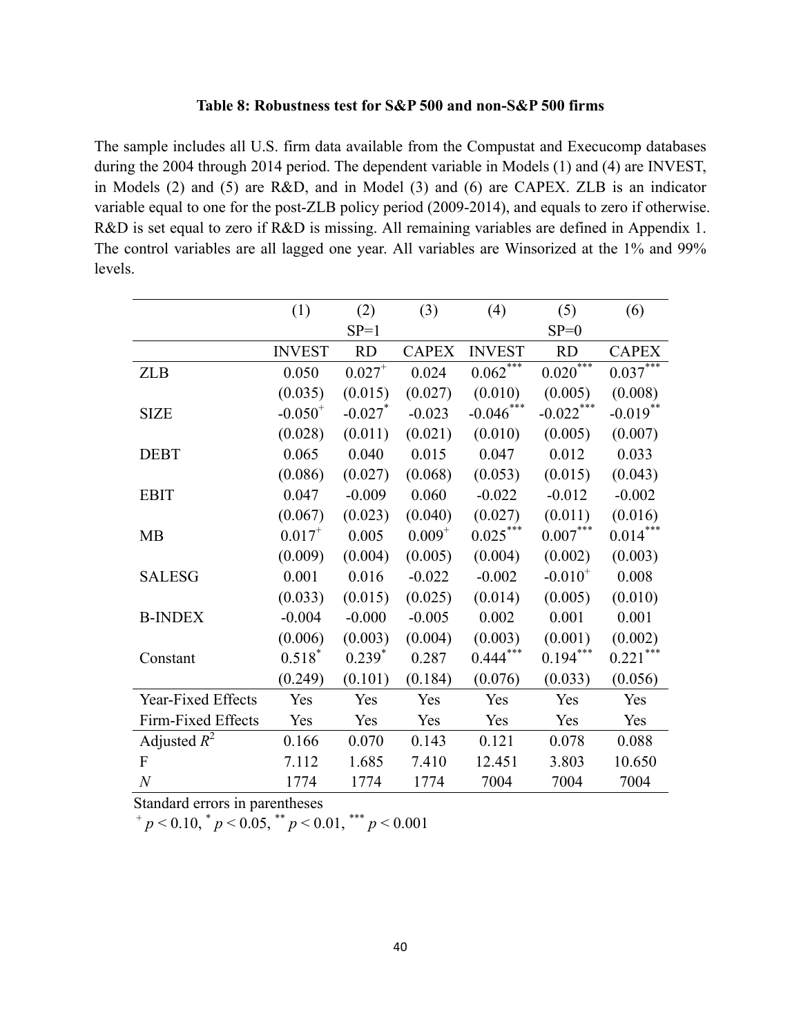**Table 8: Robustness test for S&P 500 and non-S&P 500 firms**

The sample includes all U.S. firm data available from the Compustat and Execucomp databases during the 2004 through 2014 period. The dependent variable in Models (1) and (4) are INVEST, in Models (2) and (5) are R&D, and in Model (3) and (6) are CAPEX. ZLB is an indicator variable equal to one for the post-ZLB policy period (2009-2014), and equals to zero if otherwise. R&D is set equal to zero if R&D is missing. All remaining variables are defined in Appendix 1. The control variables are all lagged one year. All variables are Winsorized at the 1% and 99% levels.

| | (1) | (2) | (3) | (4) | (5) | (6) |
|---|---|---|---|---|---|---|
| | | SP=1 | | | SP=0 | |
| | INVEST | RD | CAPEX | INVEST | RD | CAPEX |
| ZLB | 0.050 | $0.027^{+}$ | 0.024 | $0.062^{***}$ | $0.020^{***}$ | $0.037^{***}$ |
| | (0.035) | (0.015) | (0.027) | (0.010) | (0.005) | (0.008) |
| SIZE | $-0.050^{+}$ | $-0.027^{*}$ | -0.023 | $-0.046^{***}$ | $-0.022^{***}$ | $-0.019^{**}$ |
| | (0.028) | (0.011) | (0.021) | (0.010) | (0.005) | (0.007) |
| DEBT | 0.065 | 0.040 | 0.015 | 0.047 | 0.012 | 0.033 |
| | (0.086) | (0.027) | (0.068) | (0.053) | (0.015) | (0.043) |
| EBIT | 0.047 | -0.009 | 0.060 | -0.022 | -0.012 | -0.002 |
| | (0.067) | (0.023) | (0.040) | (0.027) | (0.011) | (0.016) |
| MB | $0.017^{+}$ | 0.005 | $0.009^{+}$ | $0.025^{***}$ | $0.007^{***}$ | $0.014^{***}$ |
| | (0.009) | (0.004) | (0.005) | (0.004) | (0.002) | (0.003) |
| SALESG | 0.001 | 0.016 | -0.022 | -0.002 | $-0.010^{+}$ | 0.008 |
| | (0.033) | (0.015) | (0.025) | (0.014) | (0.005) | (0.010) |
| B-INDEX | -0.004 | -0.000 | -0.005 | 0.002 | 0.001 | 0.001 |
| | (0.006) | (0.003) | (0.004) | (0.003) | (0.001) | (0.002) |
| Constant | $0.518^{*}$ | $0.239^{*}$ | 0.287 | $0.444^{***}$ | $0.194^{***}$ | $0.221^{***}$ |
| | (0.249) | (0.101) | (0.184) | (0.076) | (0.033) | (0.056) |
| Year-Fixed Effects | Yes | Yes | Yes | Yes | Yes | Yes |
| Firm-Fixed Effects | Yes | Yes | Yes | Yes | Yes | Yes |
| Adjusted $R^2$ | 0.166 | 0.070 | 0.143 | 0.121 | 0.078 | 0.088 |
| F | 7.112 | 1.685 | 7.410 | 12.451 | 3.803 | 10.650 |
| $N$ | 1774 | 1774 | 1774 | 7004 | 7004 | 7004 |

Standard errors in parentheses

$^{+}$ $p < 0.10$, $^{*}$ $p < 0.05$, $^{**}$ $p < 0.01$, $^{***}$ $p < 0.001$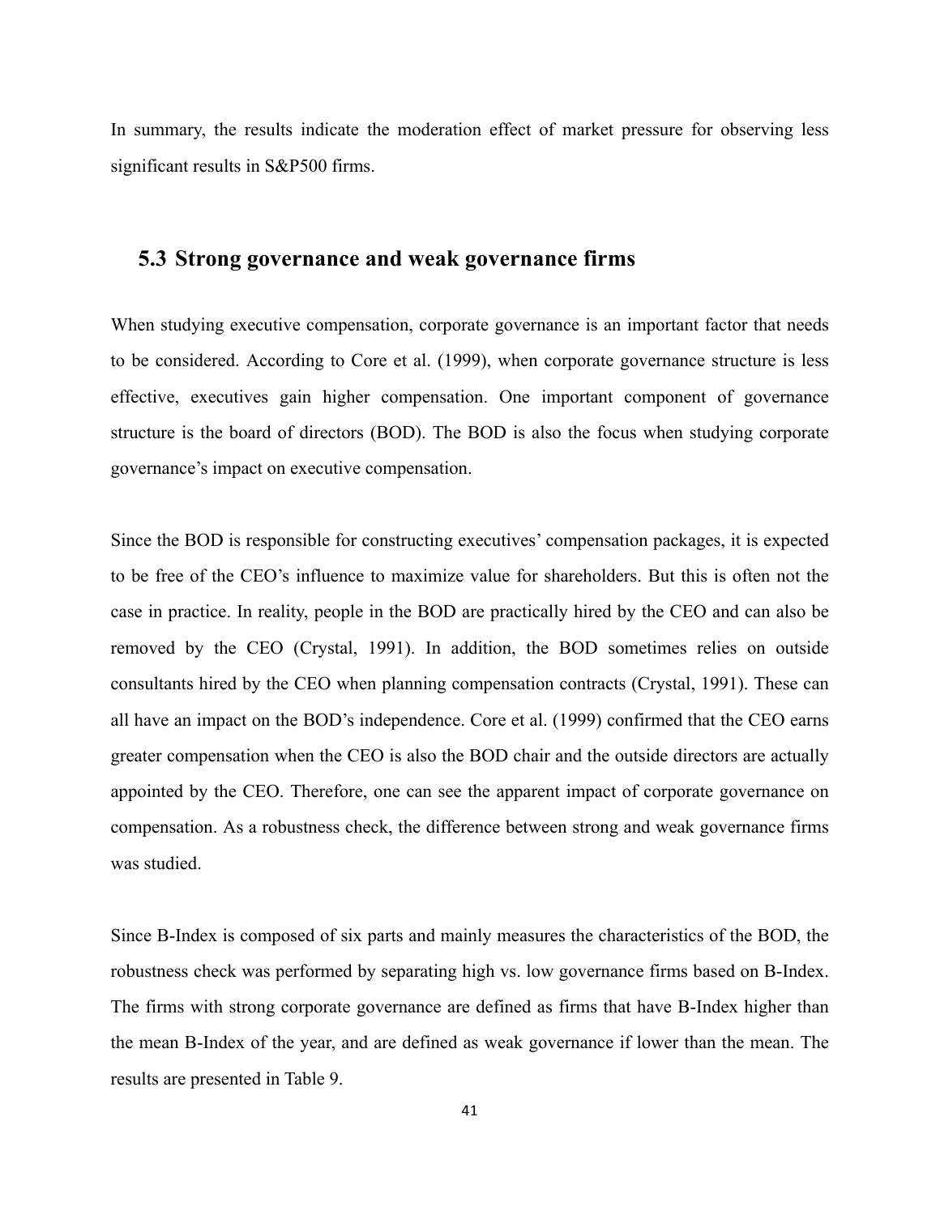In summary, the results indicate the moderation effect of market pressure for observing less significant results in S&P500 firms.

## 5.3 Strong governance and weak governance firms

When studying executive compensation, corporate governance is an important factor that needs to be considered. According to Core et al. (1999), when corporate governance structure is less effective, executives gain higher compensation. One important component of governance structure is the board of directors (BOD). The BOD is also the focus when studying corporate governance's impact on executive compensation.

Since the BOD is responsible for constructing executives' compensation packages, it is expected to be free of the CEO's influence to maximize value for shareholders. But this is often not the case in practice. In reality, people in the BOD are practically hired by the CEO and can also be removed by the CEO (Crystal, 1991). In addition, the BOD sometimes relies on outside consultants hired by the CEO when planning compensation contracts (Crystal, 1991). These can all have an impact on the BOD's independence. Core et al. (1999) confirmed that the CEO earns greater compensation when the CEO is also the BOD chair and the outside directors are actually appointed by the CEO. Therefore, one can see the apparent impact of corporate governance on compensation. As a robustness check, the difference between strong and weak governance firms was studied.

Since B-Index is composed of six parts and mainly measures the characteristics of the BOD, the robustness check was performed by separating high vs. low governance firms based on B-Index. The firms with strong corporate governance are defined as firms that have B-Index higher than the mean B-Index of the year, and are defined as weak governance if lower than the mean. The results are presented in Table 9.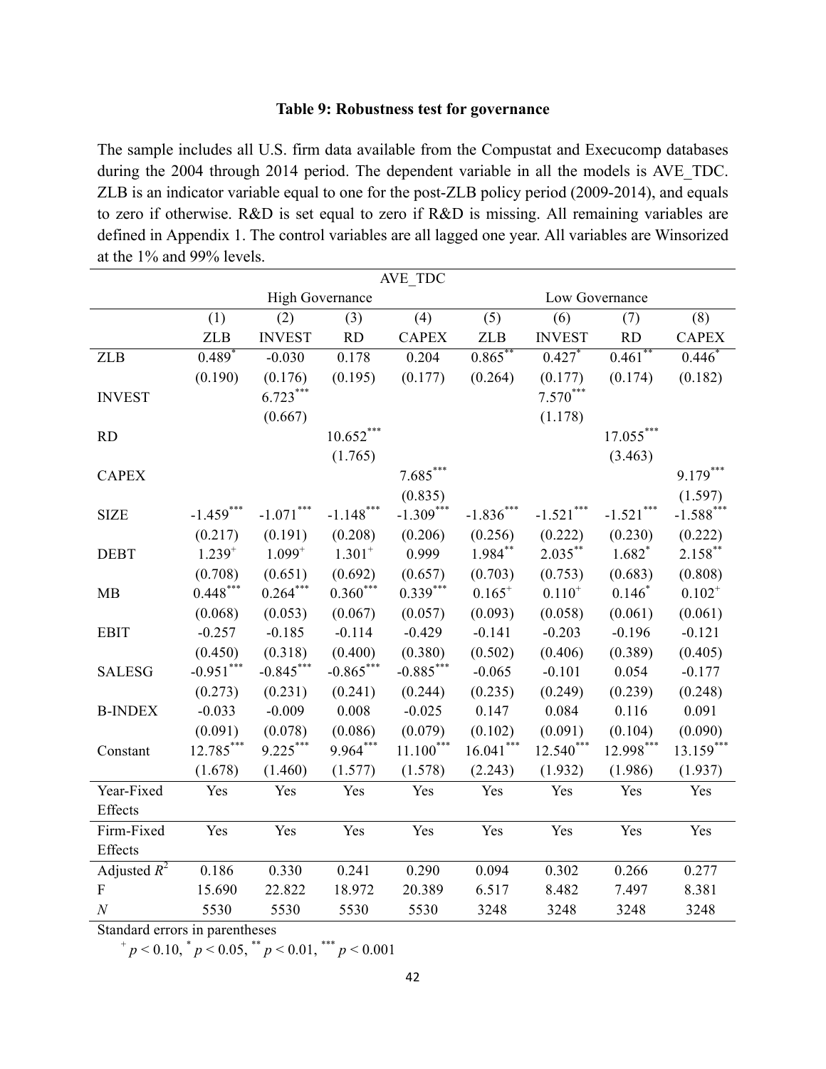**Table 9: Robustness test for governance**

The sample includes all U.S. firm data available from the Compustat and Execucomp databases during the 2004 through 2014 period. The dependent variable in all the models is AVE_TDC. ZLB is an indicator variable equal to one for the post-ZLB policy period (2009-2014), and equals to zero if otherwise. R&D is set equal to zero if R&D is missing. All remaining variables are defined in Appendix 1. The control variables are all lagged one year. All variables are Winsorized at the 1% and 99% levels.

| | AVE_TDC | | | | | | | |
|---|---|---|---|---|---|---|---|---|
| | High Governance | | | | Low Governance | | | |
| | (1) | (2) | (3) | (4) | (5) | (6) | (7) | (8) |
| | ZLB | INVEST | RD | CAPEX | ZLB | INVEST | RD | CAPEX |
| ZLB | $0.489^{*}$ | -0.030 | 0.178 | 0.204 | $0.865^{**}$ | $0.427^{*}$ | $0.461^{**}$ | $0.446^{*}$ |
| | (0.190) | (0.176) | (0.195) | (0.177) | (0.264) | (0.177) | (0.174) | (0.182) |
| INVEST | | $6.723^{***}$ | | | | $7.570^{***}$ | | |
| | | (0.667) | | | | (1.178) | | |
| RD | | | $10.652^{***}$ | | | | $17.055^{***}$ | |
| | | | (1.765) | | | | (3.463) | |
| CAPEX | | | | $7.685^{***}$ | | | | $9.179^{***}$ |
| | | | | (0.835) | | | | (1.597) |
| SIZE | $-1.459^{***}$ | $-1.071^{***}$ | $-1.148^{***}$ | $-1.309^{***}$ | $-1.836^{***}$ | $-1.521^{***}$ | $-1.521^{***}$ | $-1.588^{***}$ |
| | (0.217) | (0.191) | (0.208) | (0.206) | (0.256) | (0.222) | (0.230) | (0.222) |
| DEBT | $1.239^{+}$ | $1.099^{+}$ | $1.301^{+}$ | 0.999 | $1.984^{**}$ | $2.035^{**}$ | $1.682^{*}$ | $2.158^{**}$ |
| | (0.708) | (0.651) | (0.692) | (0.657) | (0.703) | (0.753) | (0.683) | (0.808) |
| MB | $0.448^{***}$ | $0.264^{***}$ | $0.360^{***}$ | $0.339^{***}$ | $0.165^{+}$ | $0.110^{+}$ | $0.146^{*}$ | $0.102^{+}$ |
| | (0.068) | (0.053) | (0.067) | (0.057) | (0.093) | (0.058) | (0.061) | (0.061) |
| EBIT | -0.257 | -0.185 | -0.114 | -0.429 | -0.141 | -0.203 | -0.196 | -0.121 |
| | (0.450) | (0.318) | (0.400) | (0.380) | (0.502) | (0.406) | (0.389) | (0.405) |
| SALESG | $-0.951^{***}$ | $-0.845^{***}$ | $-0.865^{***}$ | $-0.885^{***}$ | -0.065 | -0.101 | 0.054 | -0.177 |
| | (0.273) | (0.231) | (0.241) | (0.244) | (0.235) | (0.249) | (0.239) | (0.248) |
| B-INDEX | -0.033 | -0.009 | 0.008 | -0.025 | 0.147 | 0.084 | 0.116 | 0.091 |
| | (0.091) | (0.078) | (0.086) | (0.079) | (0.102) | (0.091) | (0.104) | (0.090) |
| Constant | $12.785^{***}$ | $9.225^{***}$ | $9.964^{***}$ | $11.100^{***}$ | $16.041^{***}$ | $12.540^{***}$ | $12.998^{***}$ | $13.159^{***}$ |
| | (1.678) | (1.460) | (1.577) | (1.578) | (2.243) | (1.932) | (1.986) | (1.937) |
| Year-Fixed Effects | Yes | Yes | Yes | Yes | Yes | Yes | Yes | Yes |
| Firm-Fixed Effects | Yes | Yes | Yes | Yes | Yes | Yes | Yes | Yes |
| Adjusted $R^2$ | 0.186 | 0.330 | 0.241 | 0.290 | 0.094 | 0.302 | 0.266 | 0.277 |
| F | 15.690 | 22.822 | 18.972 | 20.389 | 6.517 | 8.482 | 7.497 | 8.381 |
| $N$ | 5530 | 5530 | 5530 | 5530 | 3248 | 3248 | 3248 | 3248 |

Standard errors in parentheses

$^{+}$ $p < 0.10$, $^{*}$ $p < 0.05$, $^{**}$ $p < 0.01$, $^{***}$ $p < 0.001$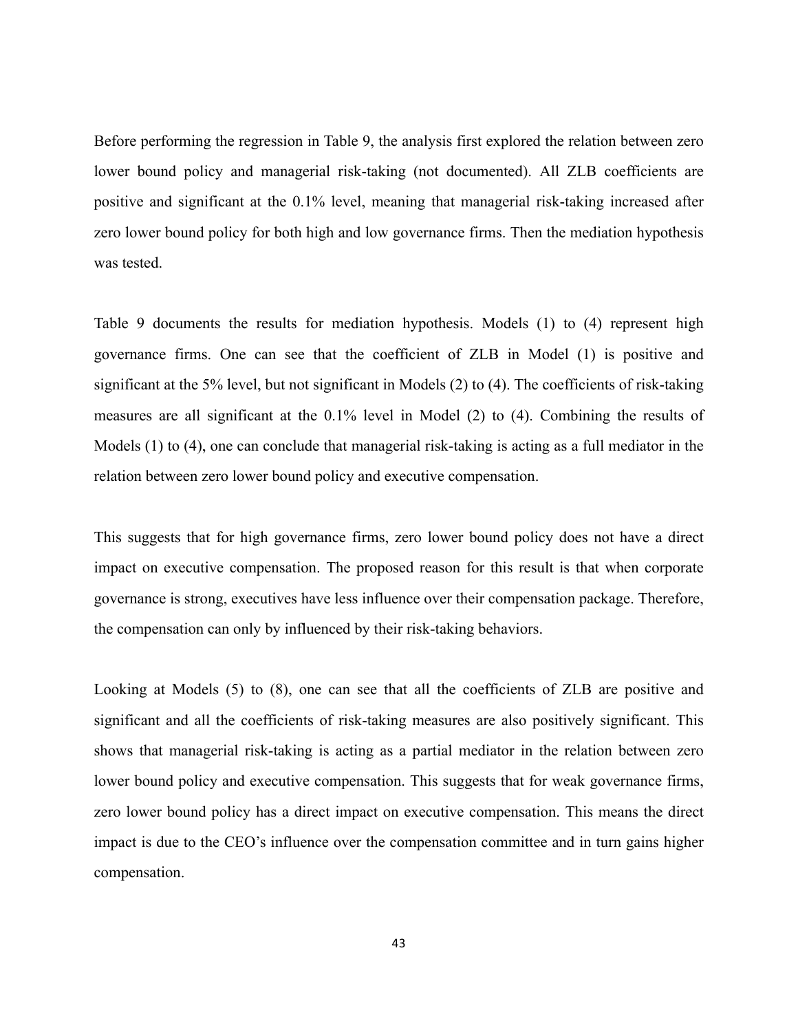Before performing the regression in Table 9, the analysis first explored the relation between zero lower bound policy and managerial risk-taking (not documented). All ZLB coefficients are positive and significant at the 0.1% level, meaning that managerial risk-taking increased after zero lower bound policy for both high and low governance firms. Then the mediation hypothesis was tested.

Table 9 documents the results for mediation hypothesis. Models (1) to (4) represent high governance firms. One can see that the coefficient of ZLB in Model (1) is positive and significant at the 5% level, but not significant in Models (2) to (4). The coefficients of risk-taking measures are all significant at the 0.1% level in Model (2) to (4). Combining the results of Models (1) to (4), one can conclude that managerial risk-taking is acting as a full mediator in the relation between zero lower bound policy and executive compensation.

This suggests that for high governance firms, zero lower bound policy does not have a direct impact on executive compensation. The proposed reason for this result is that when corporate governance is strong, executives have less influence over their compensation package. Therefore, the compensation can only by influenced by their risk-taking behaviors.

Looking at Models (5) to (8), one can see that all the coefficients of ZLB are positive and significant and all the coefficients of risk-taking measures are also positively significant. This shows that managerial risk-taking is acting as a partial mediator in the relation between zero lower bound policy and executive compensation. This suggests that for weak governance firms, zero lower bound policy has a direct impact on executive compensation. This means the direct impact is due to the CEO's influence over the compensation committee and in turn gains higher compensation.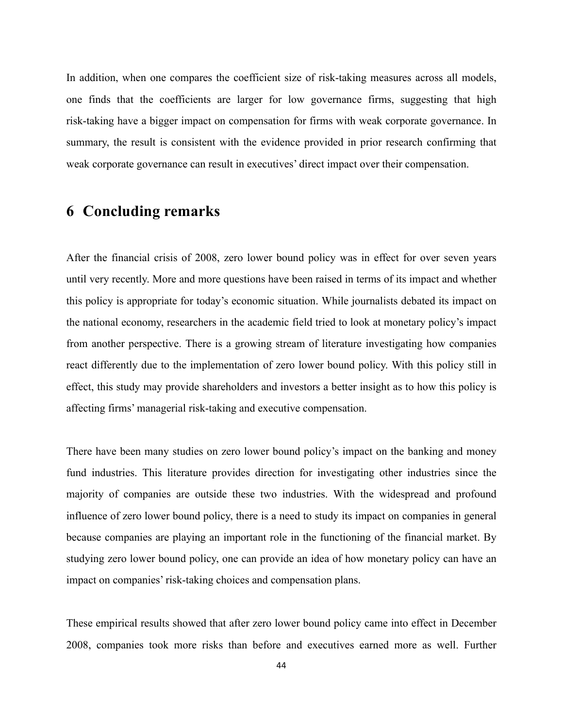In addition, when one compares the coefficient size of risk-taking measures across all models, one finds that the coefficients are larger for low governance firms, suggesting that high risk-taking have a bigger impact on compensation for firms with weak corporate governance. In summary, the result is consistent with the evidence provided in prior research confirming that weak corporate governance can result in executives' direct impact over their compensation.

# 6 Concluding remarks

After the financial crisis of 2008, zero lower bound policy was in effect for over seven years until very recently. More and more questions have been raised in terms of its impact and whether this policy is appropriate for today's economic situation. While journalists debated its impact on the national economy, researchers in the academic field tried to look at monetary policy's impact from another perspective. There is a growing stream of literature investigating how companies react differently due to the implementation of zero lower bound policy. With this policy still in effect, this study may provide shareholders and investors a better insight as to how this policy is affecting firms' managerial risk-taking and executive compensation.

There have been many studies on zero lower bound policy's impact on the banking and money fund industries. This literature provides direction for investigating other industries since the majority of companies are outside these two industries. With the widespread and profound influence of zero lower bound policy, there is a need to study its impact on companies in general because companies are playing an important role in the functioning of the financial market. By studying zero lower bound policy, one can provide an idea of how monetary policy can have an impact on companies' risk-taking choices and compensation plans.

These empirical results showed that after zero lower bound policy came into effect in December 2008, companies took more risks than before and executives earned more as well. Further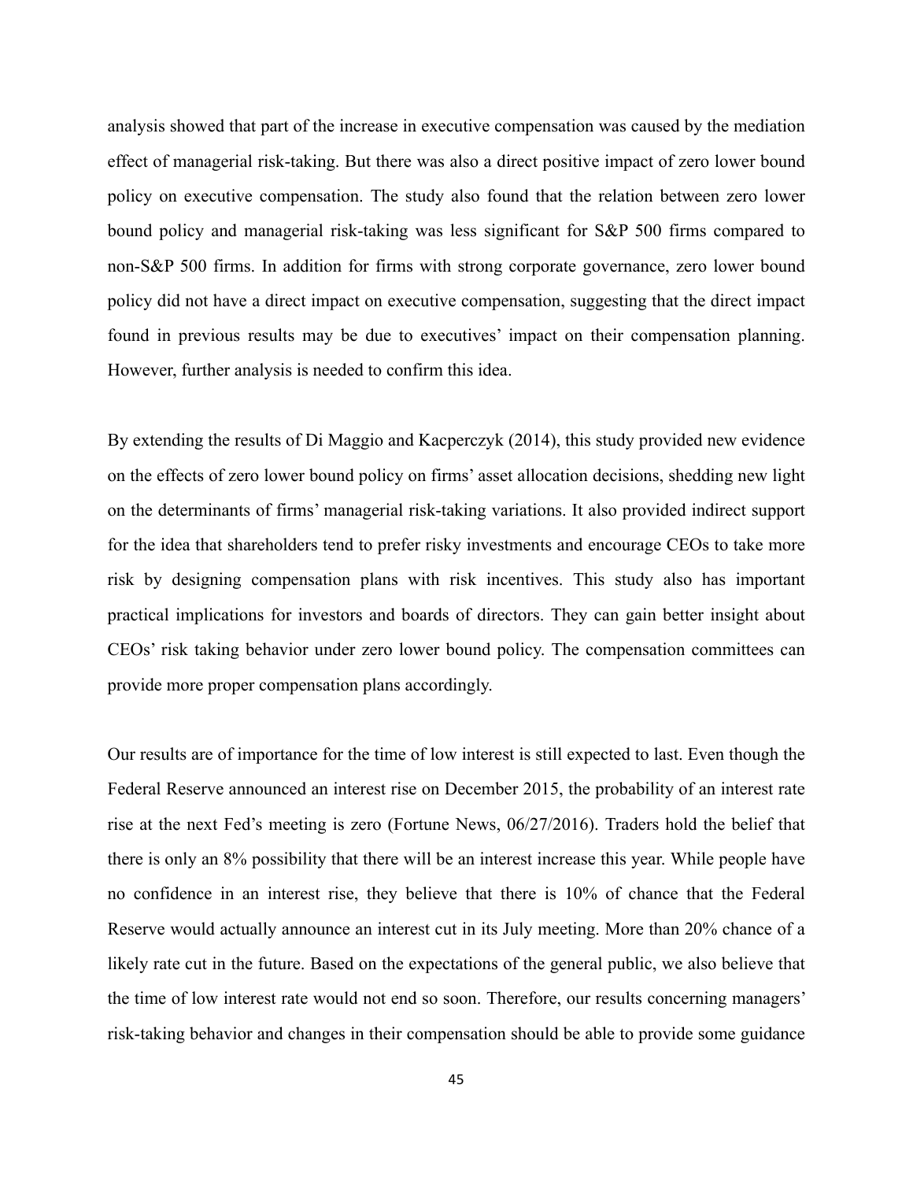analysis showed that part of the increase in executive compensation was caused by the mediation effect of managerial risk-taking. But there was also a direct positive impact of zero lower bound policy on executive compensation. The study also found that the relation between zero lower bound policy and managerial risk-taking was less significant for S&P 500 firms compared to non-S&P 500 firms. In addition for firms with strong corporate governance, zero lower bound policy did not have a direct impact on executive compensation, suggesting that the direct impact found in previous results may be due to executives' impact on their compensation planning. However, further analysis is needed to confirm this idea.

By extending the results of Di Maggio and Kacperczyk (2014), this study provided new evidence on the effects of zero lower bound policy on firms' asset allocation decisions, shedding new light on the determinants of firms' managerial risk-taking variations. It also provided indirect support for the idea that shareholders tend to prefer risky investments and encourage CEOs to take more risk by designing compensation plans with risk incentives. This study also has important practical implications for investors and boards of directors. They can gain better insight about CEOs' risk taking behavior under zero lower bound policy. The compensation committees can provide more proper compensation plans accordingly.

Our results are of importance for the time of low interest is still expected to last. Even though the Federal Reserve announced an interest rise on December 2015, the probability of an interest rate rise at the next Fed's meeting is zero (Fortune News, 06/27/2016). Traders hold the belief that there is only an 8% possibility that there will be an interest increase this year. While people have no confidence in an interest rise, they believe that there is 10% of chance that the Federal Reserve would actually announce an interest cut in its July meeting. More than 20% chance of a likely rate cut in the future. Based on the expectations of the general public, we also believe that the time of low interest rate would not end so soon. Therefore, our results concerning managers' risk-taking behavior and changes in their compensation should be able to provide some guidance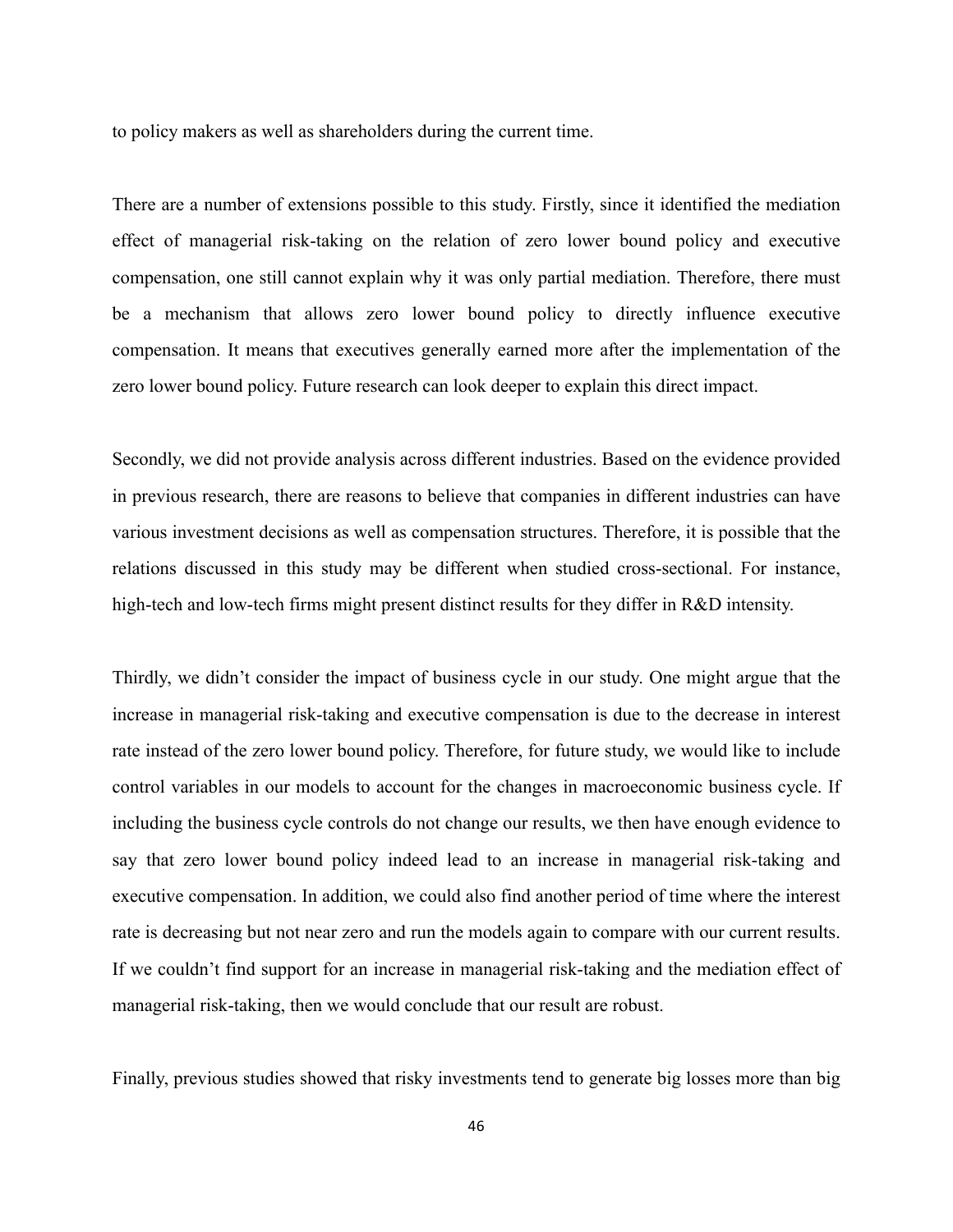to policy makers as well as shareholders during the current time.

There are a number of extensions possible to this study. Firstly, since it identified the mediation effect of managerial risk-taking on the relation of zero lower bound policy and executive compensation, one still cannot explain why it was only partial mediation. Therefore, there must be a mechanism that allows zero lower bound policy to directly influence executive compensation. It means that executives generally earned more after the implementation of the zero lower bound policy. Future research can look deeper to explain this direct impact.

Secondly, we did not provide analysis across different industries. Based on the evidence provided in previous research, there are reasons to believe that companies in different industries can have various investment decisions as well as compensation structures. Therefore, it is possible that the relations discussed in this study may be different when studied cross-sectional. For instance, high-tech and low-tech firms might present distinct results for they differ in R&D intensity.

Thirdly, we didn't consider the impact of business cycle in our study. One might argue that the increase in managerial risk-taking and executive compensation is due to the decrease in interest rate instead of the zero lower bound policy. Therefore, for future study, we would like to include control variables in our models to account for the changes in macroeconomic business cycle. If including the business cycle controls do not change our results, we then have enough evidence to say that zero lower bound policy indeed lead to an increase in managerial risk-taking and executive compensation. In addition, we could also find another period of time where the interest rate is decreasing but not near zero and run the models again to compare with our current results. If we couldn't find support for an increase in managerial risk-taking and the mediation effect of managerial risk-taking, then we would conclude that our result are robust.

Finally, previous studies showed that risky investments tend to generate big losses more than big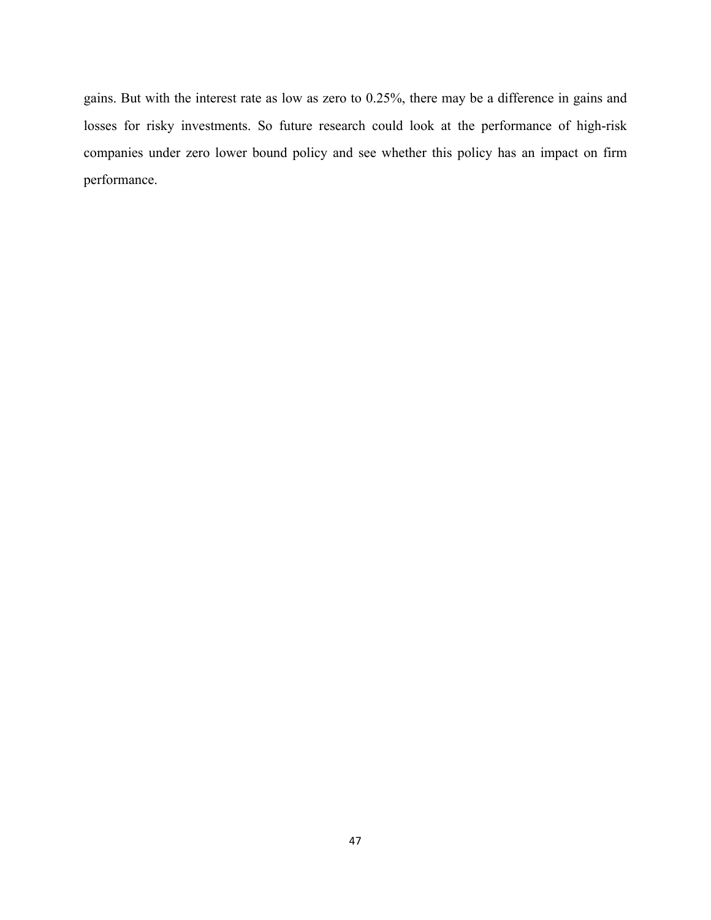gains. But with the interest rate as low as zero to 0.25%, there may be a difference in gains and losses for risky investments. So future research could look at the performance of high-risk companies under zero lower bound policy and see whether this policy has an impact on firm performance.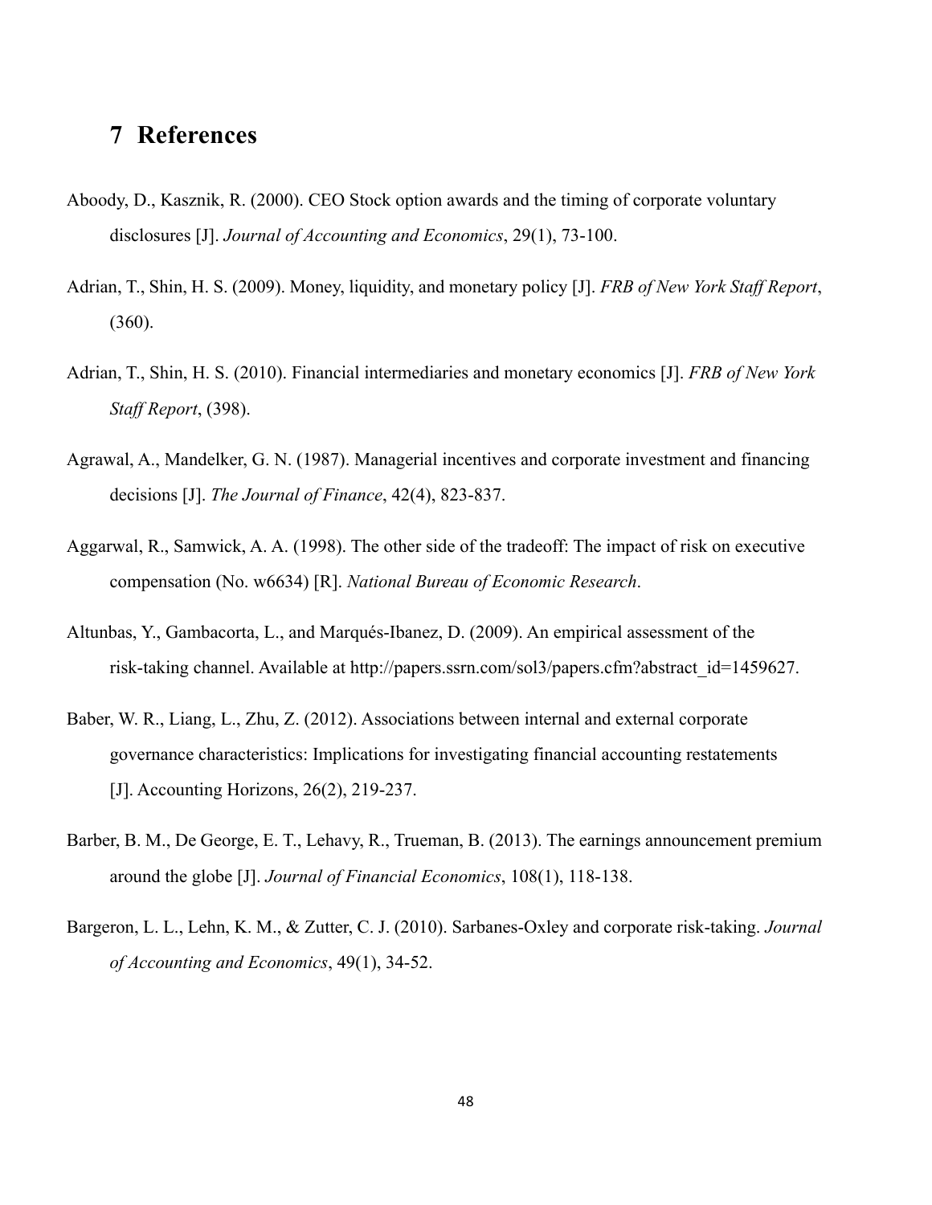## 7 References

Aboody, D., Kasznik, R. (2000). CEO Stock option awards and the timing of corporate voluntary disclosures [J]. *Journal of Accounting and Economics*, 29(1), 73-100.

Adrian, T., Shin, H. S. (2009). Money, liquidity, and monetary policy [J]. *FRB of New York Staff Report*, (360).

Adrian, T., Shin, H. S. (2010). Financial intermediaries and monetary economics [J]. *FRB of New York Staff Report*, (398).

Agrawal, A., Mandelker, G. N. (1987). Managerial incentives and corporate investment and financing decisions [J]. *The Journal of Finance*, 42(4), 823-837.

Aggarwal, R., Samwick, A. A. (1998). The other side of the tradeoff: The impact of risk on executive compensation (No. w6634) [R]. *National Bureau of Economic Research*.

Altunbas, Y., Gambacorta, L., and Marqués-Ibanez, D. (2009). An empirical assessment of the risk-taking channel. Available at http://papers.ssrn.com/sol3/papers.cfm?abstract_id=1459627.

Baber, W. R., Liang, L., Zhu, Z. (2012). Associations between internal and external corporate governance characteristics: Implications for investigating financial accounting restatements [J]. Accounting Horizons, 26(2), 219-237.

Barber, B. M., De George, E. T., Lehavy, R., Trueman, B. (2013). The earnings announcement premium around the globe [J]. *Journal of Financial Economics*, 108(1), 118-138.

Bargeron, L. L., Lehn, K. M., & Zutter, C. J. (2010). Sarbanes-Oxley and corporate risk-taking. *Journal of Accounting and Economics*, 49(1), 34-52.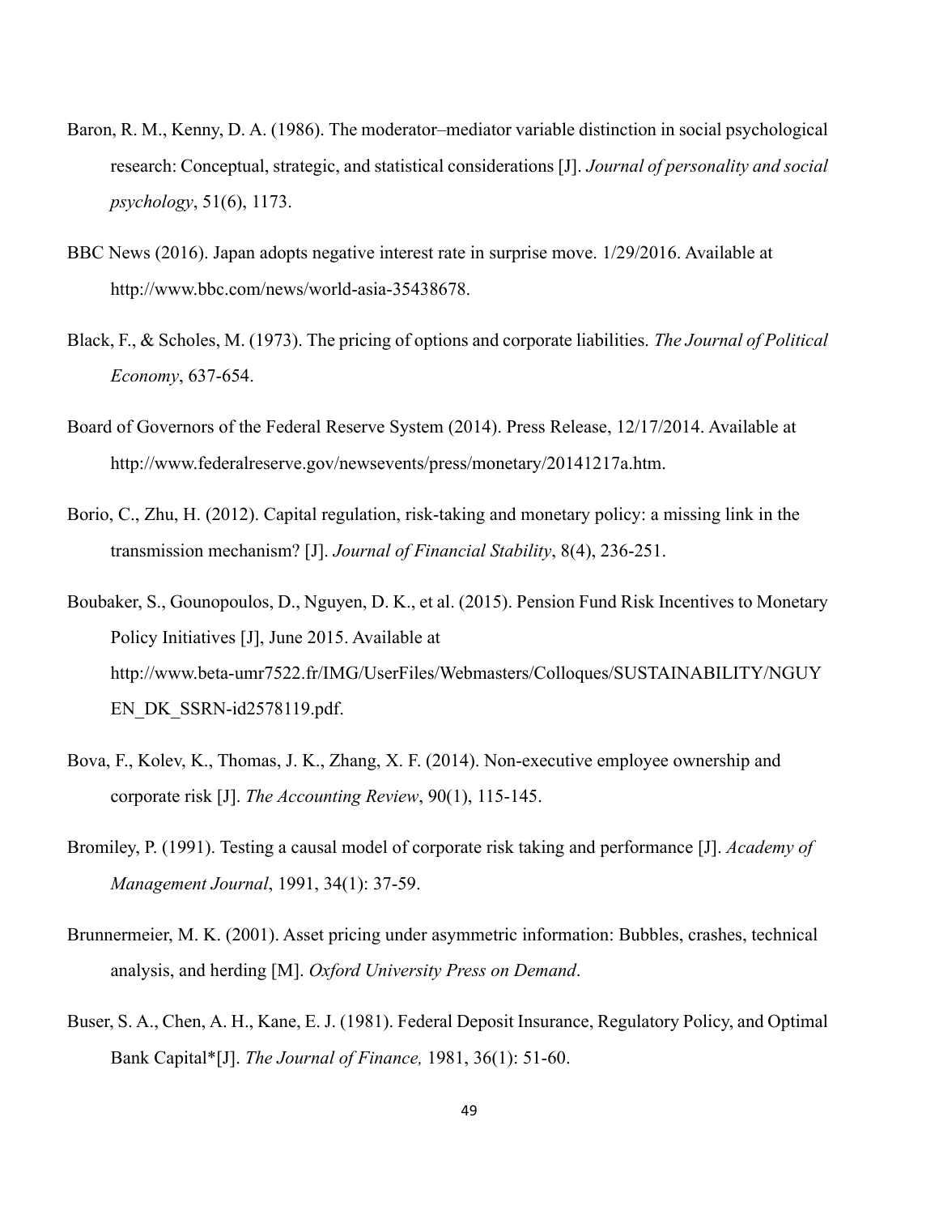Baron, R. M., Kenny, D. A. (1986). The moderator–mediator variable distinction in social psychological research: Conceptual, strategic, and statistical considerations [J]. *Journal of personality and social psychology*, 51(6), 1173.

BBC News (2016). Japan adopts negative interest rate in surprise move. 1/29/2016. Available at http://www.bbc.com/news/world-asia-35438678.

Black, F., & Scholes, M. (1973). The pricing of options and corporate liabilities. *The Journal of Political Economy*, 637-654.

Board of Governors of the Federal Reserve System (2014). Press Release, 12/17/2014. Available at http://www.federalreserve.gov/newsevents/press/monetary/20141217a.htm.

Borio, C., Zhu, H. (2012). Capital regulation, risk-taking and monetary policy: a missing link in the transmission mechanism? [J]. *Journal of Financial Stability*, 8(4), 236-251.

Boubaker, S., Gounopoulos, D., Nguyen, D. K., et al. (2015). Pension Fund Risk Incentives to Monetary Policy Initiatives [J], June 2015. Available at http://www.beta-umr7522.fr/IMG/UserFiles/Webmasters/Colloques/SUSTAINABILITY/NGUYEN_DK_SSRN-id2578119.pdf.

Bova, F., Kolev, K., Thomas, J. K., Zhang, X. F. (2014). Non-executive employee ownership and corporate risk [J]. *The Accounting Review*, 90(1), 115-145.

Bromiley, P. (1991). Testing a causal model of corporate risk taking and performance [J]. *Academy of Management Journal*, 1991, 34(1): 37-59.

Brunnermeier, M. K. (2001). Asset pricing under asymmetric information: Bubbles, crashes, technical analysis, and herding [M]. *Oxford University Press on Demand*.

Buser, S. A., Chen, A. H., Kane, E. J. (1981). Federal Deposit Insurance, Regulatory Policy, and Optimal Bank Capital*[J]. *The Journal of Finance,* 1981, 36(1): 51-60.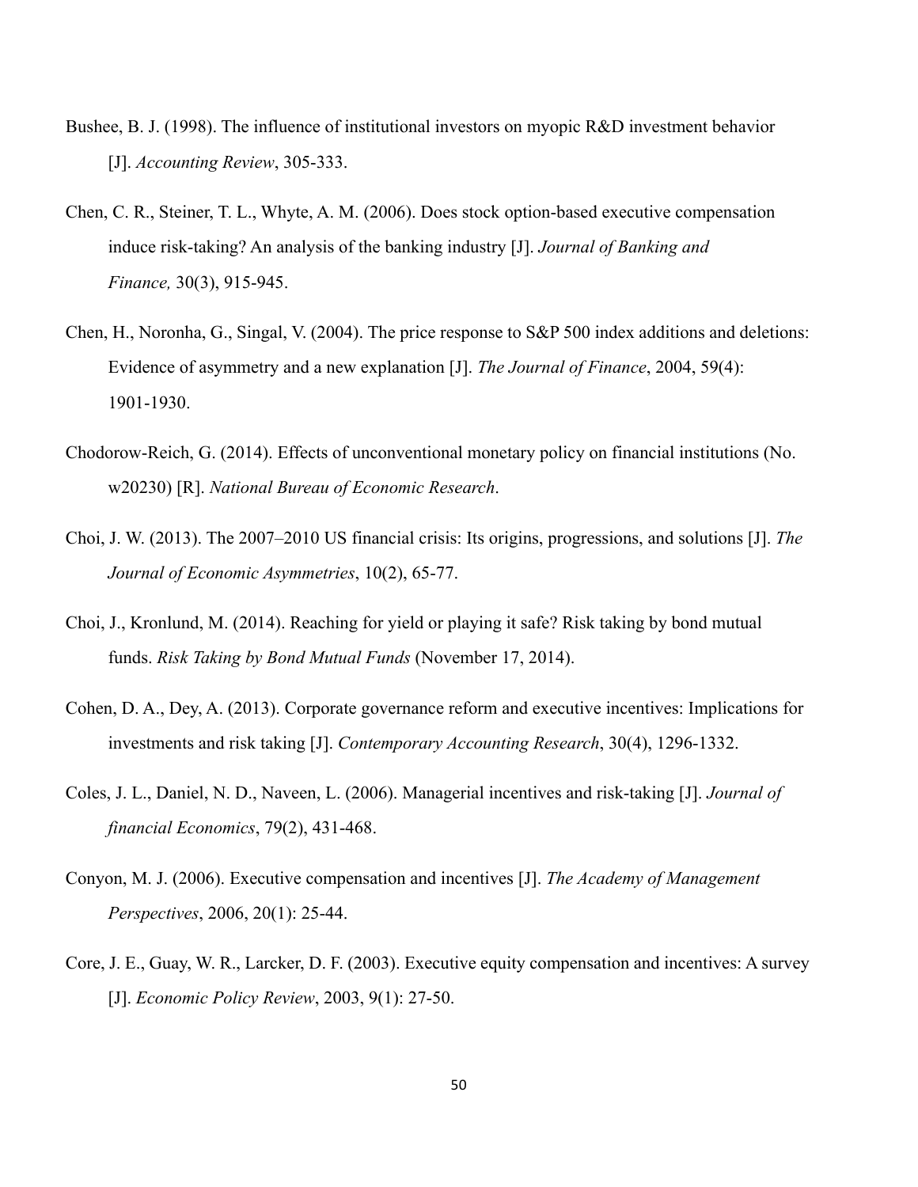Bushee, B. J. (1998). The influence of institutional investors on myopic R&D investment behavior [J]. *Accounting Review*, 305-333.

Chen, C. R., Steiner, T. L., Whyte, A. M. (2006). Does stock option-based executive compensation induce risk-taking? An analysis of the banking industry [J]. *Journal of Banking and Finance,* 30(3), 915-945.

Chen, H., Noronha, G., Singal, V. (2004). The price response to S&P 500 index additions and deletions: Evidence of asymmetry and a new explanation [J]. *The Journal of Finance*, 2004, 59(4): 1901-1930.

Chodorow-Reich, G. (2014). Effects of unconventional monetary policy on financial institutions (No. w20230) [R]. *National Bureau of Economic Research*.

Choi, J. W. (2013). The 2007–2010 US financial crisis: Its origins, progressions, and solutions [J]. *The Journal of Economic Asymmetries*, 10(2), 65-77.

Choi, J., Kronlund, M. (2014). Reaching for yield or playing it safe? Risk taking by bond mutual funds. *Risk Taking by Bond Mutual Funds* (November 17, 2014).

Cohen, D. A., Dey, A. (2013). Corporate governance reform and executive incentives: Implications for investments and risk taking [J]. *Contemporary Accounting Research*, 30(4), 1296-1332.

Coles, J. L., Daniel, N. D., Naveen, L. (2006). Managerial incentives and risk-taking [J]. *Journal of financial Economics*, 79(2), 431-468.

Conyon, M. J. (2006). Executive compensation and incentives [J]. *The Academy of Management Perspectives*, 2006, 20(1): 25-44.

Core, J. E., Guay, W. R., Larcker, D. F. (2003). Executive equity compensation and incentives: A survey [J]. *Economic Policy Review*, 2003, 9(1): 27-50.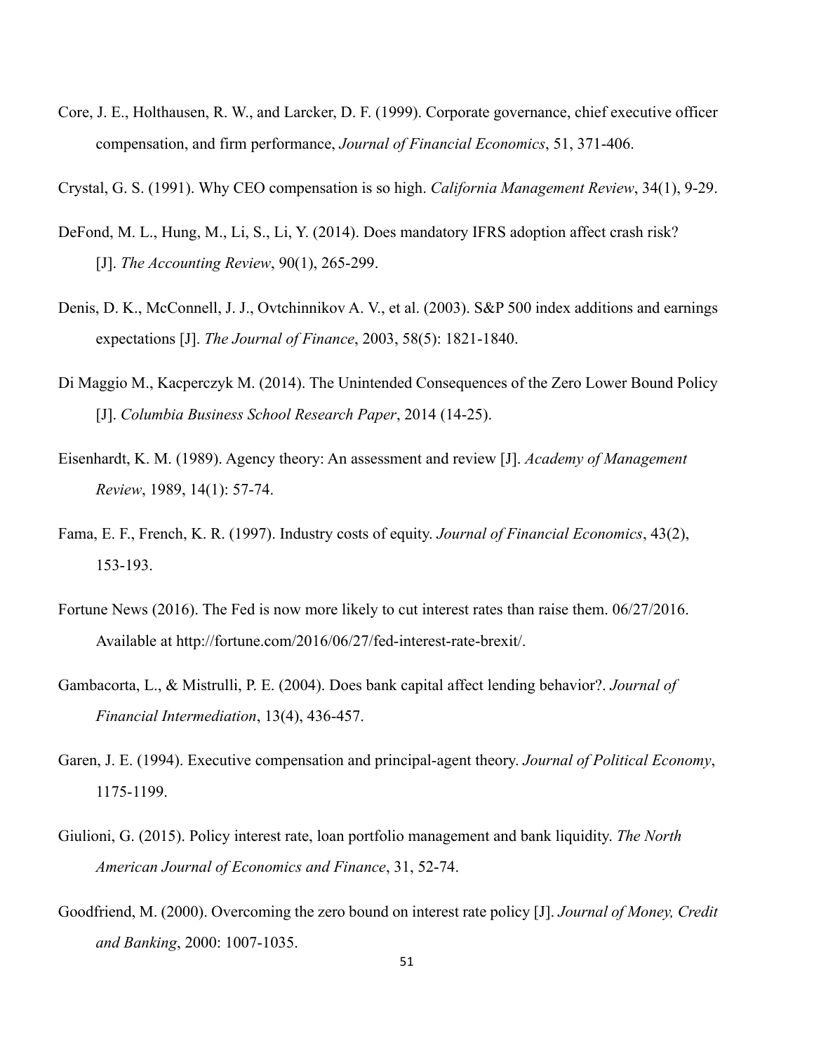Core, J. E., Holthausen, R. W., and Larcker, D. F. (1999). Corporate governance, chief executive officer compensation, and firm performance, *Journal of Financial Economics*, 51, 371-406.

Crystal, G. S. (1991). Why CEO compensation is so high. *California Management Review*, 34(1), 9-29.

DeFond, M. L., Hung, M., Li, S., Li, Y. (2014). Does mandatory IFRS adoption affect crash risk? [J]. *The Accounting Review*, 90(1), 265-299.

Denis, D. K., McConnell, J. J., Ovtchinnikov A. V., et al. (2003). S&P 500 index additions and earnings expectations [J]. *The Journal of Finance*, 2003, 58(5): 1821-1840.

Di Maggio M., Kacperczyk M. (2014). The Unintended Consequences of the Zero Lower Bound Policy [J]. *Columbia Business School Research Paper*, 2014 (14-25).

Eisenhardt, K. M. (1989). Agency theory: An assessment and review [J]. *Academy of Management Review*, 1989, 14(1): 57-74.

Fama, E. F., French, K. R. (1997). Industry costs of equity. *Journal of Financial Economics*, 43(2), 153-193.

Fortune News (2016). The Fed is now more likely to cut interest rates than raise them. 06/27/2016. Available at http://fortune.com/2016/06/27/fed-interest-rate-brexit/.

Gambacorta, L., & Mistrulli, P. E. (2004). Does bank capital affect lending behavior?. *Journal of Financial Intermediation*, 13(4), 436-457.

Garen, J. E. (1994). Executive compensation and principal-agent theory. *Journal of Political Economy*, 1175-1199.

Giulioni, G. (2015). Policy interest rate, loan portfolio management and bank liquidity. *The North American Journal of Economics and Finance*, 31, 52-74.

Goodfriend, M. (2000). Overcoming the zero bound on interest rate policy [J]. *Journal of Money, Credit and Banking*, 2000: 1007-1035.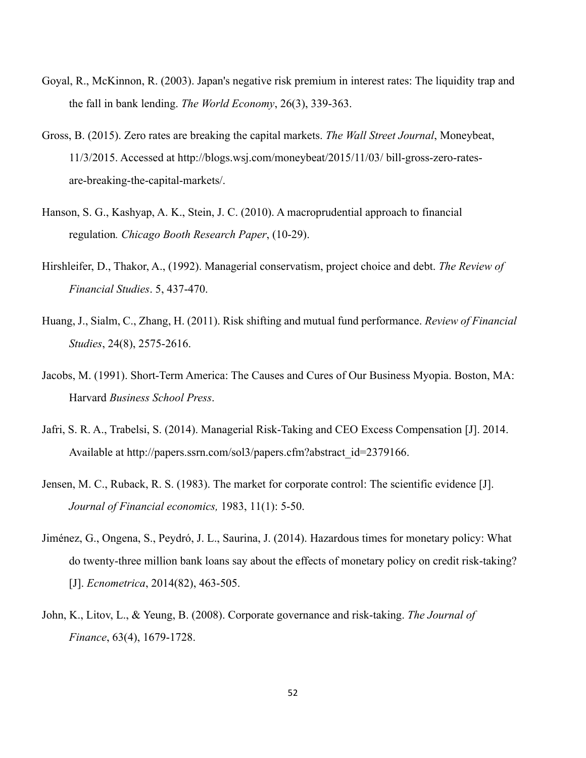Goyal, R., McKinnon, R. (2003). Japan's negative risk premium in interest rates: The liquidity trap and the fall in bank lending. *The World Economy*, 26(3), 339-363.

Gross, B. (2015). Zero rates are breaking the capital markets. *The Wall Street Journal*, Moneybeat, 11/3/2015. Accessed at http://blogs.wsj.com/moneybeat/2015/11/03/ bill-gross-zero-rates-are-breaking-the-capital-markets/.

Hanson, S. G., Kashyap, A. K., Stein, J. C. (2010). A macroprudential approach to financial regulation*. Chicago Booth Research Paper*, (10-29).

Hirshleifer, D., Thakor, A., (1992). Managerial conservatism, project choice and debt. *The Review of Financial Studies*. 5, 437-470.

Huang, J., Sialm, C., Zhang, H. (2011). Risk shifting and mutual fund performance. *Review of Financial Studies*, 24(8), 2575-2616.

Jacobs, M. (1991). Short-Term America: The Causes and Cures of Our Business Myopia. Boston, MA: Harvard *Business School Press*.

Jafri, S. R. A., Trabelsi, S. (2014). Managerial Risk-Taking and CEO Excess Compensation [J]. 2014. Available at http://papers.ssrn.com/sol3/papers.cfm?abstract_id=2379166.

Jensen, M. C., Ruback, R. S. (1983). The market for corporate control: The scientific evidence [J]. *Journal of Financial economics,* 1983, 11(1): 5-50.

Jiménez, G., Ongena, S., Peydró, J. L., Saurina, J. (2014). Hazardous times for monetary policy: What do twenty-three million bank loans say about the effects of monetary policy on credit risk-taking? [J]. *Ecnometrica*, 2014(82), 463-505.

John, K., Litov, L., & Yeung, B. (2008). Corporate governance and risk-taking. *The Journal of Finance*, 63(4), 1679-1728.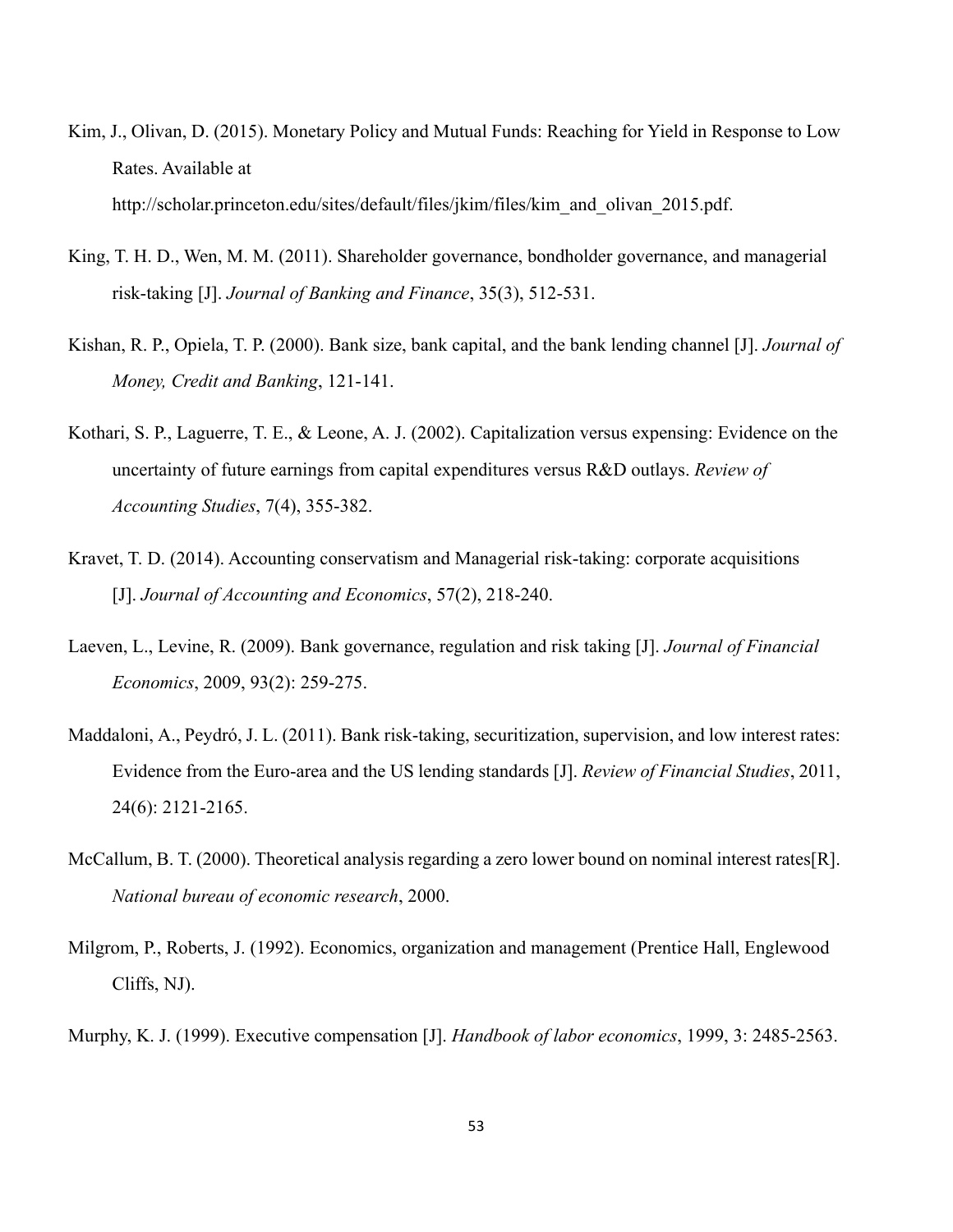Kim, J., Olivan, D. (2015). Monetary Policy and Mutual Funds: Reaching for Yield in Response to Low Rates. Available at http://scholar.princeton.edu/sites/default/files/jkim/files/kim_and_olivan_2015.pdf.

King, T. H. D., Wen, M. M. (2011). Shareholder governance, bondholder governance, and managerial risk-taking [J]. *Journal of Banking and Finance*, 35(3), 512-531.

Kishan, R. P., Opiela, T. P. (2000). Bank size, bank capital, and the bank lending channel [J]. *Journal of Money, Credit and Banking*, 121-141.

Kothari, S. P., Laguerre, T. E., & Leone, A. J. (2002). Capitalization versus expensing: Evidence on the uncertainty of future earnings from capital expenditures versus R&D outlays. *Review of Accounting Studies*, 7(4), 355-382.

Kravet, T. D. (2014). Accounting conservatism and Managerial risk-taking: corporate acquisitions [J]. *Journal of Accounting and Economics*, 57(2), 218-240.

Laeven, L., Levine, R. (2009). Bank governance, regulation and risk taking [J]. *Journal of Financial Economics*, 2009, 93(2): 259-275.

Maddaloni, A., Peydró, J. L. (2011). Bank risk-taking, securitization, supervision, and low interest rates: Evidence from the Euro-area and the US lending standards [J]. *Review of Financial Studies*, 2011, 24(6): 2121-2165.

McCallum, B. T. (2000). Theoretical analysis regarding a zero lower bound on nominal interest rates[R]. *National bureau of economic research*, 2000.

Milgrom, P., Roberts, J. (1992). Economics, organization and management (Prentice Hall, Englewood Cliffs, NJ).

Murphy, K. J. (1999). Executive compensation [J]. *Handbook of labor economics*, 1999, 3: 2485-2563.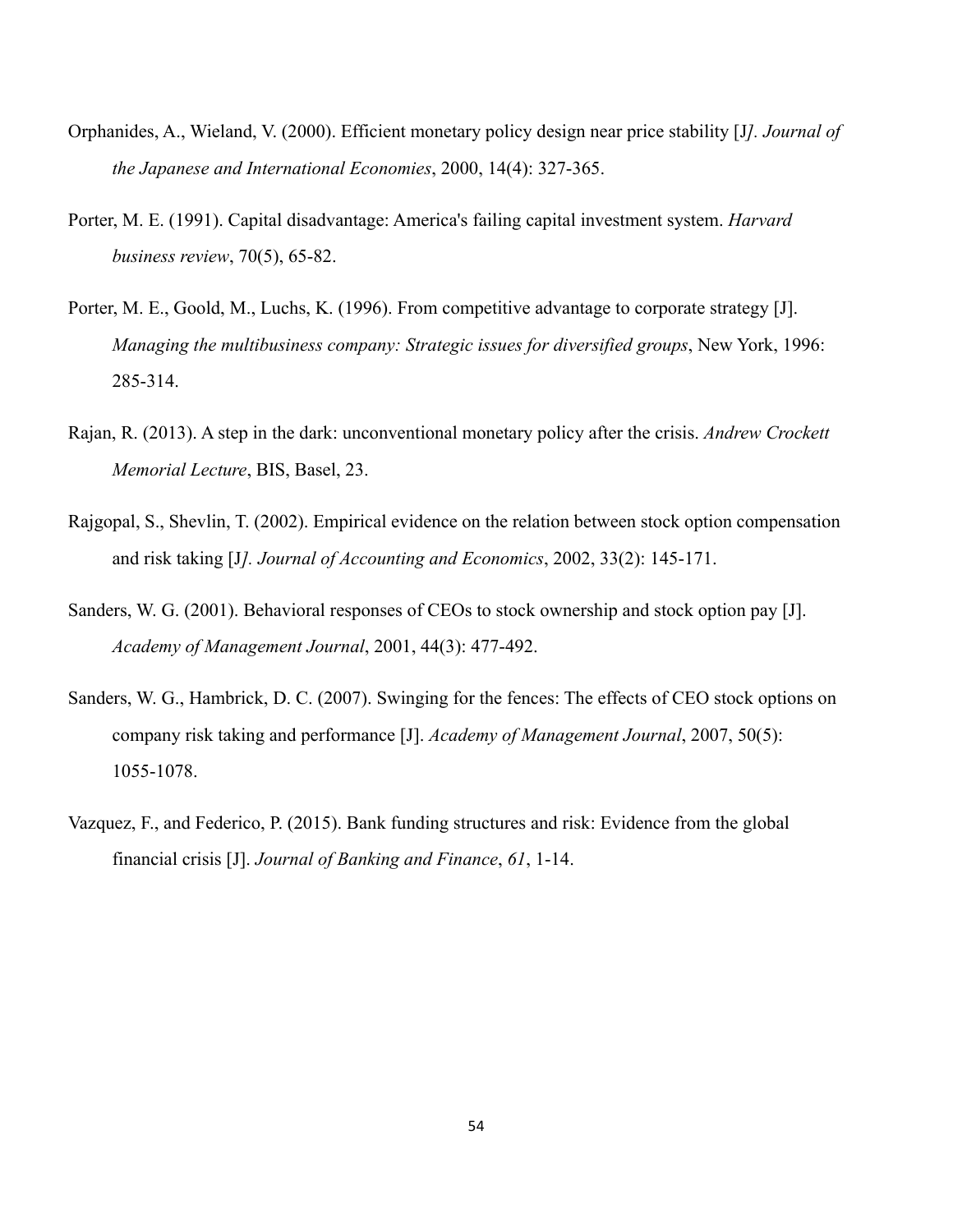Orphanides, A., Wieland, V. (2000). Efficient monetary policy design near price stability [J]. *Journal of the Japanese and International Economies*, 2000, 14(4): 327-365.

Porter, M. E. (1991). Capital disadvantage: America's failing capital investment system. *Harvard business review*, 70(5), 65-82.

Porter, M. E., Goold, M., Luchs, K. (1996). From competitive advantage to corporate strategy [J]. *Managing the multibusiness company: Strategic issues for diversified groups*, New York, 1996: 285-314.

Rajan, R. (2013). A step in the dark: unconventional monetary policy after the crisis. *Andrew Crockett Memorial Lecture*, BIS, Basel, 23.

Rajgopal, S., Shevlin, T. (2002). Empirical evidence on the relation between stock option compensation and risk taking [J]. *Journal of Accounting and Economics*, 2002, 33(2): 145-171.

Sanders, W. G. (2001). Behavioral responses of CEOs to stock ownership and stock option pay [J]. *Academy of Management Journal*, 2001, 44(3): 477-492.

Sanders, W. G., Hambrick, D. C. (2007). Swinging for the fences: The effects of CEO stock options on company risk taking and performance [J]. *Academy of Management Journal*, 2007, 50(5): 1055-1078.

Vazquez, F., and Federico, P. (2015). Bank funding structures and risk: Evidence from the global financial crisis [J]. *Journal of Banking and Finance*, *61*, 1-14.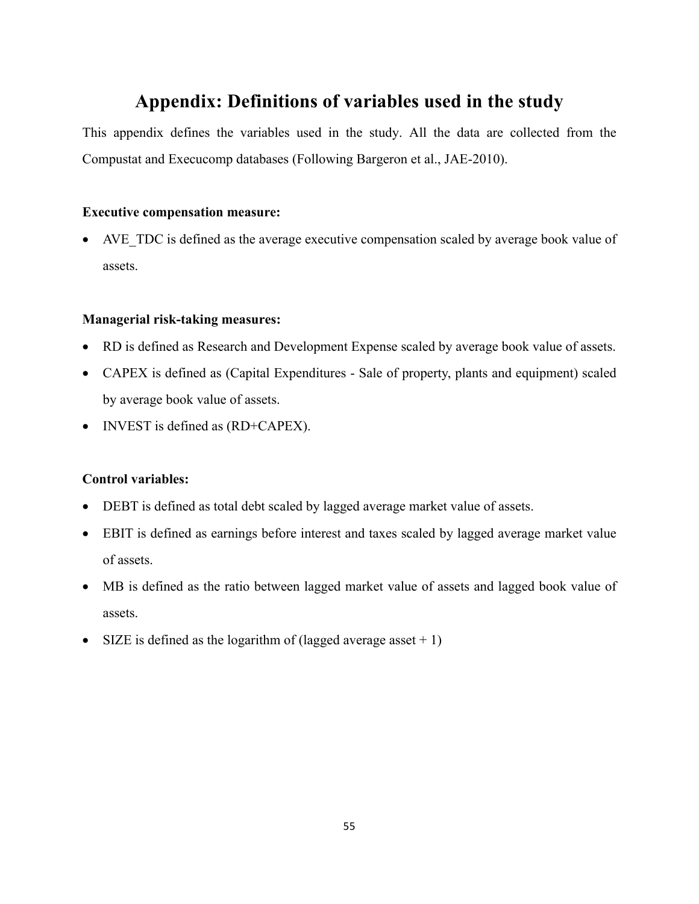# Appendix: Definitions of variables used in the study

This appendix defines the variables used in the study. All the data are collected from the Compustat and Execucomp databases (Following Bargeron et al., JAE-2010).

**Executive compensation measure:**

- AVE_TDC is defined as the average executive compensation scaled by average book value of assets.

**Managerial risk-taking measures:**

- RD is defined as Research and Development Expense scaled by average book value of assets.
- CAPEX is defined as (Capital Expenditures - Sale of property, plants and equipment) scaled by average book value of assets.
- INVEST is defined as (RD+CAPEX).

**Control variables:**

- DEBT is defined as total debt scaled by lagged average market value of assets.
- EBIT is defined as earnings before interest and taxes scaled by lagged average market value of assets.
- MB is defined as the ratio between lagged market value of assets and lagged book value of assets.
- SIZE is defined as the logarithm of (lagged average asset + 1)